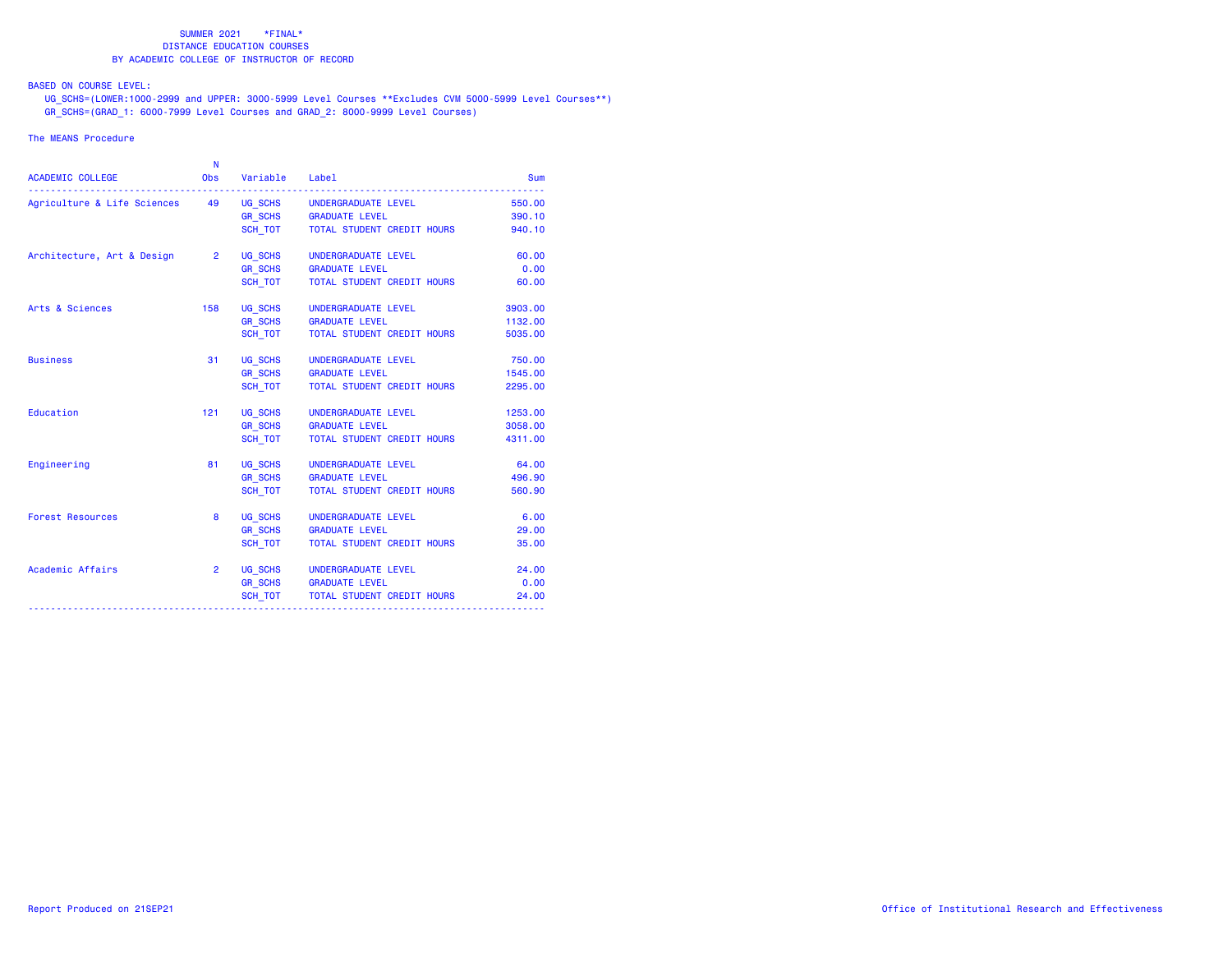SUMMER 2021 \*FINAL\*
DISTANCE EDUCATION COURSES
BY ACADEMIC COLLEGE OF INSTRUCTOR OF RECORD

BASED ON COURSE LEVEL:

UG_SCHS=(LOWER:1000-2999 and UPPER: 3000-5999 Level Courses **Excludes CVM 5000-5999 Level Courses**)

GR_SCHS=(GRAD_1: 6000-7999 Level Courses and GRAD_2: 8000-9999 Level Courses)

The MEANS Procedure

| ACADEMIC COLLEGE | N Obs | Variable | Label | Sum |
|---|---|---|---|---|
| Agriculture & Life Sciences | 49 | UG_SCHS | UNDERGRADUATE LEVEL | 550.00 |
| | | GR_SCHS | GRADUATE LEVEL | 390.10 |
| | | SCH_TOT | TOTAL STUDENT CREDIT HOURS | 940.10 |
| Architecture, Art & Design | 2 | UG_SCHS | UNDERGRADUATE LEVEL | 60.00 |
| | | GR_SCHS | GRADUATE LEVEL | 0.00 |
| | | SCH_TOT | TOTAL STUDENT CREDIT HOURS | 60.00 |
| Arts & Sciences | 158 | UG_SCHS | UNDERGRADUATE LEVEL | 3903.00 |
| | | GR_SCHS | GRADUATE LEVEL | 1132.00 |
| | | SCH_TOT | TOTAL STUDENT CREDIT HOURS | 5035.00 |
| Business | 31 | UG_SCHS | UNDERGRADUATE LEVEL | 750.00 |
| | | GR_SCHS | GRADUATE LEVEL | 1545.00 |
| | | SCH_TOT | TOTAL STUDENT CREDIT HOURS | 2295.00 |
| Education | 121 | UG_SCHS | UNDERGRADUATE LEVEL | 1253.00 |
| | | GR_SCHS | GRADUATE LEVEL | 3058.00 |
| | | SCH_TOT | TOTAL STUDENT CREDIT HOURS | 4311.00 |
| Engineering | 81 | UG_SCHS | UNDERGRADUATE LEVEL | 64.00 |
| | | GR_SCHS | GRADUATE LEVEL | 496.90 |
| | | SCH_TOT | TOTAL STUDENT CREDIT HOURS | 560.90 |
| Forest Resources | 8 | UG_SCHS | UNDERGRADUATE LEVEL | 6.00 |
| | | GR_SCHS | GRADUATE LEVEL | 29.00 |
| | | SCH_TOT | TOTAL STUDENT CREDIT HOURS | 35.00 |
| Academic Affairs | 2 | UG_SCHS | UNDERGRADUATE LEVEL | 24.00 |
| | | GR_SCHS | GRADUATE LEVEL | 0.00 |
| | | SCH_TOT | TOTAL STUDENT CREDIT HOURS | 24.00 |

Report Produced on 21SEP21

Office of Institutional Research and Effectiveness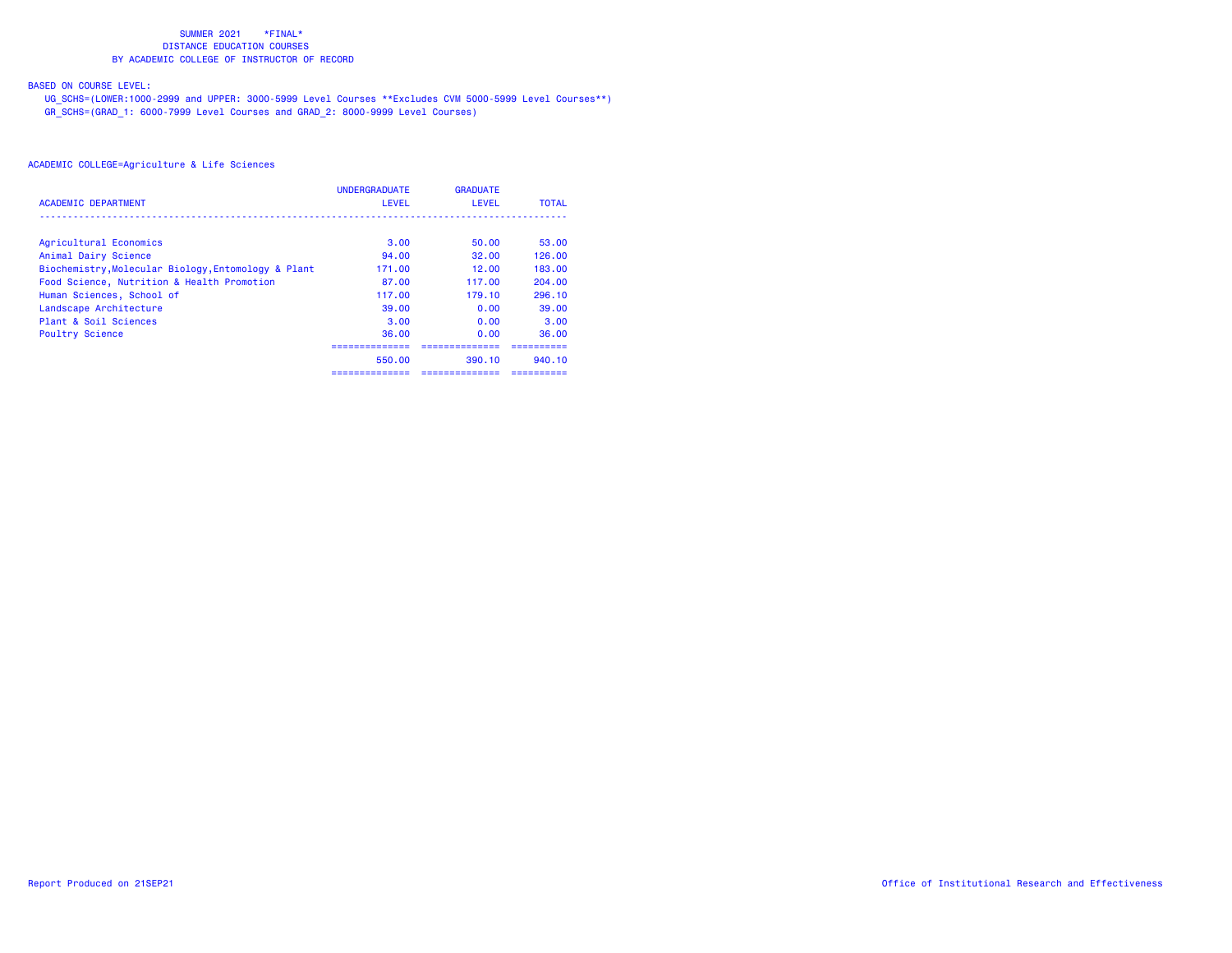SUMMER 2021 \*FINAL\*
DISTANCE EDUCATION COURSES
BY ACADEMIC COLLEGE OF INSTRUCTOR OF RECORD

BASED ON COURSE LEVEL:

UG_SCHS=(LOWER:1000-2999 and UPPER: 3000-5999 Level Courses **Excludes CVM 5000-5999 Level Courses**)

GR_SCHS=(GRAD_1: 6000-7999 Level Courses and GRAD_2: 8000-9999 Level Courses)

ACADEMIC COLLEGE=Agriculture & Life Sciences

| ACADEMIC DEPARTMENT | UNDERGRADUATE LEVEL | GRADUATE LEVEL | TOTAL |
|---|---|---|---|
| Agricultural Economics | 3.00 | 50.00 | 53.00 |
| Animal Dairy Science | 94.00 | 32.00 | 126.00 |
| Biochemistry,Molecular Biology,Entomology & Plant | 171.00 | 12.00 | 183.00 |
| Food Science, Nutrition & Health Promotion | 87.00 | 117.00 | 204.00 |
| Human Sciences, School of | 117.00 | 179.10 | 296.10 |
| Landscape Architecture | 39.00 | 0.00 | 39.00 |
| Plant & Soil Sciences | 3.00 | 0.00 | 3.00 |
| Poultry Science | 36.00 | 0.00 | 36.00 |
| | 550.00 | 390.10 | 940.10 |

Report Produced on 21SEP21

Office of Institutional Research and Effectiveness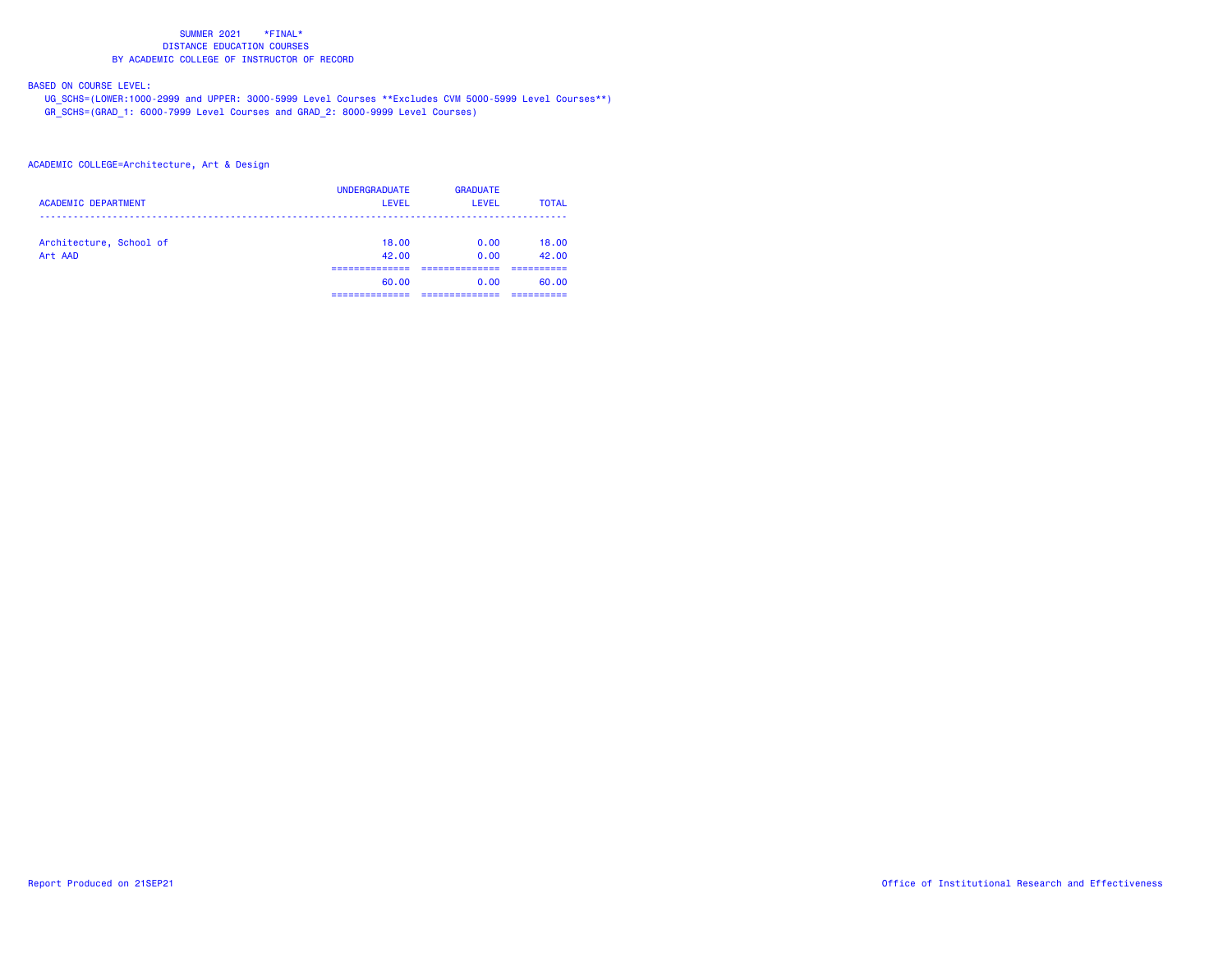SUMMER 2021 *FINAL*
DISTANCE EDUCATION COURSES
BY ACADEMIC COLLEGE OF INSTRUCTOR OF RECORD

BASED ON COURSE LEVEL:
UG_SCHS=(LOWER:1000-2999 and UPPER: 3000-5999 Level Courses **Excludes CVM 5000-5999 Level Courses**)
GR_SCHS=(GRAD_1: 6000-7999 Level Courses and GRAD_2: 8000-9999 Level Courses)

ACADEMIC COLLEGE=Architecture, Art & Design

| ACADEMIC DEPARTMENT | UNDERGRADUATE LEVEL | GRADUATE LEVEL | TOTAL |
|---|---|---|---|
| Architecture, School of | 18.00 | 0.00 | 18.00 |
| Art AAD | 42.00 | 0.00 | 42.00 |
| | 60.00 | 0.00 | 60.00 |

Report Produced on 21SEP21

Office of Institutional Research and Effectiveness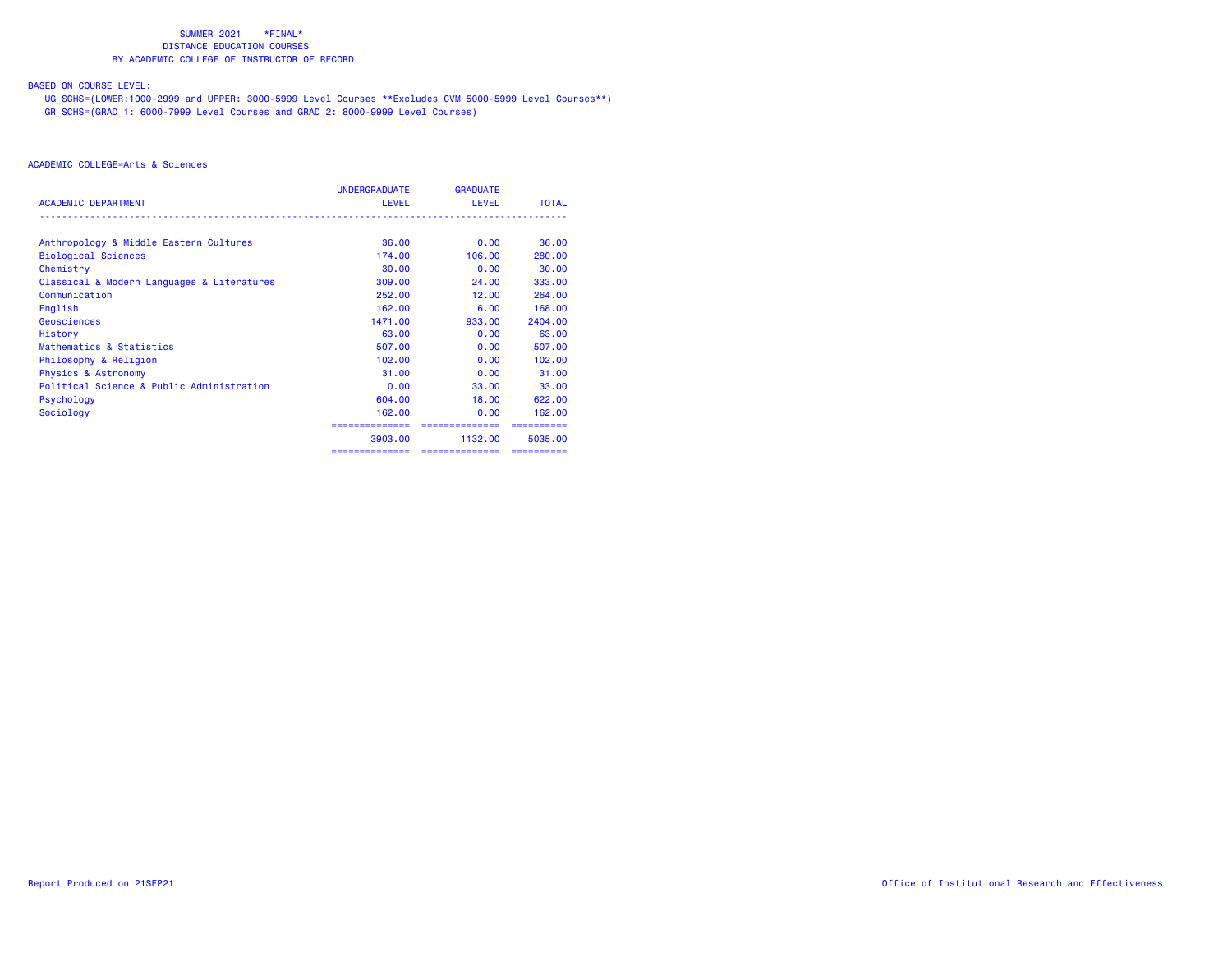SUMMER 2021 *FINAL*
DISTANCE EDUCATION COURSES
BY ACADEMIC COLLEGE OF INSTRUCTOR OF RECORD

BASED ON COURSE LEVEL:
UG_SCHS=(LOWER:1000-2999 and UPPER: 3000-5999 Level Courses **Excludes CVM 5000-5999 Level Courses**)
GR_SCHS=(GRAD_1: 6000-7999 Level Courses and GRAD_2: 8000-9999 Level Courses)

ACADEMIC COLLEGE=Arts & Sciences

| ACADEMIC DEPARTMENT | UNDERGRADUATE LEVEL | GRADUATE LEVEL | TOTAL |
|---|---|---|---|
| Anthropology & Middle Eastern Cultures | 36.00 | 0.00 | 36.00 |
| Biological Sciences | 174.00 | 106.00 | 280.00 |
| Chemistry | 30.00 | 0.00 | 30.00 |
| Classical & Modern Languages & Literatures | 309.00 | 24.00 | 333.00 |
| Communication | 252.00 | 12.00 | 264.00 |
| English | 162.00 | 6.00 | 168.00 |
| Geosciences | 1471.00 | 933.00 | 2404.00 |
| History | 63.00 | 0.00 | 63.00 |
| Mathematics & Statistics | 507.00 | 0.00 | 507.00 |
| Philosophy & Religion | 102.00 | 0.00 | 102.00 |
| Physics & Astronomy | 31.00 | 0.00 | 31.00 |
| Political Science & Public Administration | 0.00 | 33.00 | 33.00 |
| Psychology | 604.00 | 18.00 | 622.00 |
| Sociology | 162.00 | 0.00 | 162.00 |
| | 3903.00 | 1132.00 | 5035.00 |

Report Produced on 21SEP21

Office of Institutional Research and Effectiveness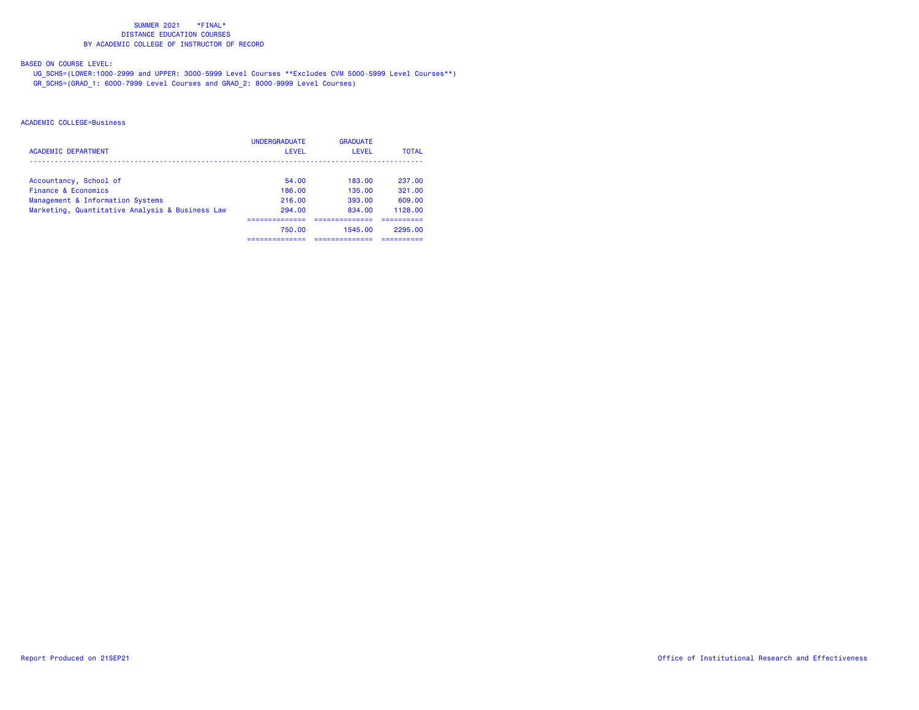SUMMER 2021 *FINAL*
DISTANCE EDUCATION COURSES
BY ACADEMIC COLLEGE OF INSTRUCTOR OF RECORD

BASED ON COURSE LEVEL:
UG_SCHS=(LOWER:1000-2999 and UPPER: 3000-5999 Level Courses **Excludes CVM 5000-5999 Level Courses**)
GR_SCHS=(GRAD_1: 6000-7999 Level Courses and GRAD_2: 8000-9999 Level Courses)

ACADEMIC COLLEGE=Business

| ACADEMIC DEPARTMENT | UNDERGRADUATE LEVEL | GRADUATE LEVEL | TOTAL |
|---|---|---|---|
| Accountancy, School of | 54.00 | 183.00 | 237.00 |
| Finance & Economics | 186.00 | 135.00 | 321.00 |
| Management & Information Systems | 216.00 | 393.00 | 609.00 |
| Marketing, Quantitative Analysis & Business Law | 294.00 | 834.00 | 1128.00 |
| | 750.00 | 1545.00 | 2295.00 |

Report Produced on 21SEP21 Office of Institutional Research and Effectiveness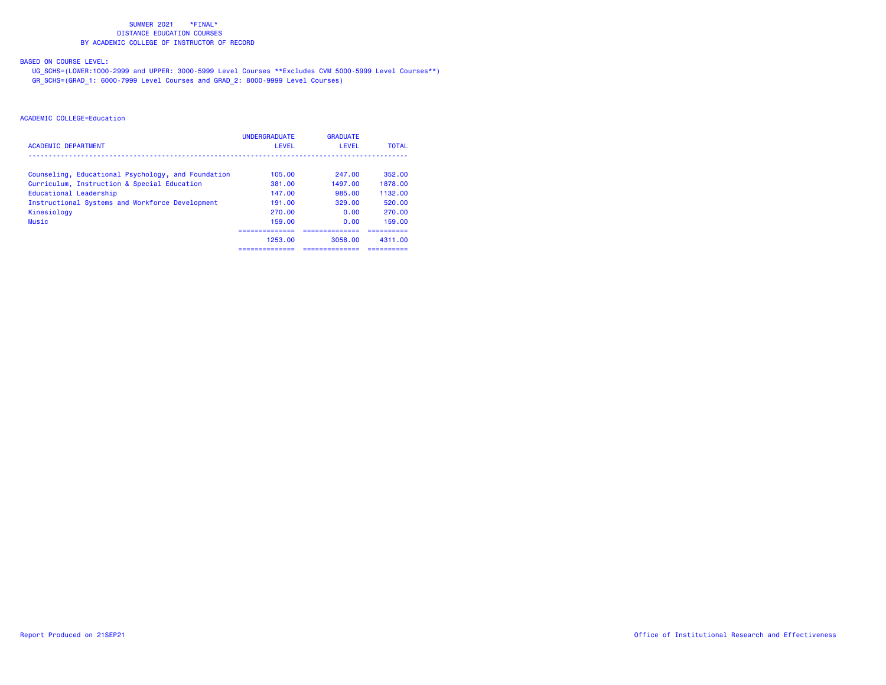SUMMER 2021 *FINAL*
DISTANCE EDUCATION COURSES
BY ACADEMIC COLLEGE OF INSTRUCTOR OF RECORD

BASED ON COURSE LEVEL:
UG_SCHS=(LOWER:1000-2999 and UPPER: 3000-5999 Level Courses **Excludes CVM 5000-5999 Level Courses**)
GR_SCHS=(GRAD_1: 6000-7999 Level Courses and GRAD_2: 8000-9999 Level Courses)

ACADEMIC COLLEGE=Education

| ACADEMIC DEPARTMENT | UNDERGRADUATE LEVEL | GRADUATE LEVEL | TOTAL |
|---|---|---|---|
| Counseling, Educational Psychology, and Foundation | 105.00 | 247.00 | 352.00 |
| Curriculum, Instruction & Special Education | 381.00 | 1497.00 | 1878.00 |
| Educational Leadership | 147.00 | 985.00 | 1132.00 |
| Instructional Systems and Workforce Development | 191.00 | 329.00 | 520.00 |
| Kinesiology | 270.00 | 0.00 | 270.00 |
| Music | 159.00 | 0.00 | 159.00 |
| | 1253.00 | 3058.00 | 4311.00 |

Report Produced on 21SEP21

Office of Institutional Research and Effectiveness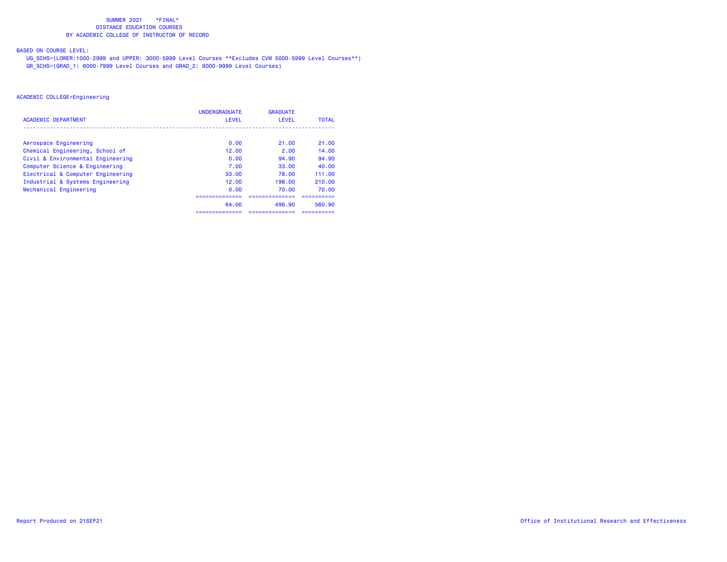SUMMER 2021 *FINAL*
DISTANCE EDUCATION COURSES
BY ACADEMIC COLLEGE OF INSTRUCTOR OF RECORD

BASED ON COURSE LEVEL:
UG_SCHS=(LOWER:1000-2999 and UPPER: 3000-5999 Level Courses **Excludes CVM 5000-5999 Level Courses**)
GR_SCHS=(GRAD_1: 6000-7999 Level Courses and GRAD_2: 8000-9999 Level Courses)

ACADEMIC COLLEGE=Engineering

| ACADEMIC DEPARTMENT | UNDERGRADUATE LEVEL | GRADUATE LEVEL | TOTAL |
|---|---|---|---|
| Aerospace Engineering | 0.00 | 21.00 | 21.00 |
| Chemical Engineering, School of | 12.00 | 2.00 | 14.00 |
| Civil & Environmental Engineering | 0.00 | 94.90 | 94.90 |
| Computer Science & Engineering | 7.00 | 33.00 | 40.00 |
| Electrical & Computer Engineering | 33.00 | 78.00 | 111.00 |
| Industrial & Systems Engineering | 12.00 | 198.00 | 210.00 |
| Mechanical Engineering | 0.00 | 70.00 | 70.00 |
| | 64.00 | 496.90 | 560.90 |

Report Produced on 21SEP21

Office of Institutional Research and Effectiveness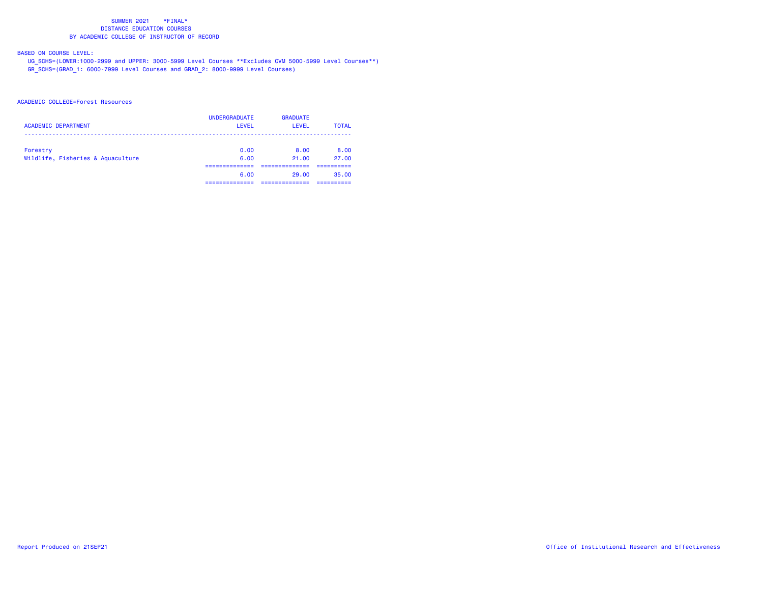SUMMER 2021 *FINAL*
DISTANCE EDUCATION COURSES
BY ACADEMIC COLLEGE OF INSTRUCTOR OF RECORD

BASED ON COURSE LEVEL:
UG_SCHS=(LOWER:1000-2999 and UPPER: 3000-5999 Level Courses **Excludes CVM 5000-5999 Level Courses**)
GR_SCHS=(GRAD_1: 6000-7999 Level Courses and GRAD_2: 8000-9999 Level Courses)

ACADEMIC COLLEGE=Forest Resources

| ACADEMIC DEPARTMENT | UNDERGRADUATE LEVEL | GRADUATE LEVEL | TOTAL |
|---|---|---|---|
| Forestry | 0.00 | 8.00 | 8.00 |
| Wildlife, Fisheries & Aquaculture | 6.00 | 21.00 | 27.00 |
| | 6.00 | 29.00 | 35.00 |

Report Produced on 21SEP21

Office of Institutional Research and Effectiveness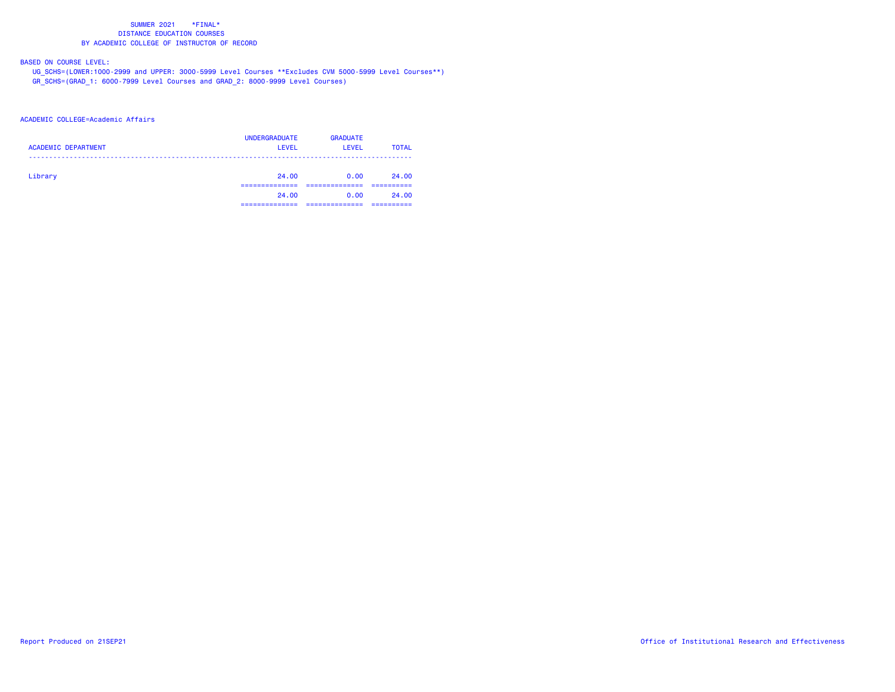SUMMER 2021 \*FINAL\*
DISTANCE EDUCATION COURSES
BY ACADEMIC COLLEGE OF INSTRUCTOR OF RECORD

BASED ON COURSE LEVEL:
UG_SCHS=(LOWER:1000-2999 and UPPER: 3000-5999 Level Courses **Excludes CVM 5000-5999 Level Courses**)
GR_SCHS=(GRAD_1: 6000-7999 Level Courses and GRAD_2: 8000-9999 Level Courses)

ACADEMIC COLLEGE=Academic Affairs

| ACADEMIC DEPARTMENT | UNDERGRADUATE LEVEL | GRADUATE LEVEL | TOTAL |
|---|---|---|---|
| Library | 24.00 | 0.00 | 24.00 |
| | 24.00 | 0.00 | 24.00 |

Report Produced on 21SEP21

Office of Institutional Research and Effectiveness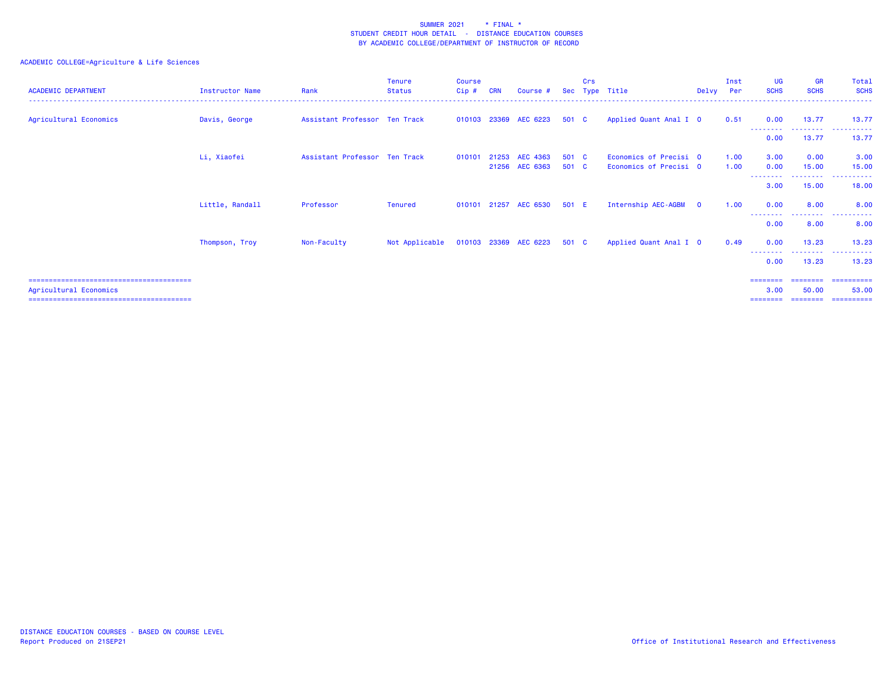SUMMER 2021 * FINAL *
STUDENT CREDIT HOUR DETAIL - DISTANCE EDUCATION COURSES
BY ACADEMIC COLLEGE/DEPARTMENT OF INSTRUCTOR OF RECORD

ACADEMIC COLLEGE=Agriculture & Life Sciences

| ACADEMIC DEPARTMENT | Instructor Name | Rank | Tenure Status | Course Cip # | CRN | Course # | Sec | Crs Type | Title | Delvy | Inst Per | UG SCHS | GR SCHS | Total SCHS |
|---|---|---|---|---|---|---|---|---|---|---|---|---|---|---|
| Agricultural Economics | Davis, George | Assistant Professor | Ten Track | 010103 | 23369 | AEC 6223 | 501 | C | Applied Quant Anal I | O | 0.51 | 0.00 | 13.77 | 13.77 |
| | | | | | | | | | | | | 0.00 | 13.77 | 13.77 |
| | Li, Xiaofei | Assistant Professor | Ten Track | 010101 | 21253 | AEC 4363 | 501 | C | Economics of Precisi | O | 1.00 | 3.00 | 0.00 | 3.00 |
| | | | | | 21256 | AEC 6363 | 501 | C | Economics of Precisi | O | 1.00 | 0.00 | 15.00 | 15.00 |
| | | | | | | | | | | | | 3.00 | 15.00 | 18.00 |
| | Little, Randall | Professor | Tenured | 010101 | 21257 | AEC 6530 | 501 | E | Internship AEC-AGBM | O | 1.00 | 0.00 | 8.00 | 8.00 |
| | | | | | | | | | | | | 0.00 | 8.00 | 8.00 |
| | Thompson, Troy | Non-Faculty | Not Applicable | 010103 | 23369 | AEC 6223 | 501 | C | Applied Quant Anal I | O | 0.49 | 0.00 | 13.23 | 13.23 |
| | | | | | | | | | | | | 0.00 | 13.23 | 13.23 |
| Agricultural Economics | | | | | | | | | | | | 3.00 | 50.00 | 53.00 |

DISTANCE EDUCATION COURSES - BASED ON COURSE LEVEL
Report Produced on 21SEP21

Office of Institutional Research and Effectiveness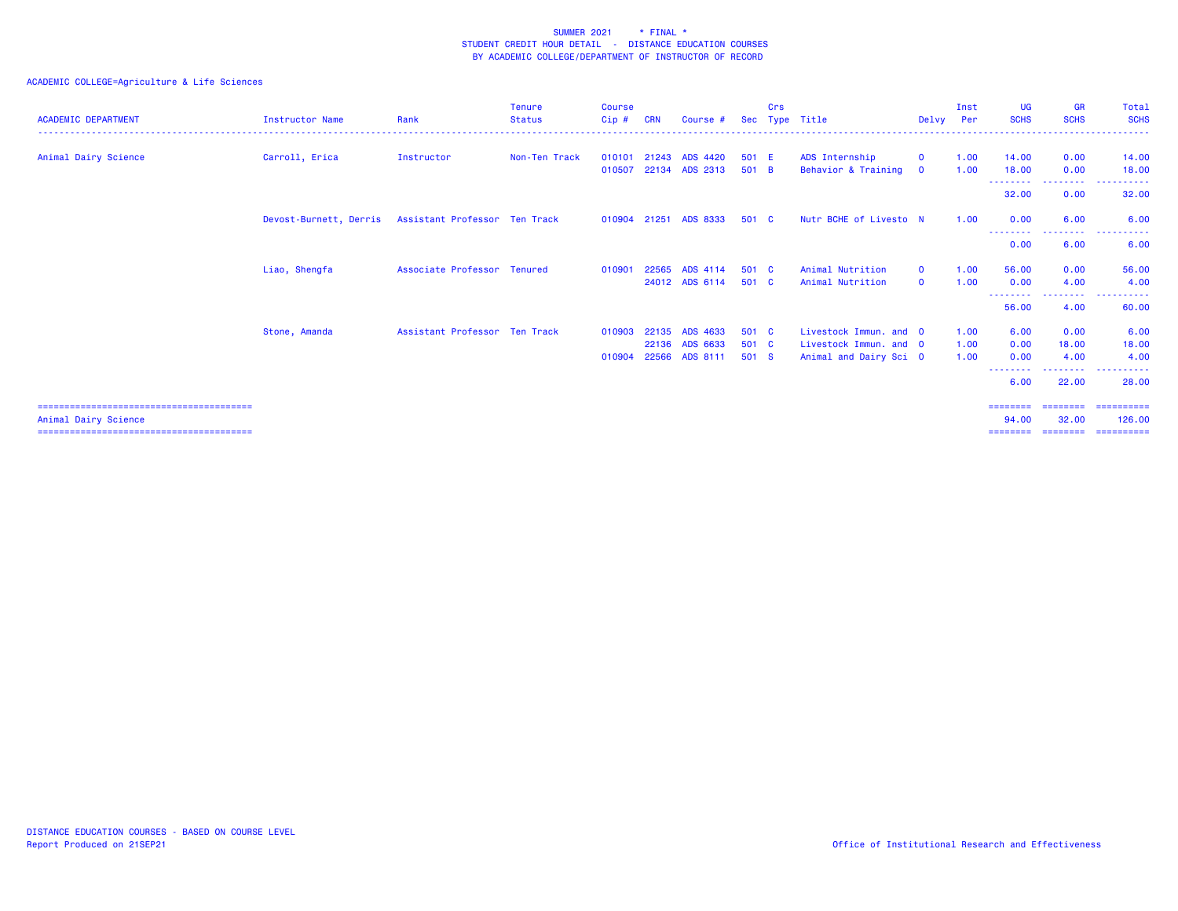SUMMER 2021 * FINAL *
STUDENT CREDIT HOUR DETAIL - DISTANCE EDUCATION COURSES
BY ACADEMIC COLLEGE/DEPARTMENT OF INSTRUCTOR OF RECORD

ACADEMIC COLLEGE=Agriculture & Life Sciences

| ACADEMIC DEPARTMENT | Instructor Name | Rank | Tenure Status | Course Cip # | CRN | Course # | Sec | Crs Type | Title | Delvy | Inst Per | UG SCHS | GR SCHS | Total SCHS |
|---|---|---|---|---|---|---|---|---|---|---|---|---|---|---|
| Animal Dairy Science | Carroll, Erica | Instructor | Non-Ten Track | 010101 | 21243 | ADS 4420 | 501 | E | ADS Internship | O | 1.00 | 14.00 | 0.00 | 14.00 |
| | | | | 010507 | 22134 | ADS 2313 | 501 | B | Behavior & Training | O | 1.00 | 18.00 | 0.00 | 18.00 |
| | | | | | | | | | | | | 32.00 | 0.00 | 32.00 |
| | Devost-Burnett, Derris | Assistant Professor | Ten Track | 010904 | 21251 | ADS 8333 | 501 | C | Nutr BCHE of Livesto | N | 1.00 | 0.00 | 6.00 | 6.00 |
| | | | | | | | | | | | | 0.00 | 6.00 | 6.00 |
| | Liao, Shengfa | Associate Professor | Tenured | 010901 | 22565 | ADS 4114 | 501 | C | Animal Nutrition | O | 1.00 | 56.00 | 0.00 | 56.00 |
| | | | | | 24012 | ADS 6114 | 501 | C | Animal Nutrition | O | 1.00 | 0.00 | 4.00 | 4.00 |
| | | | | | | | | | | | | 56.00 | 4.00 | 60.00 |
| | Stone, Amanda | Assistant Professor | Ten Track | 010903 | 22135 | ADS 4633 | 501 | C | Livestock Immun. and | O | 1.00 | 6.00 | 0.00 | 6.00 |
| | | | | | 22136 | ADS 6633 | 501 | C | Livestock Immun. and | O | 1.00 | 0.00 | 18.00 | 18.00 |
| | | | | 010904 | 22566 | ADS 8111 | 501 | S | Animal and Dairy Sci | O | 1.00 | 0.00 | 4.00 | 4.00 |
| | | | | | | | | | | | | 6.00 | 22.00 | 28.00 |
| Animal Dairy Science | | | | | | | | | | | | 94.00 | 32.00 | 126.00 |

DISTANCE EDUCATION COURSES - BASED ON COURSE LEVEL
Report Produced on 21SEP21

Office of Institutional Research and Effectiveness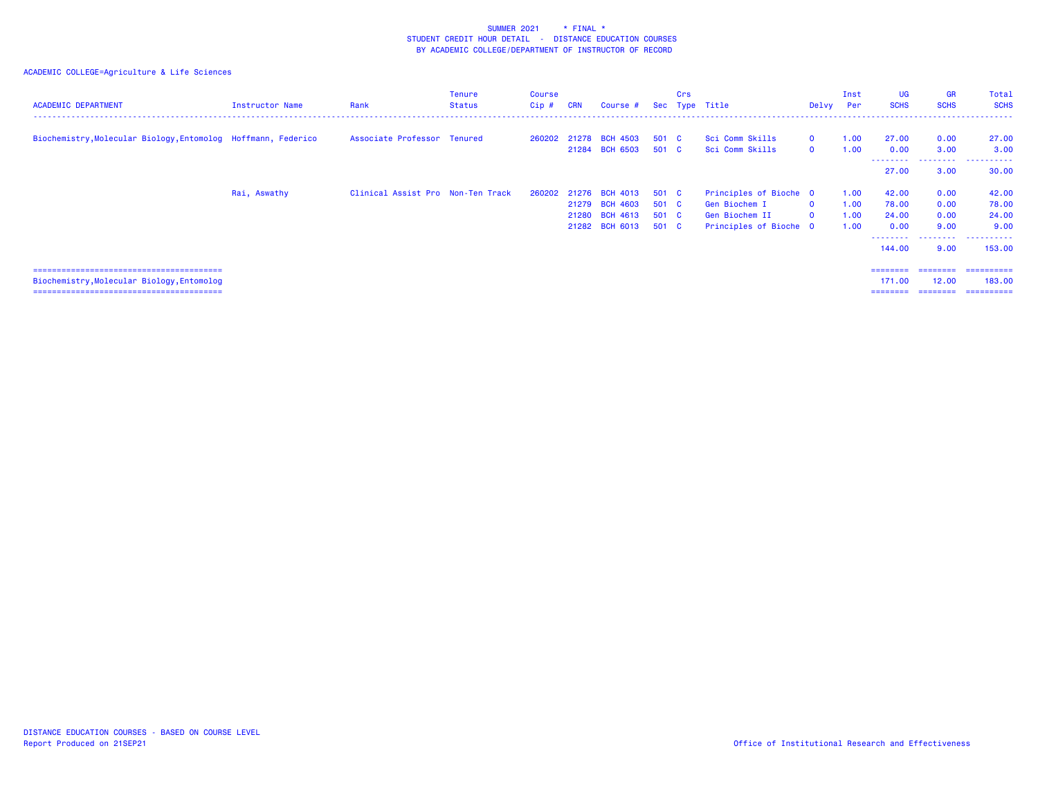SUMMER 2021 * FINAL *
STUDENT CREDIT HOUR DETAIL - DISTANCE EDUCATION COURSES
BY ACADEMIC COLLEGE/DEPARTMENT OF INSTRUCTOR OF RECORD

ACADEMIC COLLEGE=Agriculture & Life Sciences

| ACADEMIC DEPARTMENT | Instructor Name | Rank | Tenure Status | Course Cip # | CRN | Course # | Sec | Crs Type | Title | Delvy | Inst Per | UG SCHS | GR SCHS | Total SCHS |
|---|---|---|---|---|---|---|---|---|---|---|---|---|---|---|
| Biochemistry,Molecular Biology,Entomolog | Hoffmann, Federico | Associate Professor | Tenured | 260202 | 21278 | BCH 4503 | 501 | C | Sci Comm Skills | O | 1.00 | 27.00 | 0.00 | 27.00 |
| | | | | | 21284 | BCH 6503 | 501 | C | Sci Comm Skills | O | 1.00 | 0.00 | 3.00 | 3.00 |
| | | | | | | | | | | | | 27.00 | 3.00 | 30.00 |
| | Rai, Aswathy | Clinical Assist Pro | Non-Ten Track | 260202 | 21276 | BCH 4013 | 501 | C | Principles of Bioche | O | 1.00 | 42.00 | 0.00 | 42.00 |
| | | | | | 21279 | BCH 4603 | 501 | C | Gen Biochem I | O | 1.00 | 78.00 | 0.00 | 78.00 |
| | | | | | 21280 | BCH 4613 | 501 | C | Gen Biochem II | O | 1.00 | 24.00 | 0.00 | 24.00 |
| | | | | | 21282 | BCH 6013 | 501 | C | Principles of Bioche | O | 1.00 | 0.00 | 9.00 | 9.00 |
| | | | | | | | | | | | | 144.00 | 9.00 | 153.00 |
| Biochemistry,Molecular Biology,Entomolog | | | | | | | | | | | | 171.00 | 12.00 | 183.00 |

DISTANCE EDUCATION COURSES - BASED ON COURSE LEVEL
Report Produced on 21SEP21

Office of Institutional Research and Effectiveness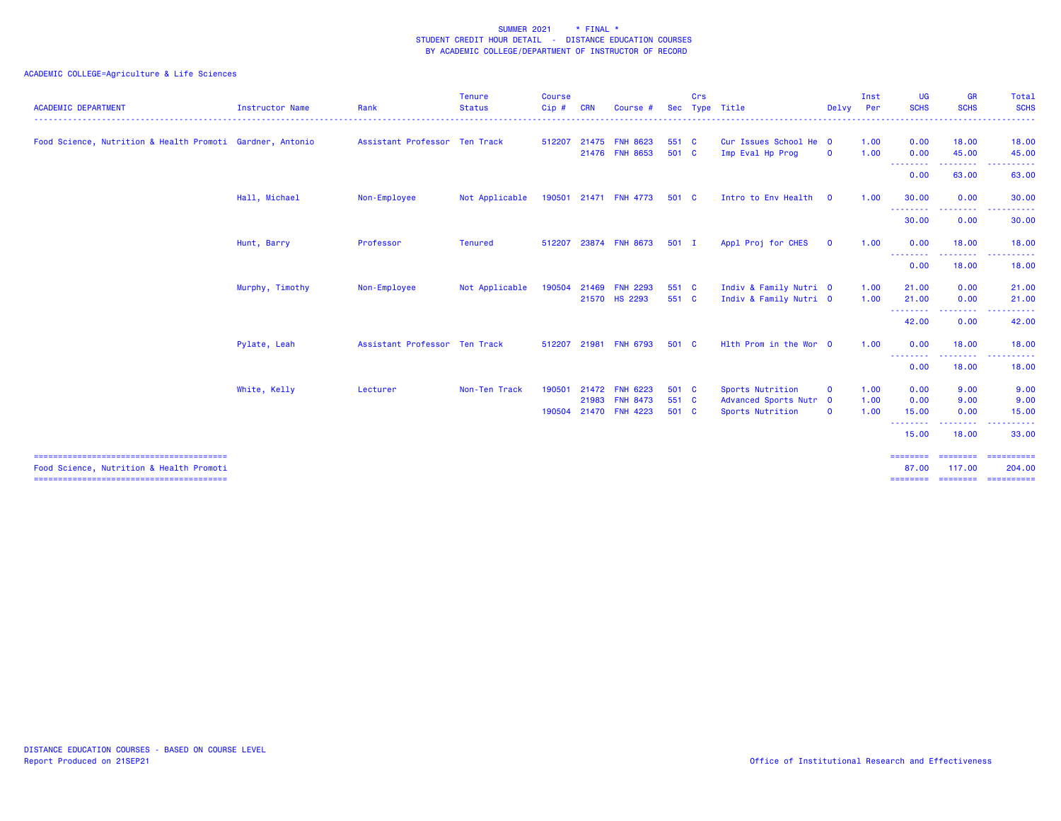SUMMER 2021 * FINAL *
STUDENT CREDIT HOUR DETAIL - DISTANCE EDUCATION COURSES
BY ACADEMIC COLLEGE/DEPARTMENT OF INSTRUCTOR OF RECORD

ACADEMIC COLLEGE=Agriculture & Life Sciences

| ACADEMIC DEPARTMENT | Instructor Name | Rank | Tenure Status | Course Cip # | CRN | Course # | Sec | Crs Type | Title | Delvy | Inst Per | UG SCHS | GR SCHS | Total SCHS |
|---|---|---|---|---|---|---|---|---|---|---|---|---|---|---|
| Food Science, Nutrition & Health Promoti | Gardner, Antonio | Assistant Professor | Ten Track | 512207 | 21475 | FNH 8623 | 551 | C | Cur Issues School He | O | 1.00 | 0.00 | 18.00 | 18.00 |
| | | | | | 21476 | FNH 8653 | 501 | C | Imp Eval Hp Prog | O | 1.00 | 0.00 | 45.00 | 45.00 |
| | | | | | | | | | | | | 0.00 | 63.00 | 63.00 |
| | Hall, Michael | Non-Employee | Not Applicable | 190501 | 21471 | FNH 4773 | 501 | C | Intro to Env Health | O | 1.00 | 30.00 | 0.00 | 30.00 |
| | | | | | | | | | | | | 30.00 | 0.00 | 30.00 |
| | Hunt, Barry | Professor | Tenured | 512207 | 23874 | FNH 8673 | 501 | I | Appl Proj for CHES | O | 1.00 | 0.00 | 18.00 | 18.00 |
| | | | | | | | | | | | | 0.00 | 18.00 | 18.00 |
| | Murphy, Timothy | Non-Employee | Not Applicable | 190504 | 21469 | FNH 2293 | 551 | C | Indiv & Family Nutri | O | 1.00 | 21.00 | 0.00 | 21.00 |
| | | | | | 21570 | HS 2293 | 551 | C | Indiv & Family Nutri | O | 1.00 | 21.00 | 0.00 | 21.00 |
| | | | | | | | | | | | | 42.00 | 0.00 | 42.00 |
| | Pylate, Leah | Assistant Professor | Ten Track | 512207 | 21981 | FNH 6793 | 501 | C | Hlth Prom in the Wor | O | 1.00 | 0.00 | 18.00 | 18.00 |
| | | | | | | | | | | | | 0.00 | 18.00 | 18.00 |
| | White, Kelly | Lecturer | Non-Ten Track | 190501 | 21472 | FNH 6223 | 501 | C | Sports Nutrition | O | 1.00 | 0.00 | 9.00 | 9.00 |
| | | | | | 21983 | FNH 8473 | 551 | C | Advanced Sports Nutr | O | 1.00 | 0.00 | 9.00 | 9.00 |
| | | | | 190504 | 21470 | FNH 4223 | 501 | C | Sports Nutrition | O | 1.00 | 15.00 | 0.00 | 15.00 |
| | | | | | | | | | | | | 15.00 | 18.00 | 33.00 |
| Food Science, Nutrition & Health Promoti | | | | | | | | | | | | 87.00 | 117.00 | 204.00 |

DISTANCE EDUCATION COURSES - BASED ON COURSE LEVEL
Report Produced on 21SEP21

Office of Institutional Research and Effectiveness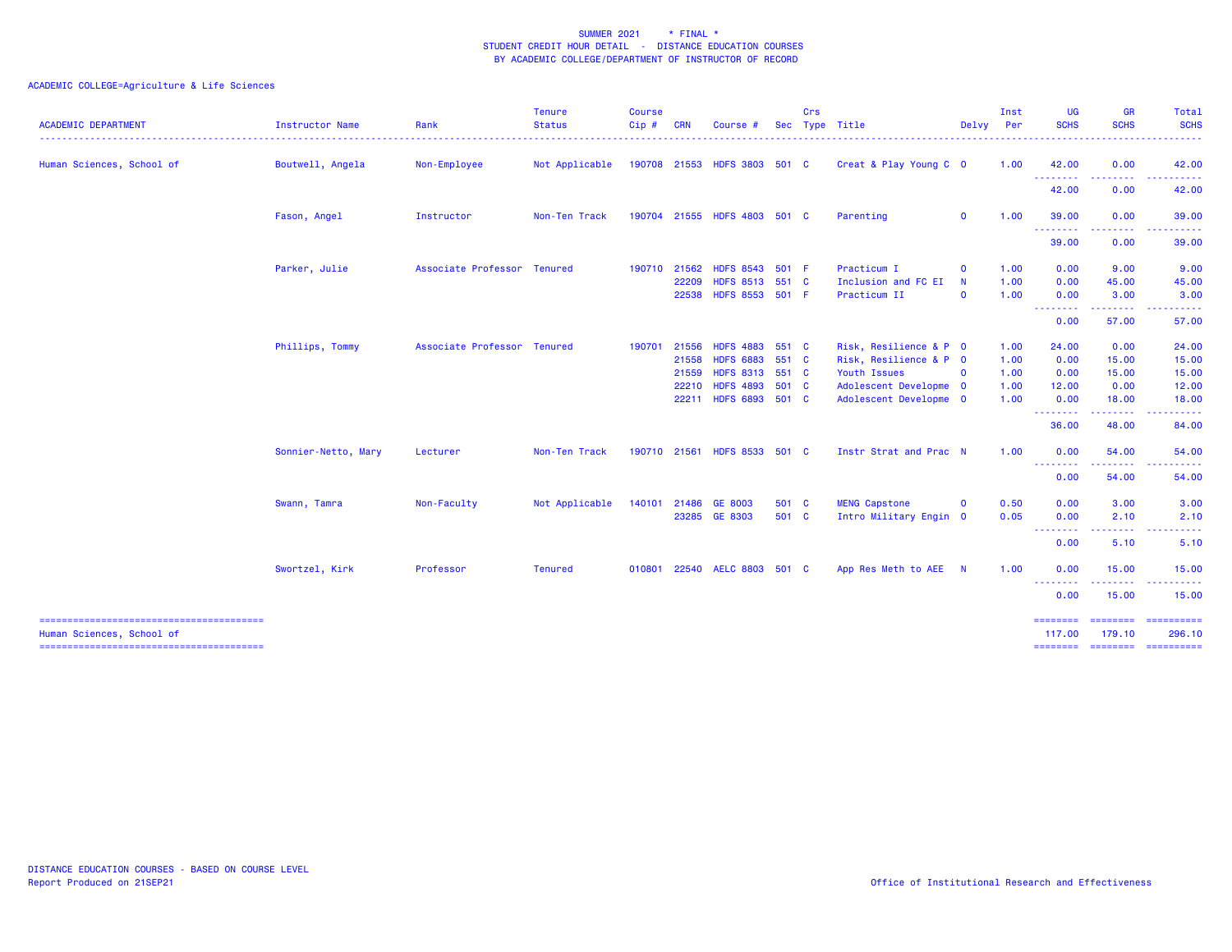SUMMER 2021 * FINAL *
STUDENT CREDIT HOUR DETAIL - DISTANCE EDUCATION COURSES
BY ACADEMIC COLLEGE/DEPARTMENT OF INSTRUCTOR OF RECORD

ACADEMIC COLLEGE=Agriculture & Life Sciences

| ACADEMIC DEPARTMENT | Instructor Name | Rank | Tenure Status | Course Cip # | CRN | Course # | Sec | Crs Type | Title | Delvy | Inst Per | UG SCHS | GR SCHS | Total SCHS |
|---|---|---|---|---|---|---|---|---|---|---|---|---|---|---|
| Human Sciences, School of | Boutwell, Angela | Non-Employee | Not Applicable | 190708 | 21553 | HDFS 3803 | 501 | C | Creat & Play Young C | O | 1.00 | 42.00 | 0.00 | 42.00 |
| | | | | | | | | | | | | 42.00 | 0.00 | 42.00 |
| | Fason, Angel | Instructor | Non-Ten Track | 190704 | 21555 | HDFS 4803 | 501 | C | Parenting | O | 1.00 | 39.00 | 0.00 | 39.00 |
| | | | | | | | | | | | | 39.00 | 0.00 | 39.00 |
| | Parker, Julie | Associate Professor | Tenured | 190710 | 21562 | HDFS 8543 | 501 | F | Practicum I | O | 1.00 | 0.00 | 9.00 | 9.00 |
| | | | | | 22209 | HDFS 8513 | 551 | C | Inclusion and FC EI | N | 1.00 | 0.00 | 45.00 | 45.00 |
| | | | | | 22538 | HDFS 8553 | 501 | F | Practicum II | O | 1.00 | 0.00 | 3.00 | 3.00 |
| | | | | | | | | | | | | 0.00 | 57.00 | 57.00 |
| | Phillips, Tommy | Associate Professor | Tenured | 190701 | 21556 | HDFS 4883 | 551 | C | Risk, Resilience & P | O | 1.00 | 24.00 | 0.00 | 24.00 |
| | | | | | 21558 | HDFS 6883 | 551 | C | Risk, Resilience & P | O | 1.00 | 0.00 | 15.00 | 15.00 |
| | | | | | 21559 | HDFS 8313 | 551 | C | Youth Issues | O | 1.00 | 0.00 | 15.00 | 15.00 |
| | | | | | 22210 | HDFS 4893 | 501 | C | Adolescent Developme | O | 1.00 | 12.00 | 0.00 | 12.00 |
| | | | | | 22211 | HDFS 6893 | 501 | C | Adolescent Developme | O | 1.00 | 0.00 | 18.00 | 18.00 |
| | | | | | | | | | | | | 36.00 | 48.00 | 84.00 |
| | Sonnier-Netto, Mary | Lecturer | Non-Ten Track | 190710 | 21561 | HDFS 8533 | 501 | C | Instr Strat and Prac | N | 1.00 | 0.00 | 54.00 | 54.00 |
| | | | | | | | | | | | | 0.00 | 54.00 | 54.00 |
| | Swann, Tamra | Non-Faculty | Not Applicable | 140101 | 21486 | GE 8003 | 501 | C | MENG Capstone | O | 0.50 | 0.00 | 3.00 | 3.00 |
| | | | | | 23285 | GE 8303 | 501 | C | Intro Military Engin | O | 0.05 | 0.00 | 2.10 | 2.10 |
| | | | | | | | | | | | | 0.00 | 5.10 | 5.10 |
| | Swortzel, Kirk | Professor | Tenured | 010801 | 22540 | AELC 8803 | 501 | C | App Res Meth to AEE | N | 1.00 | 0.00 | 15.00 | 15.00 |
| | | | | | | | | | | | | 0.00 | 15.00 | 15.00 |
| Human Sciences, School of | | | | | | | | | | | | 117.00 | 179.10 | 296.10 |

DISTANCE EDUCATION COURSES - BASED ON COURSE LEVEL
Report Produced on 21SEP21

Office of Institutional Research and Effectiveness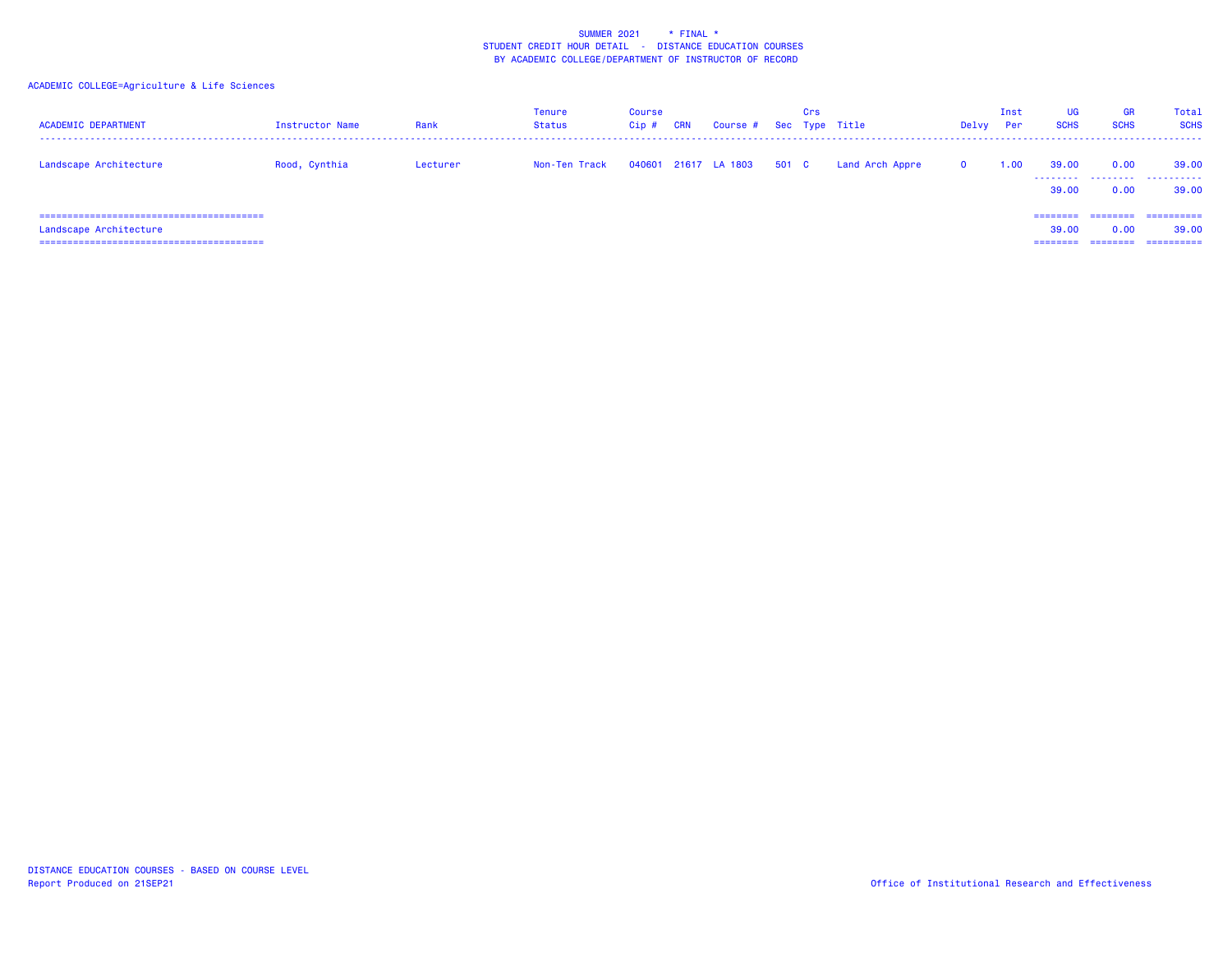SUMMER 2021 * FINAL *
STUDENT CREDIT HOUR DETAIL - DISTANCE EDUCATION COURSES
BY ACADEMIC COLLEGE/DEPARTMENT OF INSTRUCTOR OF RECORD

ACADEMIC COLLEGE=Agriculture & Life Sciences

| ACADEMIC DEPARTMENT | Instructor Name | Rank | Tenure Status | Course Cip # | CRN | Course # | Sec | Crs Type | Title | Delvy | Inst Per | UG SCHS | GR SCHS | Total SCHS |
|---|---|---|---|---|---|---|---|---|---|---|---|---|---|---|
| Landscape Architecture | Rood, Cynthia | Lecturer | Non-Ten Track | 040601 | 21617 | LA 1803 | 501 | C | Land Arch Appre | O | 1.00 | 39.00 | 0.00 | 39.00 |
| | | | | | | | | | | | | 39.00 | 0.00 | 39.00 |
| Landscape Architecture | | | | | | | | | | | | 39.00 | 0.00 | 39.00 |

DISTANCE EDUCATION COURSES - BASED ON COURSE LEVEL
Report Produced on 21SEP21

Office of Institutional Research and Effectiveness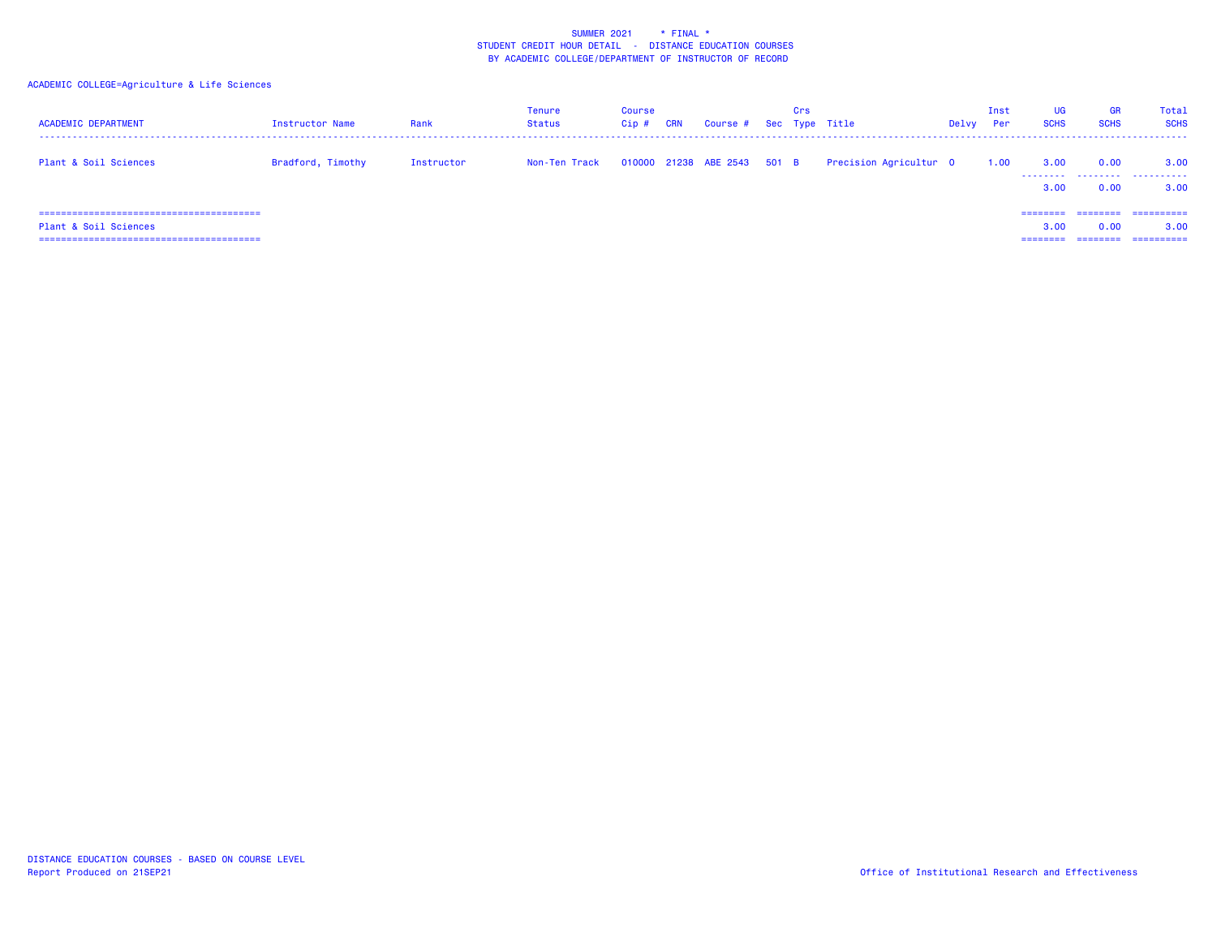SUMMER 2021 * FINAL *
STUDENT CREDIT HOUR DETAIL - DISTANCE EDUCATION COURSES
BY ACADEMIC COLLEGE/DEPARTMENT OF INSTRUCTOR OF RECORD

ACADEMIC COLLEGE=Agriculture & Life Sciences

| ACADEMIC DEPARTMENT | Instructor Name | Rank | Tenure Status | Course Cip # | CRN | Course # | Sec | Crs Type | Title | Delvy | Inst Per | UG SCHS | GR SCHS | Total SCHS |
|---|---|---|---|---|---|---|---|---|---|---|---|---|---|---|
| Plant & Soil Sciences | Bradford, Timothy | Instructor | Non-Ten Track | 010000 | 21238 | ABE 2543 | 501 | B | Precision Agricultur | O | 1.00 | 3.00 | 0.00 | 3.00 |
| | | | | | | | | | | | | 3.00 | 0.00 | 3.00 |
| Plant & Soil Sciences | | | | | | | | | | | | 3.00 | 0.00 | 3.00 |

DISTANCE EDUCATION COURSES - BASED ON COURSE LEVEL
Report Produced on 21SEP21

Office of Institutional Research and Effectiveness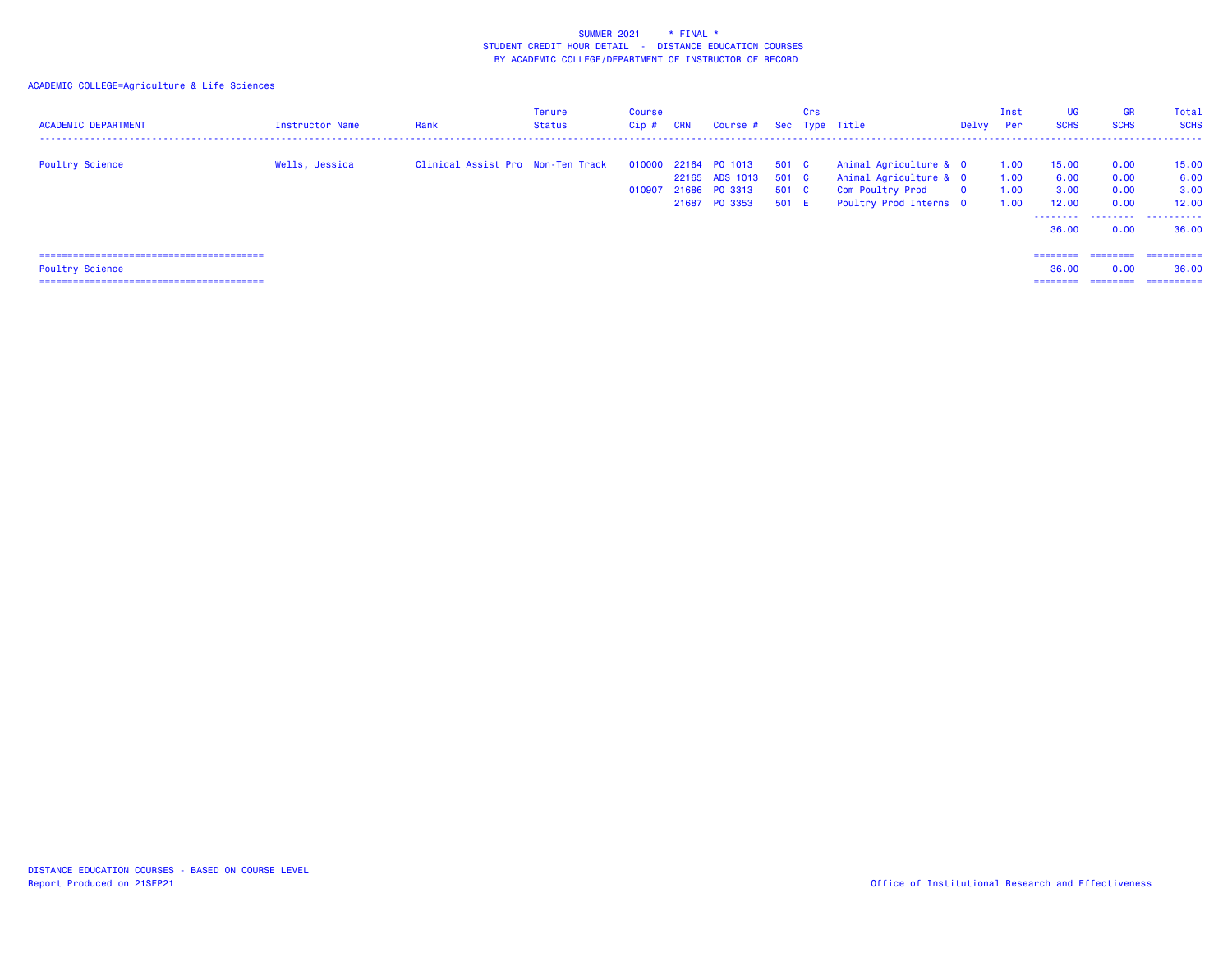SUMMER 2021 * FINAL *
STUDENT CREDIT HOUR DETAIL - DISTANCE EDUCATION COURSES
BY ACADEMIC COLLEGE/DEPARTMENT OF INSTRUCTOR OF RECORD

ACADEMIC COLLEGE=Agriculture & Life Sciences

| ACADEMIC DEPARTMENT | Instructor Name | Rank | Tenure Status | Course Cip # | CRN | Course # | Sec | Crs Type | Title | Delvy | Inst Per | UG SCHS | GR SCHS | Total SCHS |
|---|---|---|---|---|---|---|---|---|---|---|---|---|---|---|
| Poultry Science | Wells, Jessica | Clinical Assist Pro | Non-Ten Track | 010000 | 22164 | PO 1013 | 501 | C | Animal Agriculture & | 0 | 1.00 | 15.00 | 0.00 | 15.00 |
| | | | | | 22165 | ADS 1013 | 501 | C | Animal Agriculture & | 0 | 1.00 | 6.00 | 0.00 | 6.00 |
| | | | | 010907 | 21686 | PO 3313 | 501 | C | Com Poultry Prod | 0 | 1.00 | 3.00 | 0.00 | 3.00 |
| | | | | | 21687 | PO 3353 | 501 | E | Poultry Prod Interns | 0 | 1.00 | 12.00 | 0.00 | 12.00 |
| | | | | | | | | | | | | 36.00 | 0.00 | 36.00 |
| Poultry Science | | | | | | | | | | | | 36.00 | 0.00 | 36.00 |

DISTANCE EDUCATION COURSES - BASED ON COURSE LEVEL
Report Produced on 21SEP21

Office of Institutional Research and Effectiveness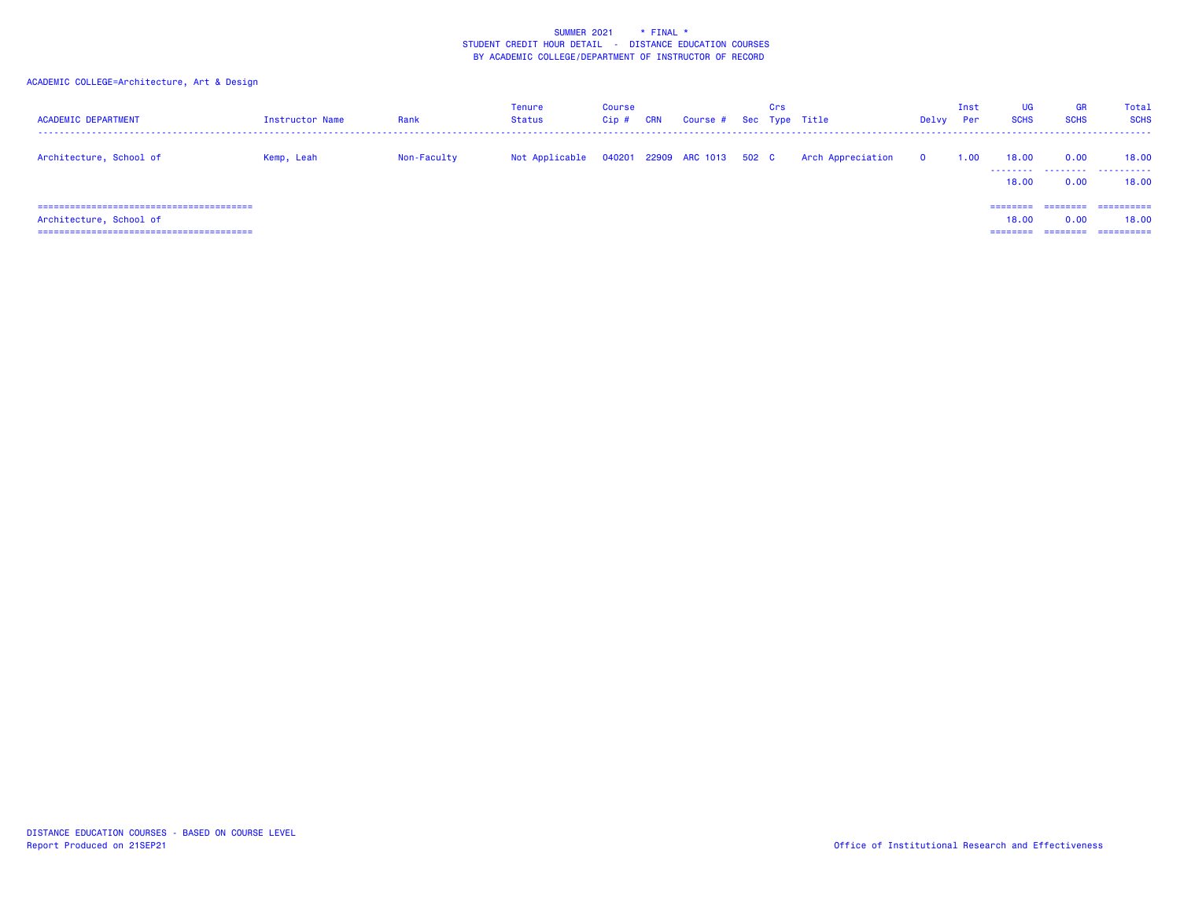SUMMER 2021 * FINAL *
STUDENT CREDIT HOUR DETAIL - DISTANCE EDUCATION COURSES
BY ACADEMIC COLLEGE/DEPARTMENT OF INSTRUCTOR OF RECORD

ACADEMIC COLLEGE=Architecture, Art & Design

| ACADEMIC DEPARTMENT | Instructor Name | Rank | Tenure Status | Course Cip # | CRN | Course # | Sec | Crs Type | Title | Delvy | Inst Per | UG SCHS | GR SCHS | Total SCHS |
|---|---|---|---|---|---|---|---|---|---|---|---|---|---|---|
| Architecture, School of | Kemp, Leah | Non-Faculty | Not Applicable | 040201 | 22909 | ARC 1013 | 502 | C | Arch Appreciation | 0 | 1.00 | 18.00 | 0.00 | 18.00 |
| | | | | | | | | | | | | 18.00 | 0.00 | 18.00 |
| Architecture, School of | | | | | | | | | | | | 18.00 | 0.00 | 18.00 |

DISTANCE EDUCATION COURSES - BASED ON COURSE LEVEL
Report Produced on 21SEP21

Office of Institutional Research and Effectiveness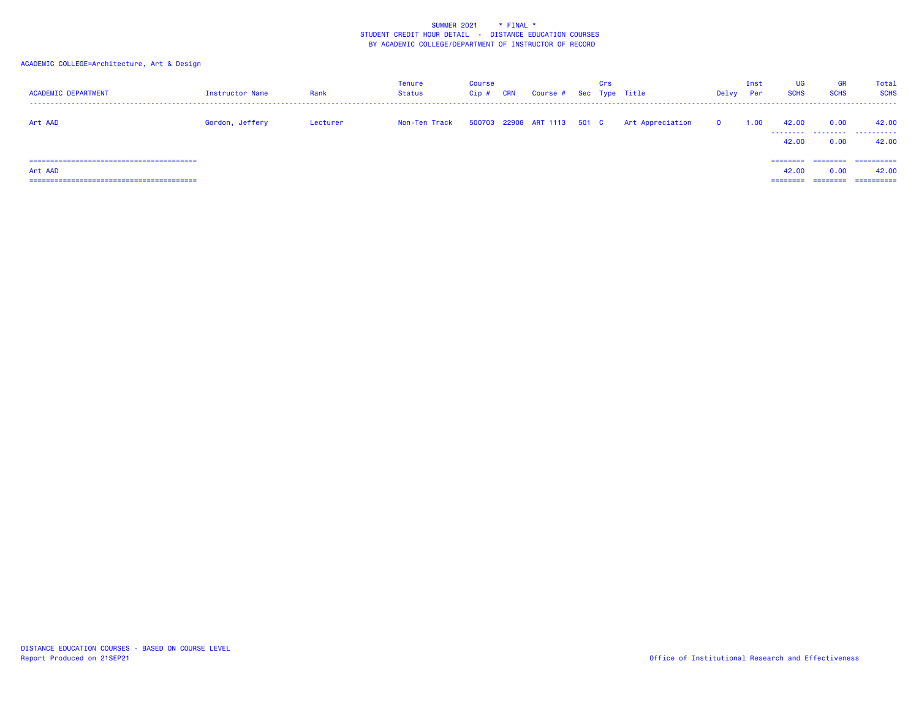SUMMER 2021 * FINAL *
STUDENT CREDIT HOUR DETAIL - DISTANCE EDUCATION COURSES
BY ACADEMIC COLLEGE/DEPARTMENT OF INSTRUCTOR OF RECORD

ACADEMIC COLLEGE=Architecture, Art & Design

| ACADEMIC DEPARTMENT | Instructor Name | Rank | Tenure Status | Course Cip # | CRN | Course # | Sec | Crs Type | Title | Delvy | Inst Per | UG SCHS | GR SCHS | Total SCHS |
|---|---|---|---|---|---|---|---|---|---|---|---|---|---|---|
| Art AAD | Gordon, Jeffery | Lecturer | Non-Ten Track | 500703 | 22908 | ART 1113 | 501 | C | Art Appreciation | 0 | 1.00 | 42.00 | 0.00 | 42.00 |
| | | | | | | | | | | | | 42.00 | 0.00 | 42.00 |
| Art AAD | | | | | | | | | | | | 42.00 | 0.00 | 42.00 |

DISTANCE EDUCATION COURSES - BASED ON COURSE LEVEL
Report Produced on 21SEP21

Office of Institutional Research and Effectiveness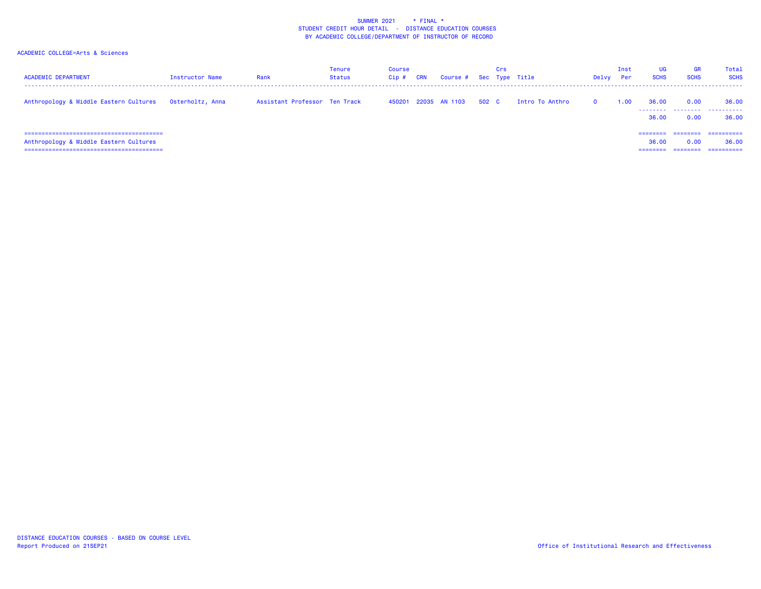SUMMER 2021 * FINAL *
STUDENT CREDIT HOUR DETAIL - DISTANCE EDUCATION COURSES
BY ACADEMIC COLLEGE/DEPARTMENT OF INSTRUCTOR OF RECORD

ACADEMIC COLLEGE=Arts & Sciences

| ACADEMIC DEPARTMENT | Instructor Name | Rank | Tenure Status | Course Cip # | CRN | Course # | Sec | Crs Type | Title | Delvy | Inst Per | UG SCHS | GR SCHS | Total SCHS |
|---|---|---|---|---|---|---|---|---|---|---|---|---|---|---|
| Anthropology & Middle Eastern Cultures | Osterholtz, Anna | Assistant Professor | Ten Track | 450201 | 22035 | AN 1103 | 502 | C | Intro To Anthro | O | 1.00 | 36.00 | 0.00 | 36.00 |
| | | | | | | | | | | | | 36.00 | 0.00 | 36.00 |
| Anthropology & Middle Eastern Cultures | | | | | | | | | | | | 36.00 | 0.00 | 36.00 |

DISTANCE EDUCATION COURSES - BASED ON COURSE LEVEL
Report Produced on 21SEP21

Office of Institutional Research and Effectiveness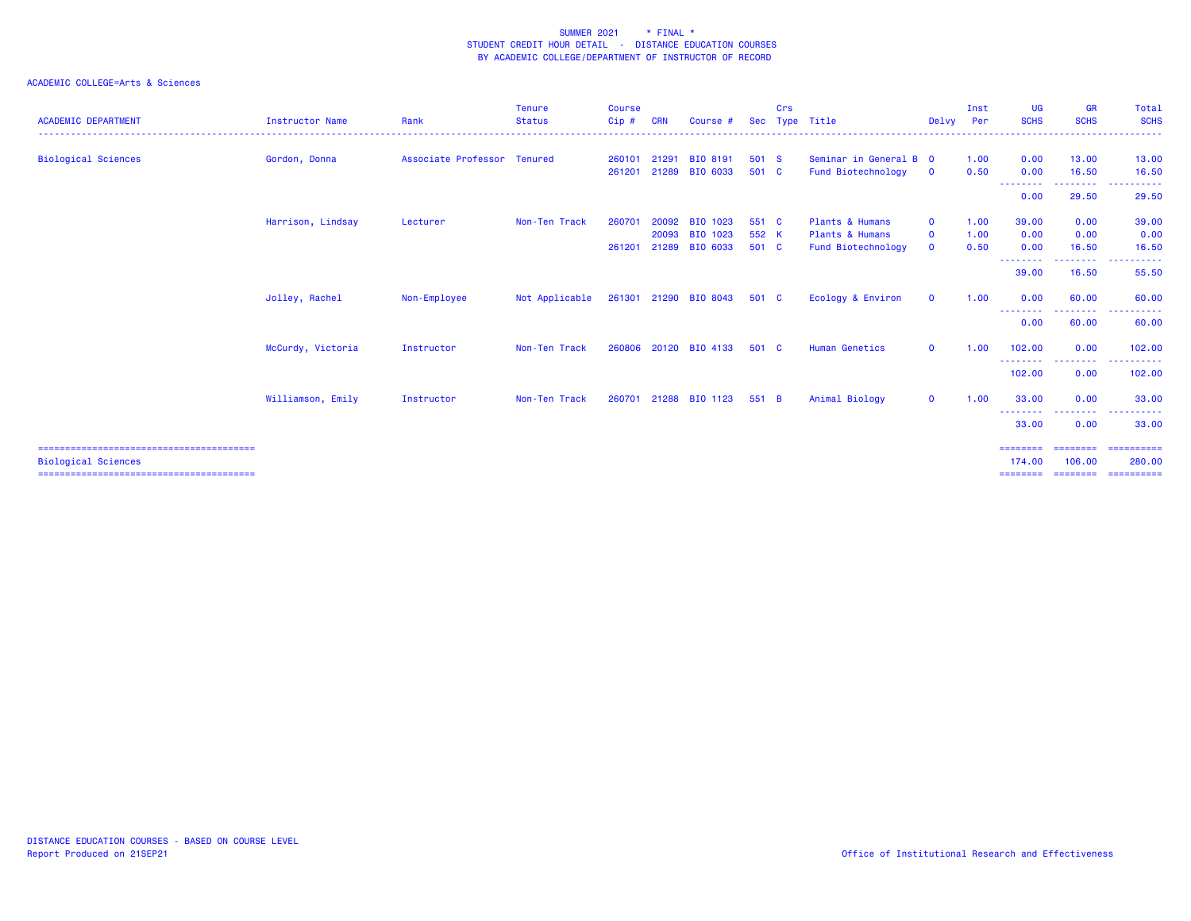SUMMER 2021 * FINAL *
STUDENT CREDIT HOUR DETAIL - DISTANCE EDUCATION COURSES
BY ACADEMIC COLLEGE/DEPARTMENT OF INSTRUCTOR OF RECORD

ACADEMIC COLLEGE=Arts & Sciences

| ACADEMIC DEPARTMENT | Instructor Name | Rank | Tenure Status | Course Cip # | CRN | Course # | Sec | Crs Type | Title | Delvy | Inst Per | UG SCHS | GR SCHS | Total SCHS |
|---|---|---|---|---|---|---|---|---|---|---|---|---|---|---|
| Biological Sciences | Gordon, Donna | Associate Professor | Tenured | 260101 | 21291 | BIO 8191 | 501 | S | Seminar in General B | O | 1.00 | 0.00 | 13.00 | 13.00 |
| | | | | 261201 | 21289 | BIO 6033 | 501 | C | Fund Biotechnology | O | 0.50 | 0.00 | 16.50 | 16.50 |
| | | | | | | | | | | | | 0.00 | 29.50 | 29.50 |
| | Harrison, Lindsay | Lecturer | Non-Ten Track | 260701 | 20092 | BIO 1023 | 551 | C | Plants & Humans | O | 1.00 | 39.00 | 0.00 | 39.00 |
| | | | | | 20093 | BIO 1023 | 552 | K | Plants & Humans | O | 1.00 | 0.00 | 0.00 | 0.00 |
| | | | | 261201 | 21289 | BIO 6033 | 501 | C | Fund Biotechnology | O | 0.50 | 0.00 | 16.50 | 16.50 |
| | | | | | | | | | | | | 39.00 | 16.50 | 55.50 |
| | Jolley, Rachel | Non-Employee | Not Applicable | 261301 | 21290 | BIO 8043 | 501 | C | Ecology & Environ | O | 1.00 | 0.00 | 60.00 | 60.00 |
| | | | | | | | | | | | | 0.00 | 60.00 | 60.00 |
| | McCurdy, Victoria | Instructor | Non-Ten Track | 260806 | 20120 | BIO 4133 | 501 | C | Human Genetics | O | 1.00 | 102.00 | 0.00 | 102.00 |
| | | | | | | | | | | | | 102.00 | 0.00 | 102.00 |
| | Williamson, Emily | Instructor | Non-Ten Track | 260701 | 21288 | BIO 1123 | 551 | B | Animal Biology | O | 1.00 | 33.00 | 0.00 | 33.00 |
| | | | | | | | | | | | | 33.00 | 0.00 | 33.00 |
| Biological Sciences | | | | | | | | | | | | 174.00 | 106.00 | 280.00 |

DISTANCE EDUCATION COURSES - BASED ON COURSE LEVEL
Report Produced on 21SEP21

Office of Institutional Research and Effectiveness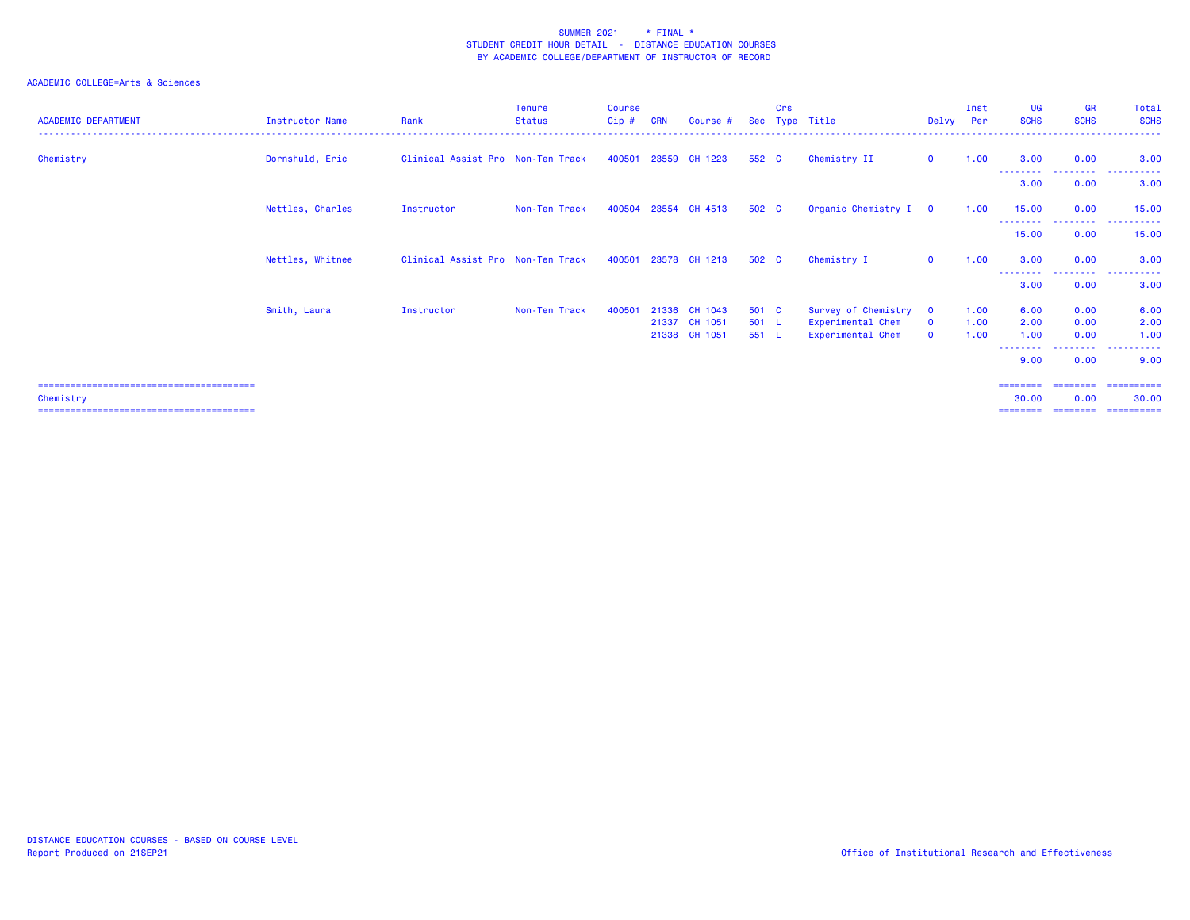SUMMER 2021 * FINAL *
STUDENT CREDIT HOUR DETAIL - DISTANCE EDUCATION COURSES
BY ACADEMIC COLLEGE/DEPARTMENT OF INSTRUCTOR OF RECORD

ACADEMIC COLLEGE=Arts & Sciences

| ACADEMIC DEPARTMENT | Instructor Name | Rank | Tenure Status | Course Cip # | CRN | Course # | Sec | Crs Type | Title | Delvy | Inst Per | UG SCHS | GR SCHS | Total SCHS |
|---|---|---|---|---|---|---|---|---|---|---|---|---|---|---|
| Chemistry | Dornshuld, Eric | Clinical Assist Pro | Non-Ten Track | 400501 | 23559 | CH 1223 | 552 | C | Chemistry II | O | 1.00 | 3.00 | 0.00 | 3.00 |
| | | | | | | | | | | | | 3.00 | 0.00 | 3.00 |
| | Nettles, Charles | Instructor | Non-Ten Track | 400504 | 23554 | CH 4513 | 502 | C | Organic Chemistry I | O | 1.00 | 15.00 | 0.00 | 15.00 |
| | | | | | | | | | | | | 15.00 | 0.00 | 15.00 |
| | Nettles, Whitnee | Clinical Assist Pro | Non-Ten Track | 400501 | 23578 | CH 1213 | 502 | C | Chemistry I | O | 1.00 | 3.00 | 0.00 | 3.00 |
| | | | | | | | | | | | | 3.00 | 0.00 | 3.00 |
| | Smith, Laura | Instructor | Non-Ten Track | 400501 | 21336 | CH 1043 | 501 | C | Survey of Chemistry | O | 1.00 | 6.00 | 0.00 | 6.00 |
| | | | | | 21337 | CH 1051 | 501 | L | Experimental Chem | O | 1.00 | 2.00 | 0.00 | 2.00 |
| | | | | | 21338 | CH 1051 | 551 | L | Experimental Chem | O | 1.00 | 1.00 | 0.00 | 1.00 |
| | | | | | | | | | | | | 9.00 | 0.00 | 9.00 |
| Chemistry | | | | | | | | | | | | 30.00 | 0.00 | 30.00 |

DISTANCE EDUCATION COURSES - BASED ON COURSE LEVEL
Report Produced on 21SEP21

Office of Institutional Research and Effectiveness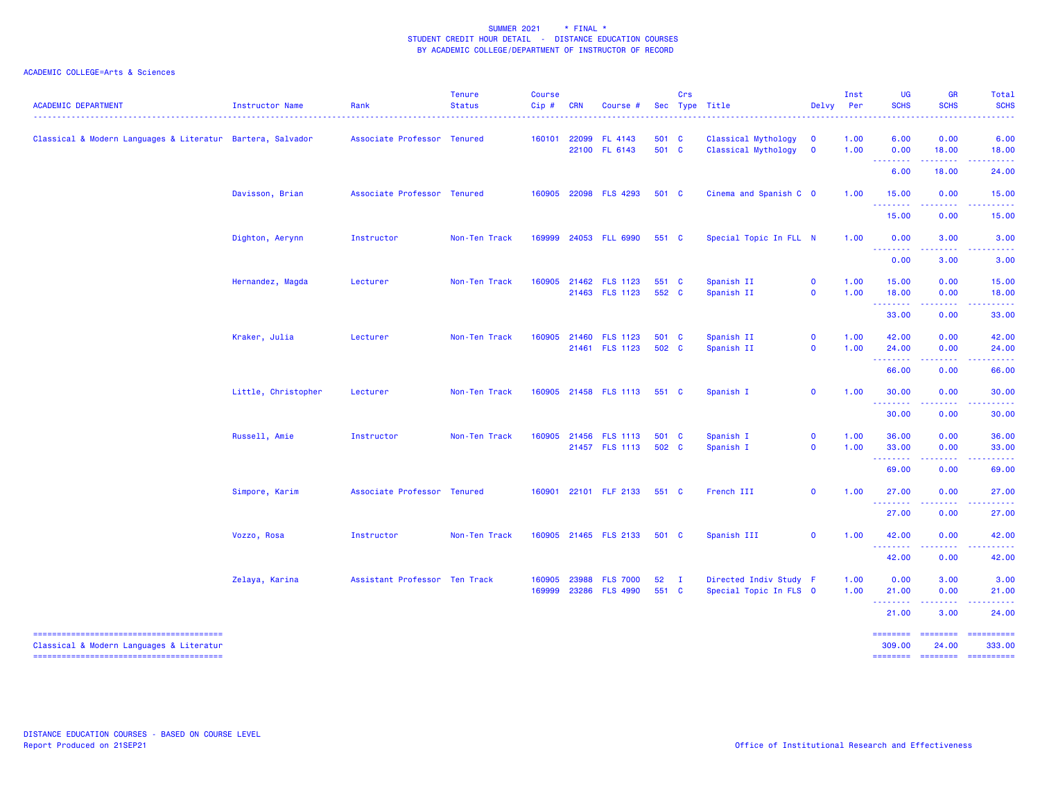SUMMER 2021 * FINAL *
STUDENT CREDIT HOUR DETAIL - DISTANCE EDUCATION COURSES
BY ACADEMIC COLLEGE/DEPARTMENT OF INSTRUCTOR OF RECORD

ACADEMIC COLLEGE=Arts & Sciences

| ACADEMIC DEPARTMENT | Instructor Name | Rank | Tenure Status | Course Cip # | CRN | Course # | Sec | Crs Type | Title | Delvy | Inst Per | UG SCHS | GR SCHS | Total SCHS |
|---|---|---|---|---|---|---|---|---|---|---|---|---|---|---|
| Classical & Modern Languages & Literatur | Bartera, Salvador | Associate Professor | Tenured | 160101 | 22099 | FL 4143 | 501 | C | Classical Mythology | O | 1.00 | 6.00 | 0.00 | 6.00 |
| | | | | | 22100 | FL 6143 | 501 | C | Classical Mythology | O | 1.00 | 0.00 | 18.00 | 18.00 |
| | | | | | | | | | | | | 6.00 | 18.00 | 24.00 |
| | Davisson, Brian | Associate Professor | Tenured | 160905 | 22098 | FLS 4293 | 501 | C | Cinema and Spanish C | O | 1.00 | 15.00 | 0.00 | 15.00 |
| | | | | | | | | | | | | 15.00 | 0.00 | 15.00 |
| | Dighton, Aerynn | Instructor | Non-Ten Track | 169999 | 24053 | FLL 6990 | 551 | C | Special Topic In FLL | N | 1.00 | 0.00 | 3.00 | 3.00 |
| | | | | | | | | | | | | 0.00 | 3.00 | 3.00 |
| | Hernandez, Magda | Lecturer | Non-Ten Track | 160905 | 21462 | FLS 1123 | 551 | C | Spanish II | O | 1.00 | 15.00 | 0.00 | 15.00 |
| | | | | | 21463 | FLS 1123 | 552 | C | Spanish II | O | 1.00 | 18.00 | 0.00 | 18.00 |
| | | | | | | | | | | | | 33.00 | 0.00 | 33.00 |
| | Kraker, Julia | Lecturer | Non-Ten Track | 160905 | 21460 | FLS 1123 | 501 | C | Spanish II | O | 1.00 | 42.00 | 0.00 | 42.00 |
| | | | | | 21461 | FLS 1123 | 502 | C | Spanish II | O | 1.00 | 24.00 | 0.00 | 24.00 |
| | | | | | | | | | | | | 66.00 | 0.00 | 66.00 |
| | Little, Christopher | Lecturer | Non-Ten Track | 160905 | 21458 | FLS 1113 | 551 | C | Spanish I | O | 1.00 | 30.00 | 0.00 | 30.00 |
| | | | | | | | | | | | | 30.00 | 0.00 | 30.00 |
| | Russell, Amie | Instructor | Non-Ten Track | 160905 | 21456 | FLS 1113 | 501 | C | Spanish I | O | 1.00 | 36.00 | 0.00 | 36.00 |
| | | | | | 21457 | FLS 1113 | 502 | C | Spanish I | O | 1.00 | 33.00 | 0.00 | 33.00 |
| | | | | | | | | | | | | 69.00 | 0.00 | 69.00 |
| | Simpore, Karim | Associate Professor | Tenured | 160901 | 22101 | FLF 2133 | 551 | C | French III | O | 1.00 | 27.00 | 0.00 | 27.00 |
| | | | | | | | | | | | | 27.00 | 0.00 | 27.00 |
| | Vozzo, Rosa | Instructor | Non-Ten Track | 160905 | 21465 | FLS 2133 | 501 | C | Spanish III | O | 1.00 | 42.00 | 0.00 | 42.00 |
| | | | | | | | | | | | | 42.00 | 0.00 | 42.00 |
| | Zelaya, Karina | Assistant Professor | Ten Track | 160905 | 23988 | FLS 7000 | 52 | I | Directed Indiv Study | F | 1.00 | 0.00 | 3.00 | 3.00 |
| | | | | 169999 | 23286 | FLS 4990 | 551 | C | Special Topic In FLS | O | 1.00 | 21.00 | 0.00 | 21.00 |
| | | | | | | | | | | | | 21.00 | 3.00 | 24.00 |
| Classical & Modern Languages & Literatur | | | | | | | | | | | | 309.00 | 24.00 | 333.00 |

DISTANCE EDUCATION COURSES - BASED ON COURSE LEVEL
Report Produced on 21SEP21

Office of Institutional Research and Effectiveness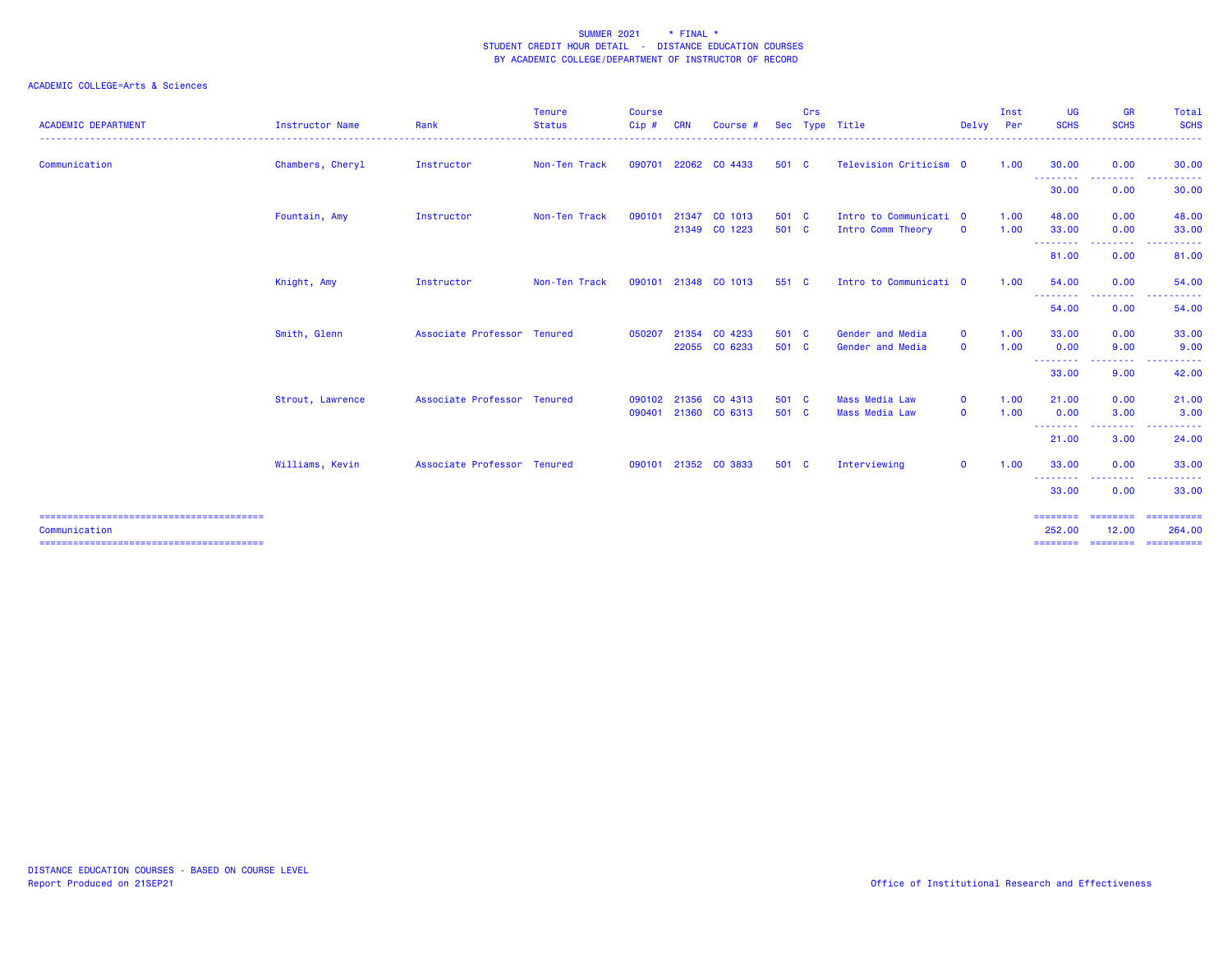SUMMER 2021 * FINAL *
STUDENT CREDIT HOUR DETAIL - DISTANCE EDUCATION COURSES
BY ACADEMIC COLLEGE/DEPARTMENT OF INSTRUCTOR OF RECORD

ACADEMIC COLLEGE=Arts & Sciences

| ACADEMIC DEPARTMENT | Instructor Name | Rank | Tenure Status | Course Cip # | CRN | Course # | Sec | Crs Type | Title | Delvy | Inst Per | UG SCHS | GR SCHS | Total SCHS |
|---|---|---|---|---|---|---|---|---|---|---|---|---|---|---|
| Communication | Chambers, Cheryl | Instructor | Non-Ten Track | 090701 | 22062 | CO 4433 | 501 | C | Television Criticism | O | 1.00 | 30.00 | 0.00 | 30.00 |
| | | | | | | | | | | | | 30.00 | 0.00 | 30.00 |
| | Fountain, Amy | Instructor | Non-Ten Track | 090101 | 21347 | CO 1013 | 501 | C | Intro to Communicati | O | 1.00 | 48.00 | 0.00 | 48.00 |
| | | | | | 21349 | CO 1223 | 501 | C | Intro Comm Theory | O | 1.00 | 33.00 | 0.00 | 33.00 |
| | | | | | | | | | | | | 81.00 | 0.00 | 81.00 |
| | Knight, Amy | Instructor | Non-Ten Track | 090101 | 21348 | CO 1013 | 551 | C | Intro to Communicati | O | 1.00 | 54.00 | 0.00 | 54.00 |
| | | | | | | | | | | | | 54.00 | 0.00 | 54.00 |
| | Smith, Glenn | Associate Professor | Tenured | 050207 | 21354 | CO 4233 | 501 | C | Gender and Media | O | 1.00 | 33.00 | 0.00 | 33.00 |
| | | | | | 22055 | CO 6233 | 501 | C | Gender and Media | O | 1.00 | 0.00 | 9.00 | 9.00 |
| | | | | | | | | | | | | 33.00 | 9.00 | 42.00 |
| | Strout, Lawrence | Associate Professor | Tenured | 090102 | 21356 | CO 4313 | 501 | C | Mass Media Law | O | 1.00 | 21.00 | 0.00 | 21.00 |
| | | | | 090401 | 21360 | CO 6313 | 501 | C | Mass Media Law | O | 1.00 | 0.00 | 3.00 | 3.00 |
| | | | | | | | | | | | | 21.00 | 3.00 | 24.00 |
| | Williams, Kevin | Associate Professor | Tenured | 090101 | 21352 | CO 3833 | 501 | C | Interviewing | O | 1.00 | 33.00 | 0.00 | 33.00 |
| | | | | | | | | | | | | 33.00 | 0.00 | 33.00 |
| Communication | | | | | | | | | | | | 252.00 | 12.00 | 264.00 |

DISTANCE EDUCATION COURSES - BASED ON COURSE LEVEL
Report Produced on 21SEP21

Office of Institutional Research and Effectiveness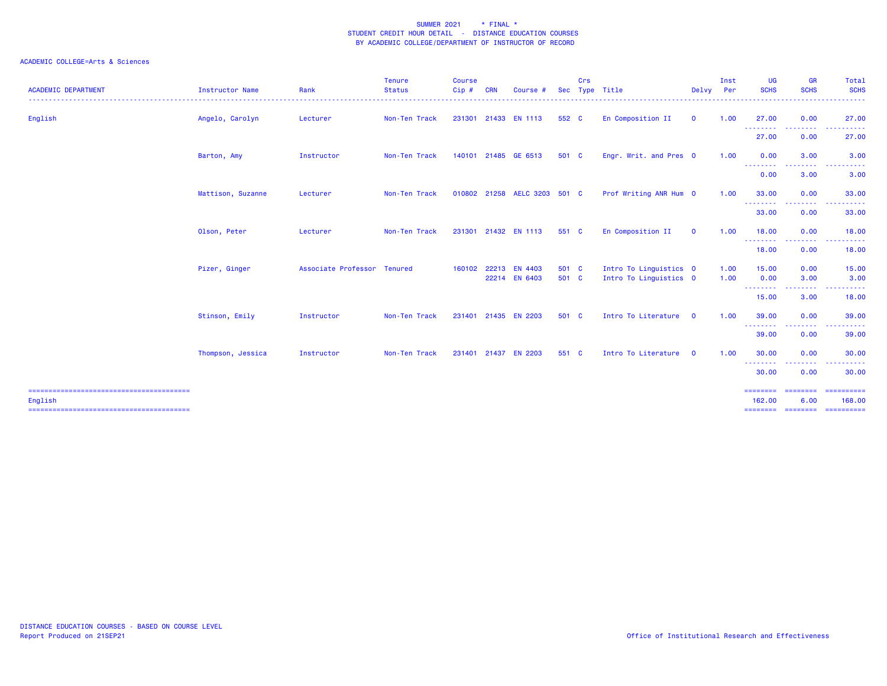SUMMER 2021 * FINAL *
STUDENT CREDIT HOUR DETAIL - DISTANCE EDUCATION COURSES
BY ACADEMIC COLLEGE/DEPARTMENT OF INSTRUCTOR OF RECORD

ACADEMIC COLLEGE=Arts & Sciences

| ACADEMIC DEPARTMENT | Instructor Name | Rank | Tenure Status | Course Cip # | CRN | Course # | Sec | Crs Type | Title | Delvy | Inst Per | UG SCHS | GR SCHS | Total SCHS |
|---|---|---|---|---|---|---|---|---|---|---|---|---|---|---|
| English | Angelo, Carolyn | Lecturer | Non-Ten Track | 231301 | 21433 | EN 1113 | 552 | C | En Composition II | O | 1.00 | 27.00 | 0.00 | 27.00 |
| | | | | | | | | | | | | 27.00 | 0.00 | 27.00 |
| | Barton, Amy | Instructor | Non-Ten Track | 140101 | 21485 | GE 6513 | 501 | C | Engr. Writ. and Pres | O | 1.00 | 0.00 | 3.00 | 3.00 |
| | | | | | | | | | | | | 0.00 | 3.00 | 3.00 |
| | Mattison, Suzanne | Lecturer | Non-Ten Track | 010802 | 21258 | AELC 3203 | 501 | C | Prof Writing ANR Hum | O | 1.00 | 33.00 | 0.00 | 33.00 |
| | | | | | | | | | | | | 33.00 | 0.00 | 33.00 |
| | Olson, Peter | Lecturer | Non-Ten Track | 231301 | 21432 | EN 1113 | 551 | C | En Composition II | O | 1.00 | 18.00 | 0.00 | 18.00 |
| | | | | | | | | | | | | 18.00 | 0.00 | 18.00 |
| | Pizer, Ginger | Associate Professor | Tenured | 160102 | 22213 | EN 4403 | 501 | C | Intro To Linguistics | O | 1.00 | 15.00 | 0.00 | 15.00 |
| | | | | | 22214 | EN 6403 | 501 | C | Intro To Linguistics | O | 1.00 | 0.00 | 3.00 | 3.00 |
| | | | | | | | | | | | | 15.00 | 3.00 | 18.00 |
| | Stinson, Emily | Instructor | Non-Ten Track | 231401 | 21435 | EN 2203 | 501 | C | Intro To Literature | O | 1.00 | 39.00 | 0.00 | 39.00 |
| | | | | | | | | | | | | 39.00 | 0.00 | 39.00 |
| | Thompson, Jessica | Instructor | Non-Ten Track | 231401 | 21437 | EN 2203 | 551 | C | Intro To Literature | O | 1.00 | 30.00 | 0.00 | 30.00 |
| | | | | | | | | | | | | 30.00 | 0.00 | 30.00 |
| English | | | | | | | | | | | | 162.00 | 6.00 | 168.00 |

DISTANCE EDUCATION COURSES - BASED ON COURSE LEVEL
Report Produced on 21SEP21

Office of Institutional Research and Effectiveness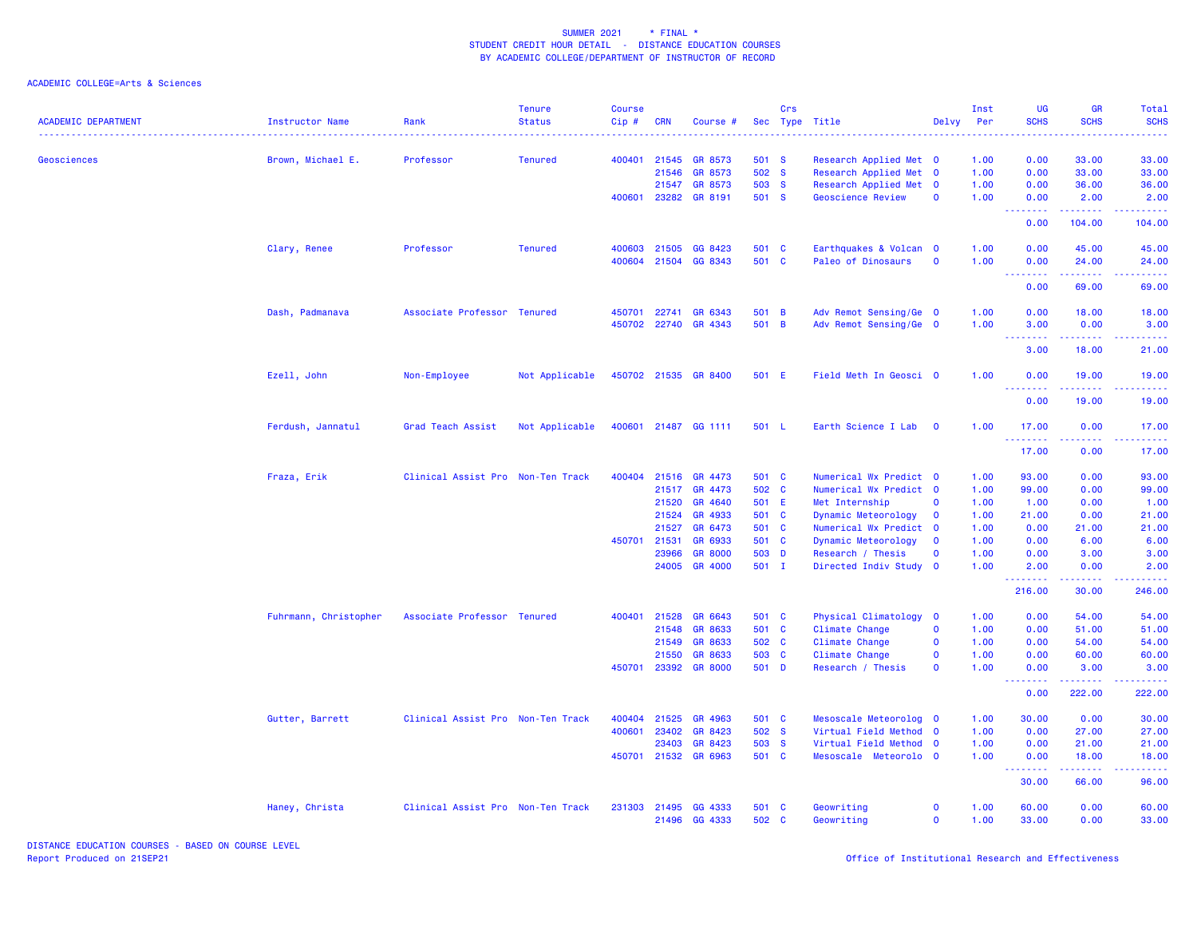SUMMER 2021 * FINAL *
STUDENT CREDIT HOUR DETAIL - DISTANCE EDUCATION COURSES
BY ACADEMIC COLLEGE/DEPARTMENT OF INSTRUCTOR OF RECORD

ACADEMIC COLLEGE=Arts & Sciences

| ACADEMIC DEPARTMENT | Instructor Name | Rank | Tenure Status | Course Cip # | CRN | Course # | Sec | Crs Type | Title | Delvy | Inst Per | UG SCHS | GR SCHS | Total SCHS |
|---|---|---|---|---|---|---|---|---|---|---|---|---|---|---|
| Geosciences | Brown, Michael E. | Professor | Tenured | 400401 | 21545 | GR 8573 | 501 | S | Research Applied Met | O | 1.00 | 0.00 | 33.00 | 33.00 |
| | | | | | 21546 | GR 8573 | 502 | S | Research Applied Met | O | 1.00 | 0.00 | 33.00 | 33.00 |
| | | | | | 21547 | GR 8573 | 503 | S | Research Applied Met | O | 1.00 | 0.00 | 36.00 | 36.00 |
| | | | | 400601 | 23282 | GR 8191 | 501 | S | Geoscience Review | O | 1.00 | 0.00 | 2.00 | 2.00 |
| | | | | | | | | | | | | 0.00 | 104.00 | 104.00 |
| | Clary, Renee | Professor | Tenured | 400603 | 21505 | GG 8423 | 501 | C | Earthquakes & Volcan | O | 1.00 | 0.00 | 45.00 | 45.00 |
| | | | | 400604 | 21504 | GG 8343 | 501 | C | Paleo of Dinosaurs | O | 1.00 | 0.00 | 24.00 | 24.00 |
| | | | | | | | | | | | | 0.00 | 69.00 | 69.00 |
| | Dash, Padmanava | Associate Professor | Tenured | 450701 | 22741 | GR 6343 | 501 | B | Adv Remot Sensing/Ge | O | 1.00 | 0.00 | 18.00 | 18.00 |
| | | | | 450702 | 22740 | GR 4343 | 501 | B | Adv Remot Sensing/Ge | O | 1.00 | 3.00 | 0.00 | 3.00 |
| | | | | | | | | | | | | 3.00 | 18.00 | 21.00 |
| | Ezell, John | Non-Employee | Not Applicable | 450702 | 21535 | GR 8400 | 501 | E | Field Meth In Geosci | O | 1.00 | 0.00 | 19.00 | 19.00 |
| | | | | | | | | | | | | 0.00 | 19.00 | 19.00 |
| | Ferdush, Jannatul | Grad Teach Assist | Not Applicable | 400601 | 21487 | GG 1111 | 501 | L | Earth Science I Lab | O | 1.00 | 17.00 | 0.00 | 17.00 |
| | | | | | | | | | | | | 17.00 | 0.00 | 17.00 |
| | Fraza, Erik | Clinical Assist Pro | Non-Ten Track | 400404 | 21516 | GR 4473 | 501 | C | Numerical Wx Predict | O | 1.00 | 93.00 | 0.00 | 93.00 |
| | | | | | 21517 | GR 4473 | 502 | C | Numerical Wx Predict | O | 1.00 | 99.00 | 0.00 | 99.00 |
| | | | | | 21520 | GR 4640 | 501 | E | Met Internship | O | 1.00 | 1.00 | 0.00 | 1.00 |
| | | | | | 21524 | GR 4933 | 501 | C | Dynamic Meteorology | O | 1.00 | 21.00 | 0.00 | 21.00 |
| | | | | | 21527 | GR 6473 | 501 | C | Numerical Wx Predict | O | 1.00 | 0.00 | 21.00 | 21.00 |
| | | | | 450701 | 21531 | GR 6933 | 501 | C | Dynamic Meteorology | O | 1.00 | 0.00 | 6.00 | 6.00 |
| | | | | | 23966 | GR 8000 | 503 | D | Research / Thesis | O | 1.00 | 0.00 | 3.00 | 3.00 |
| | | | | | 24005 | GR 4000 | 501 | I | Directed Indiv Study | O | 1.00 | 2.00 | 0.00 | 2.00 |
| | | | | | | | | | | | | 216.00 | 30.00 | 246.00 |
| | Fuhrmann, Christopher | Associate Professor | Tenured | 400401 | 21528 | GR 6643 | 501 | C | Physical Climatology | O | 1.00 | 0.00 | 54.00 | 54.00 |
| | | | | | 21548 | GR 8633 | 501 | C | Climate Change | O | 1.00 | 0.00 | 51.00 | 51.00 |
| | | | | | 21549 | GR 8633 | 502 | C | Climate Change | O | 1.00 | 0.00 | 54.00 | 54.00 |
| | | | | | 21550 | GR 8633 | 503 | C | Climate Change | O | 1.00 | 0.00 | 60.00 | 60.00 |
| | | | | 450701 | 23392 | GR 8000 | 501 | D | Research / Thesis | O | 1.00 | 0.00 | 3.00 | 3.00 |
| | | | | | | | | | | | | 0.00 | 222.00 | 222.00 |
| | Gutter, Barrett | Clinical Assist Pro | Non-Ten Track | 400404 | 21525 | GR 4963 | 501 | C | Mesoscale Meteorolog | O | 1.00 | 30.00 | 0.00 | 30.00 |
| | | | | 400601 | 23402 | GR 8423 | 502 | S | Virtual Field Method | O | 1.00 | 0.00 | 27.00 | 27.00 |
| | | | | | 23403 | GR 8423 | 503 | S | Virtual Field Method | O | 1.00 | 0.00 | 21.00 | 21.00 |
| | | | | 450701 | 21532 | GR 6963 | 501 | C | Mesoscale Meteorolo | O | 1.00 | 0.00 | 18.00 | 18.00 |
| | | | | | | | | | | | | 30.00 | 66.00 | 96.00 |
| | Haney, Christa | Clinical Assist Pro | Non-Ten Track | 231303 | 21495 | GG 4333 | 501 | C | Geowriting | O | 1.00 | 60.00 | 0.00 | 60.00 |
| | | | | | 21496 | GG 4333 | 502 | C | Geowriting | O | 1.00 | 33.00 | 0.00 | 33.00 |

DISTANCE EDUCATION COURSES - BASED ON COURSE LEVEL
Report Produced on 21SEP21

Office of Institutional Research and Effectiveness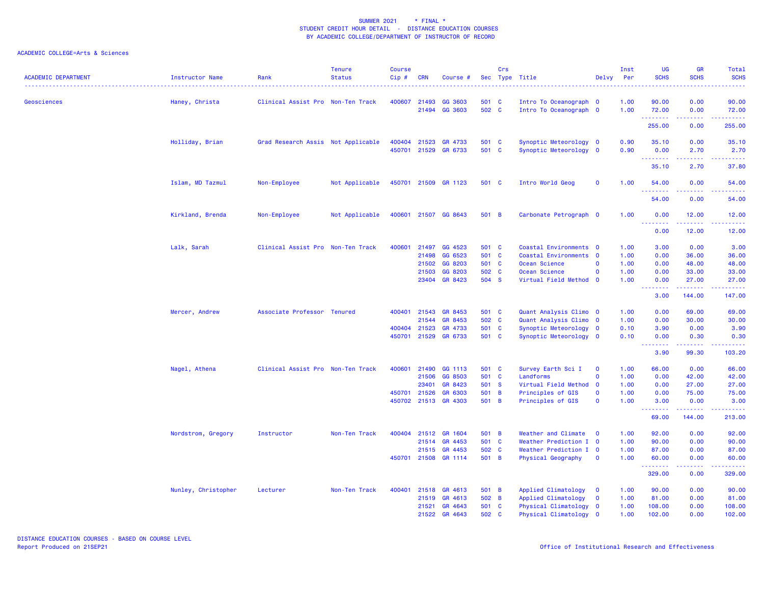SUMMER 2021 * FINAL *
STUDENT CREDIT HOUR DETAIL - DISTANCE EDUCATION COURSES
BY ACADEMIC COLLEGE/DEPARTMENT OF INSTRUCTOR OF RECORD

ACADEMIC COLLEGE=Arts & Sciences

| ACADEMIC DEPARTMENT | Instructor Name | Rank | Tenure Status | Course Cip # | CRN | Course # | Sec | Crs Type | Title | Delvy | Inst Per | UG SCHS | GR SCHS | Total SCHS |
|---|---|---|---|---|---|---|---|---|---|---|---|---|---|---|
| Geosciences | Haney, Christa | Clinical Assist Pro | Non-Ten Track | 400607 | 21493 | GG 3603 | 501 | C | Intro To Oceanograph | O | 1.00 | 90.00 | 0.00 | 90.00 |
| | | | | | 21494 | GG 3603 | 502 | C | Intro To Oceanograph | O | 1.00 | 72.00 | 0.00 | 72.00 |
| | | | | | | | | | | | | 255.00 | 0.00 | 255.00 |
| | Holliday, Brian | Grad Research Assis | Not Applicable | 400404 | 21523 | GR 4733 | 501 | C | Synoptic Meteorology | O | 0.90 | 35.10 | 0.00 | 35.10 |
| | | | | 450701 | 21529 | GR 6733 | 501 | C | Synoptic Meteorology | O | 0.90 | 0.00 | 2.70 | 2.70 |
| | | | | | | | | | | | | 35.10 | 2.70 | 37.80 |
| | Islam, MD Tazmul | Non-Employee | Not Applicable | 450701 | 21509 | GR 1123 | 501 | C | Intro World Geog | O | 1.00 | 54.00 | 0.00 | 54.00 |
| | | | | | | | | | | | | 54.00 | 0.00 | 54.00 |
| | Kirkland, Brenda | Non-Employee | Not Applicable | 400601 | 21507 | GG 8643 | 501 | B | Carbonate Petrograph | O | 1.00 | 0.00 | 12.00 | 12.00 |
| | | | | | | | | | | | | 0.00 | 12.00 | 12.00 |
| | Lalk, Sarah | Clinical Assist Pro | Non-Ten Track | 400601 | 21497 | GG 4523 | 501 | C | Coastal Environments | O | 1.00 | 3.00 | 0.00 | 3.00 |
| | | | | | 21498 | GG 6523 | 501 | C | Coastal Environments | O | 1.00 | 0.00 | 36.00 | 36.00 |
| | | | | | 21502 | GG 8203 | 501 | C | Ocean Science | O | 1.00 | 0.00 | 48.00 | 48.00 |
| | | | | | 21503 | GG 8203 | 502 | C | Ocean Science | O | 1.00 | 0.00 | 33.00 | 33.00 |
| | | | | | 23404 | GR 8423 | 504 | S | Virtual Field Method | O | 1.00 | 0.00 | 27.00 | 27.00 |
| | | | | | | | | | | | | 3.00 | 144.00 | 147.00 |
| | Mercer, Andrew | Associate Professor | Tenured | 400401 | 21543 | GR 8453 | 501 | C | Quant Analysis Climo | O | 1.00 | 0.00 | 69.00 | 69.00 |
| | | | | | 21544 | GR 8453 | 502 | C | Quant Analysis Climo | O | 1.00 | 0.00 | 30.00 | 30.00 |
| | | | | 400404 | 21523 | GR 4733 | 501 | C | Synoptic Meteorology | O | 0.10 | 3.90 | 0.00 | 3.90 |
| | | | | 450701 | 21529 | GR 6733 | 501 | C | Synoptic Meteorology | O | 0.10 | 0.00 | 0.30 | 0.30 |
| | | | | | | | | | | | | 3.90 | 99.30 | 103.20 |
| | Nagel, Athena | Clinical Assist Pro | Non-Ten Track | 400601 | 21490 | GG 1113 | 501 | C | Survey Earth Sci I | O | 1.00 | 66.00 | 0.00 | 66.00 |
| | | | | | 21506 | GG 8503 | 501 | C | Landforms | O | 1.00 | 0.00 | 42.00 | 42.00 |
| | | | | | 23401 | GR 8423 | 501 | S | Virtual Field Method | O | 1.00 | 0.00 | 27.00 | 27.00 |
| | | | | 450701 | 21526 | GR 6303 | 501 | B | Principles of GIS | O | 1.00 | 0.00 | 75.00 | 75.00 |
| | | | | 450702 | 21513 | GR 4303 | 501 | B | Principles of GIS | O | 1.00 | 3.00 | 0.00 | 3.00 |
| | | | | | | | | | | | | 69.00 | 144.00 | 213.00 |
| | Nordstrom, Gregory | Instructor | Non-Ten Track | 400404 | 21512 | GR 1604 | 501 | B | Weather and Climate | O | 1.00 | 92.00 | 0.00 | 92.00 |
| | | | | | 21514 | GR 4453 | 501 | C | Weather Prediction I | O | 1.00 | 90.00 | 0.00 | 90.00 |
| | | | | | 21515 | GR 4453 | 502 | C | Weather Prediction I | O | 1.00 | 87.00 | 0.00 | 87.00 |
| | | | | 450701 | 21508 | GR 1114 | 501 | B | Physical Geography | O | 1.00 | 60.00 | 0.00 | 60.00 |
| | | | | | | | | | | | | 329.00 | 0.00 | 329.00 |
| | Nunley, Christopher | Lecturer | Non-Ten Track | 400401 | 21518 | GR 4613 | 501 | B | Applied Climatology | O | 1.00 | 90.00 | 0.00 | 90.00 |
| | | | | | 21519 | GR 4613 | 502 | B | Applied Climatology | O | 1.00 | 81.00 | 0.00 | 81.00 |
| | | | | | 21521 | GR 4643 | 501 | C | Physical Climatology | O | 1.00 | 108.00 | 0.00 | 108.00 |
| | | | | | 21522 | GR 4643 | 502 | C | Physical Climatology | O | 1.00 | 102.00 | 0.00 | 102.00 |

DISTANCE EDUCATION COURSES - BASED ON COURSE LEVEL
Report Produced on 21SEP21

Office of Institutional Research and Effectiveness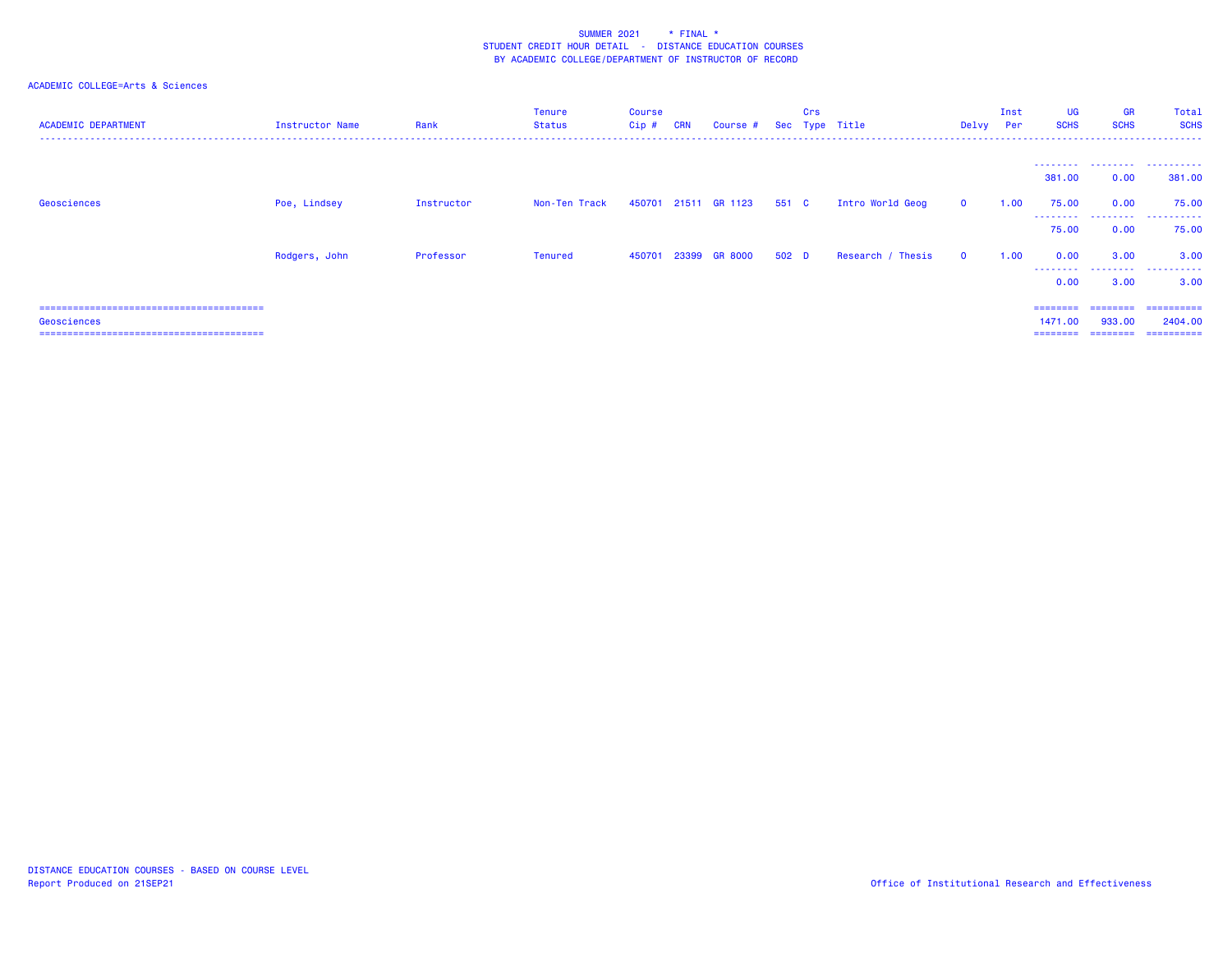SUMMER 2021 * FINAL *
STUDENT CREDIT HOUR DETAIL - DISTANCE EDUCATION COURSES
BY ACADEMIC COLLEGE/DEPARTMENT OF INSTRUCTOR OF RECORD

ACADEMIC COLLEGE=Arts & Sciences

| ACADEMIC DEPARTMENT | Instructor Name | Rank | Tenure Status | Course Cip # | CRN | Course # | Sec | Crs Type | Title | Delvy | Inst Per | UG SCHS | GR SCHS | Total SCHS |
|---|---|---|---|---|---|---|---|---|---|---|---|---|---|---|
| | | | | | | | | | | | | 381.00 | 0.00 | 381.00 |
| Geosciences | Poe, Lindsey | Instructor | Non-Ten Track | 450701 | 21511 | GR 1123 | 551 | C | Intro World Geog | O | 1.00 | 75.00 | 0.00 | 75.00 |
| | | | | | | | | | | | | 75.00 | 0.00 | 75.00 |
| | Rodgers, John | Professor | Tenured | 450701 | 23399 | GR 8000 | 502 | D | Research / Thesis | O | 1.00 | 0.00 | 3.00 | 3.00 |
| | | | | | | | | | | | | 0.00 | 3.00 | 3.00 |
| Geosciences | | | | | | | | | | | | 1471.00 | 933.00 | 2404.00 |

DISTANCE EDUCATION COURSES - BASED ON COURSE LEVEL
Report Produced on 21SEP21

Office of Institutional Research and Effectiveness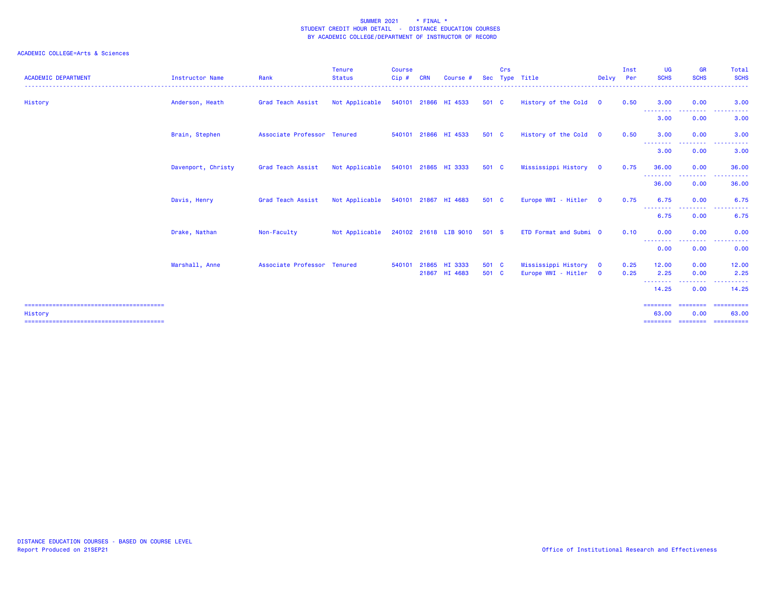SUMMER 2021 * FINAL *
STUDENT CREDIT HOUR DETAIL - DISTANCE EDUCATION COURSES
BY ACADEMIC COLLEGE/DEPARTMENT OF INSTRUCTOR OF RECORD

ACADEMIC COLLEGE=Arts & Sciences

| ACADEMIC DEPARTMENT | Instructor Name | Rank | Tenure Status | Course Cip # | CRN | Course # | Sec | Crs Type | Title | Delvy | Inst Per | UG SCHS | GR SCHS | Total SCHS |
|---|---|---|---|---|---|---|---|---|---|---|---|---|---|---|
| History | Anderson, Heath | Grad Teach Assist | Not Applicable | 540101 | 21866 | HI 4533 | 501 | C | History of the Cold | O | 0.50 | 3.00 | 0.00 | 3.00 |
| | | | | | | | | | | | | 3.00 | 0.00 | 3.00 |
| | Brain, Stephen | Associate Professor | Tenured | 540101 | 21866 | HI 4533 | 501 | C | History of the Cold | O | 0.50 | 3.00 | 0.00 | 3.00 |
| | | | | | | | | | | | | 3.00 | 0.00 | 3.00 |
| | Davenport, Christy | Grad Teach Assist | Not Applicable | 540101 | 21865 | HI 3333 | 501 | C | Mississippi History | O | 0.75 | 36.00 | 0.00 | 36.00 |
| | | | | | | | | | | | | 36.00 | 0.00 | 36.00 |
| | Davis, Henry | Grad Teach Assist | Not Applicable | 540101 | 21867 | HI 4683 | 501 | C | Europe WWI - Hitler | O | 0.75 | 6.75 | 0.00 | 6.75 |
| | | | | | | | | | | | | 6.75 | 0.00 | 6.75 |
| | Drake, Nathan | Non-Faculty | Not Applicable | 240102 | 21618 | LIB 9010 | 501 | S | ETD Format and Submi | O | 0.10 | 0.00 | 0.00 | 0.00 |
| | | | | | | | | | | | | 0.00 | 0.00 | 0.00 |
| | Marshall, Anne | Associate Professor | Tenured | 540101 | 21865 | HI 3333 | 501 | C | Mississippi History | O | 0.25 | 12.00 | 0.00 | 12.00 |
| | | | | | 21867 | HI 4683 | 501 | C | Europe WWI - Hitler | O | 0.25 | 2.25 | 0.00 | 2.25 |
| | | | | | | | | | | | | 14.25 | 0.00 | 14.25 |
| History | | | | | | | | | | | | 63.00 | 0.00 | 63.00 |

DISTANCE EDUCATION COURSES - BASED ON COURSE LEVEL
Report Produced on 21SEP21

Office of Institutional Research and Effectiveness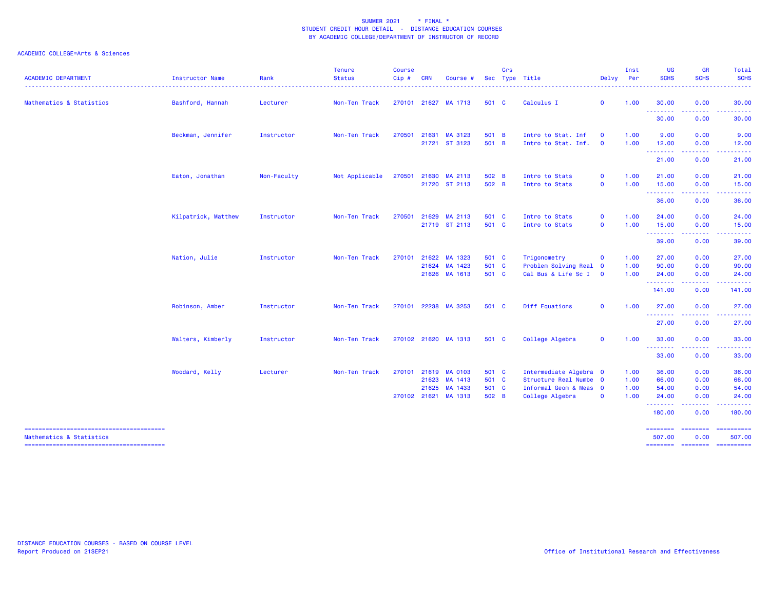SUMMER 2021 * FINAL *
STUDENT CREDIT HOUR DETAIL - DISTANCE EDUCATION COURSES
BY ACADEMIC COLLEGE/DEPARTMENT OF INSTRUCTOR OF RECORD

ACADEMIC COLLEGE=Arts & Sciences

| ACADEMIC DEPARTMENT | Instructor Name | Rank | Tenure Status | Course Cip # | CRN | Course # | Sec | Crs Type | Title | Delvy | Inst Per | UG SCHS | GR SCHS | Total SCHS |
|---|---|---|---|---|---|---|---|---|---|---|---|---|---|---|
| Mathematics & Statistics | Bashford, Hannah | Lecturer | Non-Ten Track | 270101 | 21627 | MA 1713 | 501 | C | Calculus I | O | 1.00 | 30.00 | 0.00 | 30.00 |
| | | | | | | | | | | | | 30.00 | 0.00 | 30.00 |
| | Beckman, Jennifer | Instructor | Non-Ten Track | 270501 | 21631 | MA 3123 | 501 | B | Intro to Stat. Inf | O | 1.00 | 9.00 | 0.00 | 9.00 |
| | | | | | 21721 | ST 3123 | 501 | B | Intro to Stat. Inf. | O | 1.00 | 12.00 | 0.00 | 12.00 |
| | | | | | | | | | | | | 21.00 | 0.00 | 21.00 |
| | Eaton, Jonathan | Non-Faculty | Not Applicable | 270501 | 21630 | MA 2113 | 502 | B | Intro to Stats | O | 1.00 | 21.00 | 0.00 | 21.00 |
| | | | | | 21720 | ST 2113 | 502 | B | Intro to Stats | O | 1.00 | 15.00 | 0.00 | 15.00 |
| | | | | | | | | | | | | 36.00 | 0.00 | 36.00 |
| | Kilpatrick, Matthew | Instructor | Non-Ten Track | 270501 | 21629 | MA 2113 | 501 | C | Intro to Stats | O | 1.00 | 24.00 | 0.00 | 24.00 |
| | | | | | 21719 | ST 2113 | 501 | C | Intro to Stats | O | 1.00 | 15.00 | 0.00 | 15.00 |
| | | | | | | | | | | | | 39.00 | 0.00 | 39.00 |
| | Nation, Julie | Instructor | Non-Ten Track | 270101 | 21622 | MA 1323 | 501 | C | Trigonometry | O | 1.00 | 27.00 | 0.00 | 27.00 |
| | | | | | 21624 | MA 1423 | 501 | C | Problem Solving Real | O | 1.00 | 90.00 | 0.00 | 90.00 |
| | | | | | 21626 | MA 1613 | 501 | C | Cal Bus & Life Sc I | O | 1.00 | 24.00 | 0.00 | 24.00 |
| | | | | | | | | | | | | 141.00 | 0.00 | 141.00 |
| | Robinson, Amber | Instructor | Non-Ten Track | 270101 | 22238 | MA 3253 | 501 | C | Diff Equations | O | 1.00 | 27.00 | 0.00 | 27.00 |
| | | | | | | | | | | | | 27.00 | 0.00 | 27.00 |
| | Walters, Kimberly | Instructor | Non-Ten Track | 270102 | 21620 | MA 1313 | 501 | C | College Algebra | O | 1.00 | 33.00 | 0.00 | 33.00 |
| | | | | | | | | | | | | 33.00 | 0.00 | 33.00 |
| | Woodard, Kelly | Lecturer | Non-Ten Track | 270101 | 21619 | MA 0103 | 501 | C | Intermediate Algebra | O | 1.00 | 36.00 | 0.00 | 36.00 |
| | | | | | 21623 | MA 1413 | 501 | C | Structure Real Numbe | O | 1.00 | 66.00 | 0.00 | 66.00 |
| | | | | | 21625 | MA 1433 | 501 | C | Informal Geom & Meas | O | 1.00 | 54.00 | 0.00 | 54.00 |
| | | | | 270102 | 21621 | MA 1313 | 502 | B | College Algebra | O | 1.00 | 24.00 | 0.00 | 24.00 |
| | | | | | | | | | | | | 180.00 | 0.00 | 180.00 |
| Mathematics & Statistics | | | | | | | | | | | | 507.00 | 0.00 | 507.00 |

DISTANCE EDUCATION COURSES - BASED ON COURSE LEVEL
Report Produced on 21SEP21

Office of Institutional Research and Effectiveness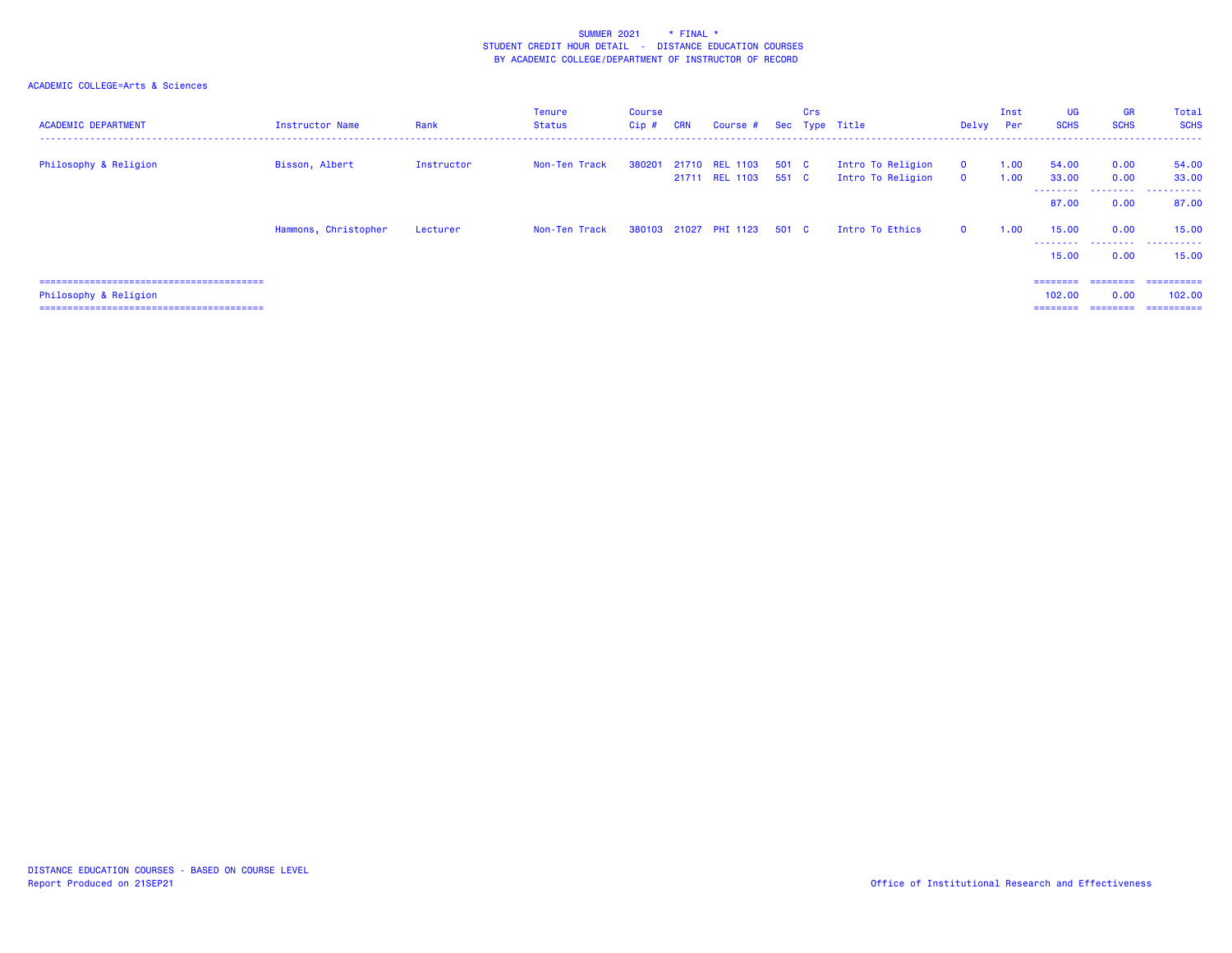SUMMER 2021 * FINAL *
STUDENT CREDIT HOUR DETAIL - DISTANCE EDUCATION COURSES
BY ACADEMIC COLLEGE/DEPARTMENT OF INSTRUCTOR OF RECORD

ACADEMIC COLLEGE=Arts & Sciences

| ACADEMIC DEPARTMENT | Instructor Name | Rank | Tenure Status | Course Cip # | CRN | Course # | Sec | Crs Type | Title | Delvy | Inst Per | UG SCHS | GR SCHS | Total SCHS |
|---|---|---|---|---|---|---|---|---|---|---|---|---|---|---|
| Philosophy & Religion | Bisson, Albert | Instructor | Non-Ten Track | 380201 | 21710 | REL 1103 | 501 | C | Intro To Religion | O | 1.00 | 54.00 | 0.00 | 54.00 |
| | | | | | 21711 | REL 1103 | 551 | C | Intro To Religion | O | 1.00 | 33.00 | 0.00 | 33.00 |
| | | | | | | | | | | | | 87.00 | 0.00 | 87.00 |
| | Hammons, Christopher | Lecturer | Non-Ten Track | 380103 | 21027 | PHI 1123 | 501 | C | Intro To Ethics | O | 1.00 | 15.00 | 0.00 | 15.00 |
| | | | | | | | | | | | | 15.00 | 0.00 | 15.00 |
| Philosophy & Religion | | | | | | | | | | | | 102.00 | 0.00 | 102.00 |

DISTANCE EDUCATION COURSES - BASED ON COURSE LEVEL
Report Produced on 21SEP21

Office of Institutional Research and Effectiveness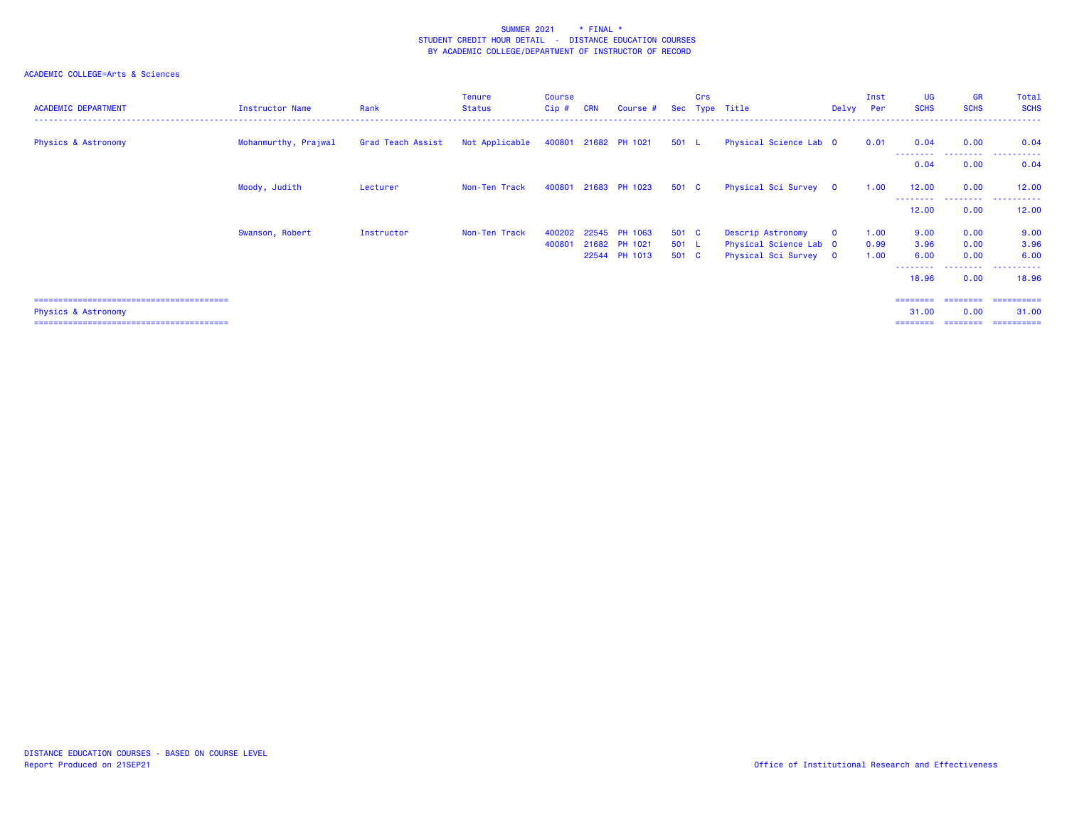SUMMER 2021 * FINAL *
STUDENT CREDIT HOUR DETAIL - DISTANCE EDUCATION COURSES
BY ACADEMIC COLLEGE/DEPARTMENT OF INSTRUCTOR OF RECORD

ACADEMIC COLLEGE=Arts & Sciences

| ACADEMIC DEPARTMENT | Instructor Name | Rank | Tenure Status | Course Cip # | CRN | Course # | Sec | Crs Type | Title | Delvy | Inst Per | UG SCHS | GR SCHS | Total SCHS |
|---|---|---|---|---|---|---|---|---|---|---|---|---|---|---|
| Physics & Astronomy | Mohanmurthy, Prajwal | Grad Teach Assist | Not Applicable | 400801 | 21682 | PH 1021 | 501 | L | Physical Science Lab | O | 0.01 | 0.04 | 0.00 | 0.04 |
| | | | | | | | | | | | | 0.04 | 0.00 | 0.04 |
| | Moody, Judith | Lecturer | Non-Ten Track | 400801 | 21683 | PH 1023 | 501 | C | Physical Sci Survey | O | 1.00 | 12.00 | 0.00 | 12.00 |
| | | | | | | | | | | | | 12.00 | 0.00 | 12.00 |
| | Swanson, Robert | Instructor | Non-Ten Track | 400202 | 22545 | PH 1063 | 501 | C | Descrip Astronomy | O | 1.00 | 9.00 | 0.00 | 9.00 |
| | | | | 400801 | 21682 | PH 1021 | 501 | L | Physical Science Lab | O | 0.99 | 3.96 | 0.00 | 3.96 |
| | | | | | 22544 | PH 1013 | 501 | C | Physical Sci Survey | O | 1.00 | 6.00 | 0.00 | 6.00 |
| | | | | | | | | | | | | 18.96 | 0.00 | 18.96 |
| Physics & Astronomy | | | | | | | | | | | | 31.00 | 0.00 | 31.00 |

DISTANCE EDUCATION COURSES - BASED ON COURSE LEVEL
Report Produced on 21SEP21

Office of Institutional Research and Effectiveness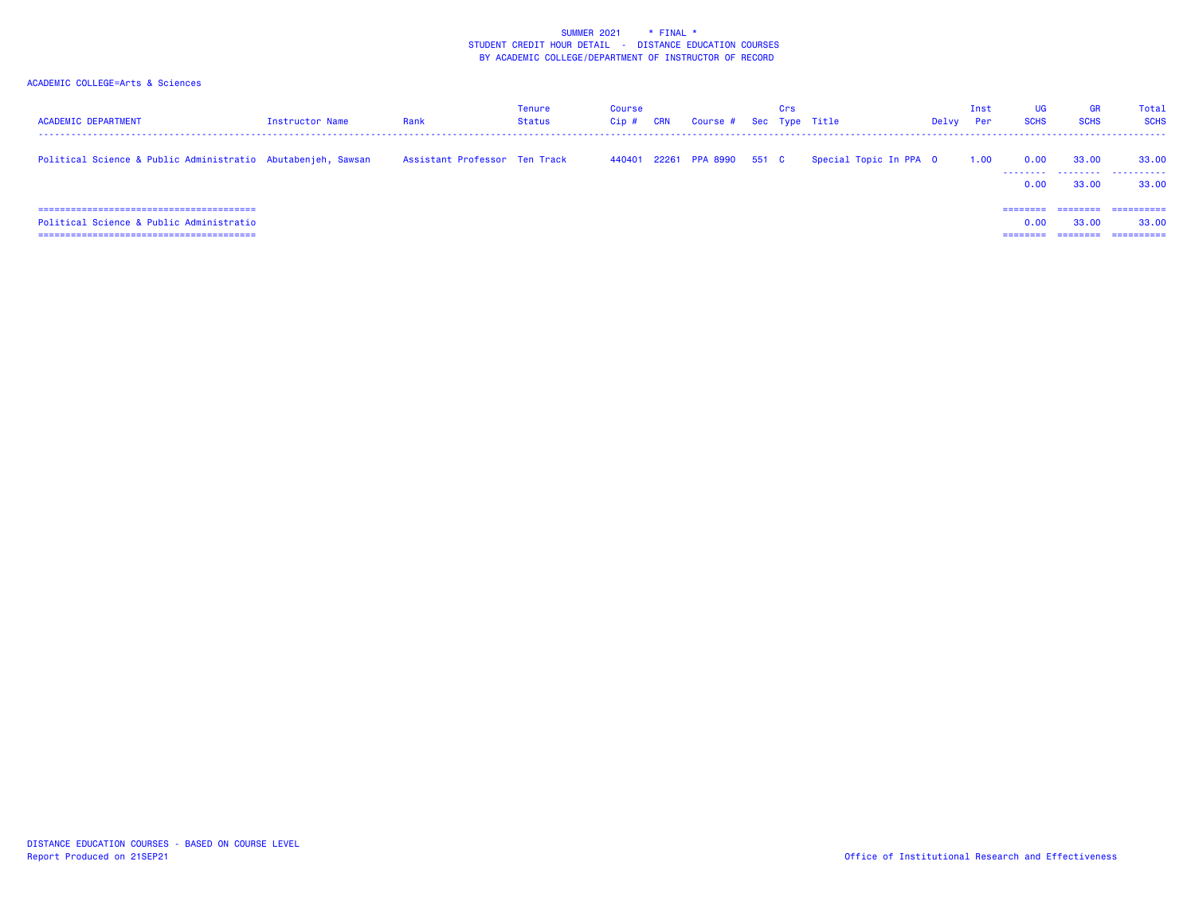SUMMER 2021 * FINAL *
STUDENT CREDIT HOUR DETAIL - DISTANCE EDUCATION COURSES
BY ACADEMIC COLLEGE/DEPARTMENT OF INSTRUCTOR OF RECORD

ACADEMIC COLLEGE=Arts & Sciences

| ACADEMIC DEPARTMENT | Instructor Name | Rank | Tenure Status | Course Cip # | CRN | Course # | Sec | Crs Type | Title | Delvy | Inst Per | UG SCHS | GR SCHS | Total SCHS |
|---|---|---|---|---|---|---|---|---|---|---|---|---|---|---|
| Political Science & Public Administratio | Abutabenjeh, Sawsan | Assistant Professor | Ten Track | 440401 | 22261 | PPA 8990 | 551 | C | Special Topic In PPA | O | 1.00 | 0.00 | 33.00 | 33.00 |
| | | | | | | | | | | | | 0.00 | 33.00 | 33.00 |
| Political Science & Public Administratio | | | | | | | | | | | | 0.00 | 33.00 | 33.00 |

DISTANCE EDUCATION COURSES - BASED ON COURSE LEVEL
Report Produced on 21SEP21

Office of Institutional Research and Effectiveness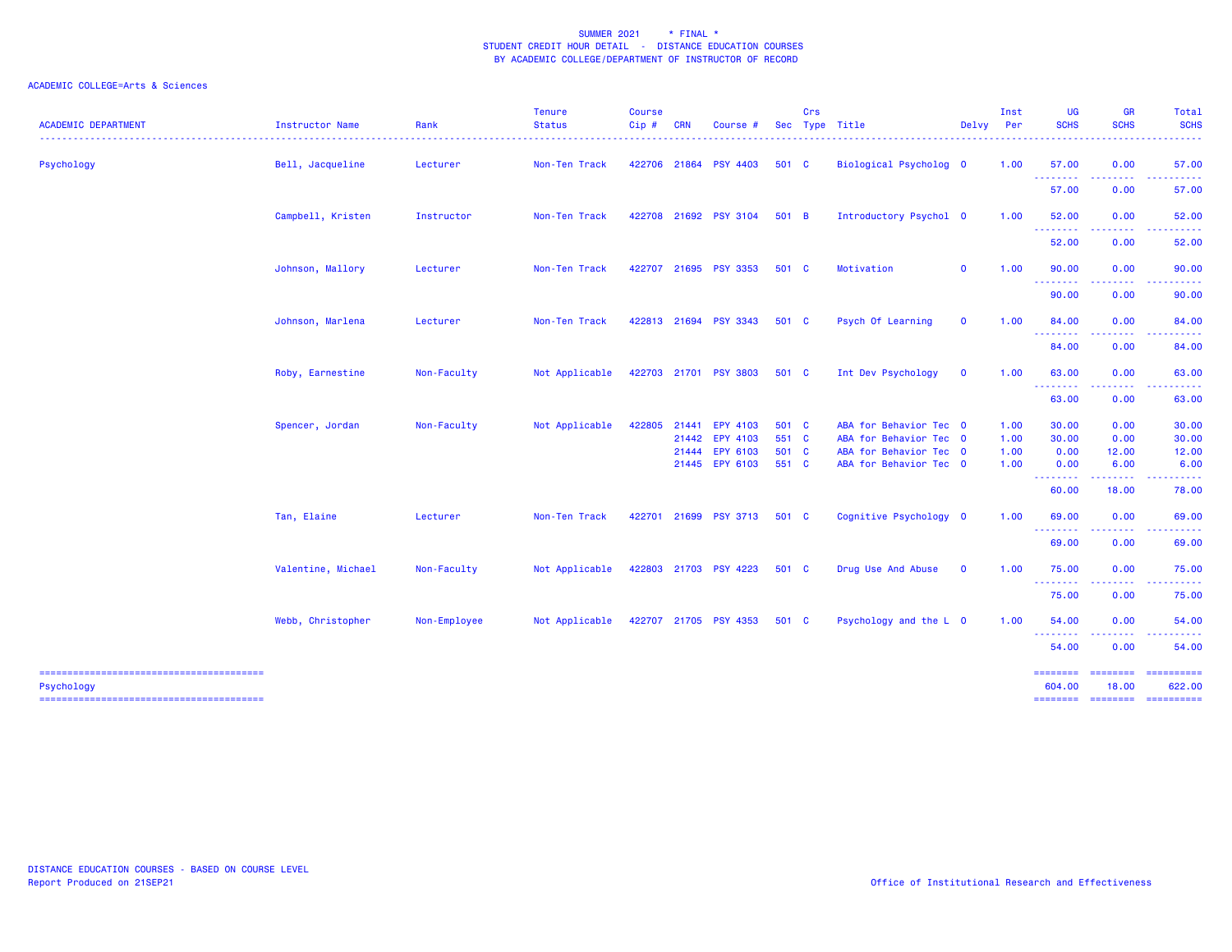SUMMER 2021 * FINAL *
STUDENT CREDIT HOUR DETAIL - DISTANCE EDUCATION COURSES
BY ACADEMIC COLLEGE/DEPARTMENT OF INSTRUCTOR OF RECORD

ACADEMIC COLLEGE=Arts & Sciences

| ACADEMIC DEPARTMENT | Instructor Name | Rank | Tenure Status | Course Cip # | CRN | Course # | Sec | Crs Type | Title | Delvy | Inst Per | UG SCHS | GR SCHS | Total SCHS |
|---|---|---|---|---|---|---|---|---|---|---|---|---|---|---|
| Psychology | Bell, Jacqueline | Lecturer | Non-Ten Track | 422706 | 21864 | PSY 4403 | 501 | C | Biological Psycholog | O | 1.00 | 57.00 | 0.00 | 57.00 |
| | | | | | | | | | | | | 57.00 | 0.00 | 57.00 |
| | Campbell, Kristen | Instructor | Non-Ten Track | 422708 | 21692 | PSY 3104 | 501 | B | Introductory Psychol | O | 1.00 | 52.00 | 0.00 | 52.00 |
| | | | | | | | | | | | | 52.00 | 0.00 | 52.00 |
| | Johnson, Mallory | Lecturer | Non-Ten Track | 422707 | 21695 | PSY 3353 | 501 | C | Motivation | O | 1.00 | 90.00 | 0.00 | 90.00 |
| | | | | | | | | | | | | 90.00 | 0.00 | 90.00 |
| | Johnson, Marlena | Lecturer | Non-Ten Track | 422813 | 21694 | PSY 3343 | 501 | C | Psych Of Learning | O | 1.00 | 84.00 | 0.00 | 84.00 |
| | | | | | | | | | | | | 84.00 | 0.00 | 84.00 |
| | Roby, Earnestine | Non-Faculty | Not Applicable | 422703 | 21701 | PSY 3803 | 501 | C | Int Dev Psychology | O | 1.00 | 63.00 | 0.00 | 63.00 |
| | | | | | | | | | | | | 63.00 | 0.00 | 63.00 |
| | Spencer, Jordan | Non-Faculty | Not Applicable | 422805 | 21441 | EPY 4103 | 501 | C | ABA for Behavior Tec | O | 1.00 | 30.00 | 0.00 | 30.00 |
| | | | | | 21442 | EPY 4103 | 551 | C | ABA for Behavior Tec | O | 1.00 | 30.00 | 0.00 | 30.00 |
| | | | | | 21444 | EPY 6103 | 501 | C | ABA for Behavior Tec | O | 1.00 | 0.00 | 12.00 | 12.00 |
| | | | | | 21445 | EPY 6103 | 551 | C | ABA for Behavior Tec | O | 1.00 | 0.00 | 6.00 | 6.00 |
| | | | | | | | | | | | | 60.00 | 18.00 | 78.00 |
| | Tan, Elaine | Lecturer | Non-Ten Track | 422701 | 21699 | PSY 3713 | 501 | C | Cognitive Psychology | O | 1.00 | 69.00 | 0.00 | 69.00 |
| | | | | | | | | | | | | 69.00 | 0.00 | 69.00 |
| | Valentine, Michael | Non-Faculty | Not Applicable | 422803 | 21703 | PSY 4223 | 501 | C | Drug Use And Abuse | O | 1.00 | 75.00 | 0.00 | 75.00 |
| | | | | | | | | | | | | 75.00 | 0.00 | 75.00 |
| | Webb, Christopher | Non-Employee | Not Applicable | 422707 | 21705 | PSY 4353 | 501 | C | Psychology and the L | O | 1.00 | 54.00 | 0.00 | 54.00 |
| | | | | | | | | | | | | 54.00 | 0.00 | 54.00 |
| Psychology | | | | | | | | | | | | 604.00 | 18.00 | 622.00 |

DISTANCE EDUCATION COURSES - BASED ON COURSE LEVEL
Report Produced on 21SEP21

Office of Institutional Research and Effectiveness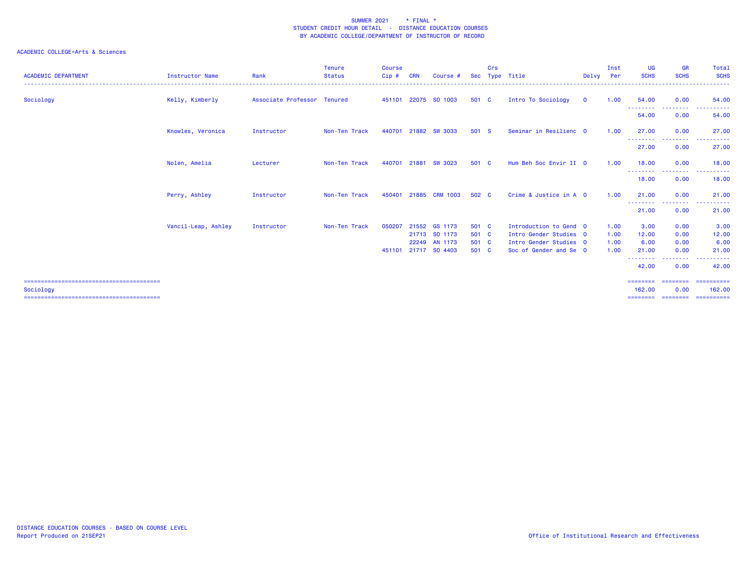SUMMER 2021 * FINAL *
STUDENT CREDIT HOUR DETAIL - DISTANCE EDUCATION COURSES
BY ACADEMIC COLLEGE/DEPARTMENT OF INSTRUCTOR OF RECORD

ACADEMIC COLLEGE=Arts & Sciences

| ACADEMIC DEPARTMENT | Instructor Name | Rank | Tenure Status | Course Cip # | CRN | Course # | Sec | Crs Type | Title | Delvy | Inst Per | UG SCHS | GR SCHS | Total SCHS |
|---|---|---|---|---|---|---|---|---|---|---|---|---|---|---|
| Sociology | Kelly, Kimberly | Associate Professor | Tenured | 451101 | 22075 | SO 1003 | 501 | C | Intro To Sociology | O | 1.00 | 54.00 | 0.00 | 54.00 |
| | | | | | | | | | | | | 54.00 | 0.00 | 54.00 |
| | Knowles, Veronica | Instructor | Non-Ten Track | 440701 | 21882 | SW 3033 | 501 | S | Seminar in Resilienc | O | 1.00 | 27.00 | 0.00 | 27.00 |
| | | | | | | | | | | | | 27.00 | 0.00 | 27.00 |
| | Nolen, Amelia | Lecturer | Non-Ten Track | 440701 | 21881 | SW 3023 | 501 | C | Hum Beh Soc Envir II | O | 1.00 | 18.00 | 0.00 | 18.00 |
| | | | | | | | | | | | | 18.00 | 0.00 | 18.00 |
| | Perry, Ashley | Instructor | Non-Ten Track | 450401 | 21885 | CRM 1003 | 502 | C | Crime & Justice in A | O | 1.00 | 21.00 | 0.00 | 21.00 |
| | | | | | | | | | | | | 21.00 | 0.00 | 21.00 |
| | Vancil-Leap, Ashley | Instructor | Non-Ten Track | 050207 | 21552 | GS 1173 | 501 | C | Introduction to Gend | O | 1.00 | 3.00 | 0.00 | 3.00 |
| | | | | | 21713 | SO 1173 | 501 | C | Intro Gender Studies | O | 1.00 | 12.00 | 0.00 | 12.00 |
| | | | | | 22249 | AN 1173 | 501 | C | Intro Gender Studies | O | 1.00 | 6.00 | 0.00 | 6.00 |
| | | | | 451101 | 21717 | SO 4403 | 501 | C | Soc of Gender and Se | O | 1.00 | 21.00 | 0.00 | 21.00 |
| | | | | | | | | | | | | 42.00 | 0.00 | 42.00 |
| Sociology | | | | | | | | | | | | 162.00 | 0.00 | 162.00 |

DISTANCE EDUCATION COURSES - BASED ON COURSE LEVEL
Report Produced on 21SEP21

Office of Institutional Research and Effectiveness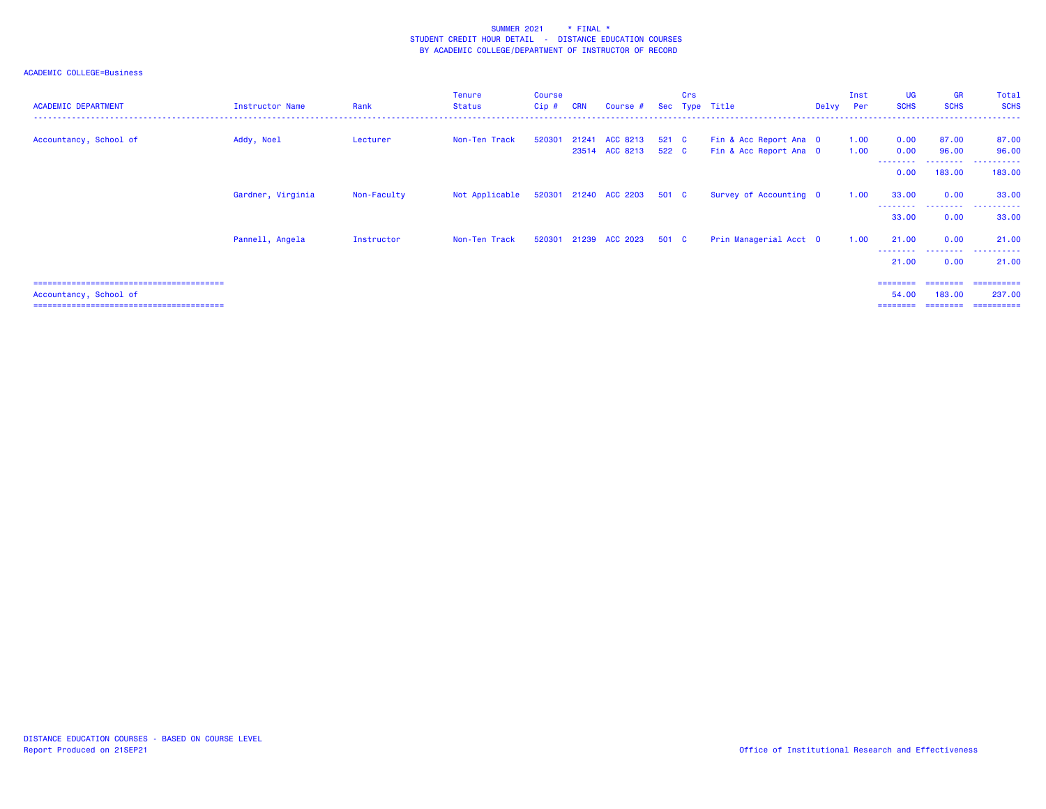SUMMER 2021 * FINAL *
STUDENT CREDIT HOUR DETAIL - DISTANCE EDUCATION COURSES
BY ACADEMIC COLLEGE/DEPARTMENT OF INSTRUCTOR OF RECORD

ACADEMIC COLLEGE=Business

| ACADEMIC DEPARTMENT | Instructor Name | Rank | Tenure Status | Course Cip # | CRN | Course # | Sec | Crs Type | Title | Delvy | Inst Per | UG SCHS | GR SCHS | Total SCHS |
|---|---|---|---|---|---|---|---|---|---|---|---|---|---|---|
| Accountancy, School of | Addy, Noel | Lecturer | Non-Ten Track | 520301 | 21241 | ACC 8213 | 521 | C | Fin & Acc Report Ana | O | 1.00 | 0.00 | 87.00 | 87.00 |
| | | | | | 23514 | ACC 8213 | 522 | C | Fin & Acc Report Ana | O | 1.00 | 0.00 | 96.00 | 96.00 |
| | | | | | | | | | | | | 0.00 | 183.00 | 183.00 |
| | Gardner, Virginia | Non-Faculty | Not Applicable | 520301 | 21240 | ACC 2203 | 501 | C | Survey of Accounting | O | 1.00 | 33.00 | 0.00 | 33.00 |
| | | | | | | | | | | | | 33.00 | 0.00 | 33.00 |
| | Pannell, Angela | Instructor | Non-Ten Track | 520301 | 21239 | ACC 2023 | 501 | C | Prin Managerial Acct | O | 1.00 | 21.00 | 0.00 | 21.00 |
| | | | | | | | | | | | | 21.00 | 0.00 | 21.00 |
| Accountancy, School of | | | | | | | | | | | | 54.00 | 183.00 | 237.00 |

DISTANCE EDUCATION COURSES - BASED ON COURSE LEVEL
Report Produced on 21SEP21

Office of Institutional Research and Effectiveness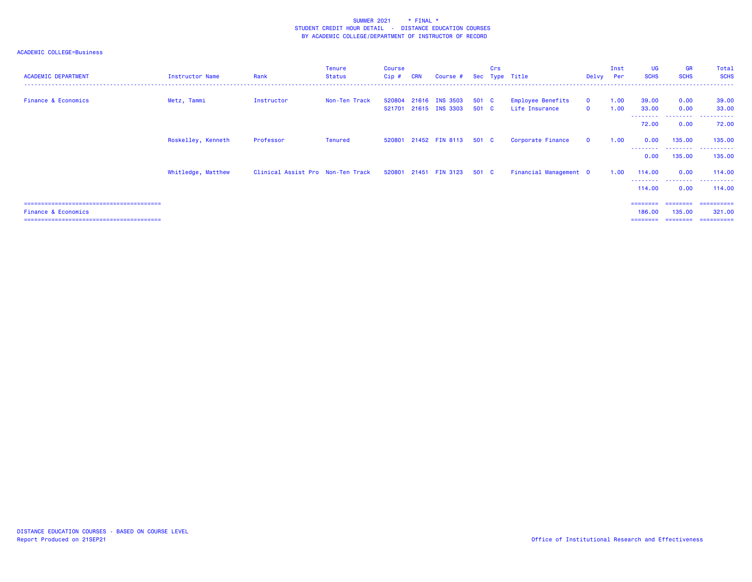SUMMER 2021 * FINAL *
STUDENT CREDIT HOUR DETAIL - DISTANCE EDUCATION COURSES
BY ACADEMIC COLLEGE/DEPARTMENT OF INSTRUCTOR OF RECORD

ACADEMIC COLLEGE=Business

| ACADEMIC DEPARTMENT | Instructor Name | Rank | Tenure Status | Course Cip # | CRN | Course # | Sec | Crs Type | Title | Delvy | Inst Per | UG SCHS | GR SCHS | Total SCHS |
|---|---|---|---|---|---|---|---|---|---|---|---|---|---|---|
| Finance & Economics | Metz, Tammi | Instructor | Non-Ten Track | 520804 | 21616 | INS 3503 | 501 | C | Employee Benefits | 0 | 1.00 | 39.00 | 0.00 | 39.00 |
| | | | | 521701 | 21615 | INS 3303 | 501 | C | Life Insurance | 0 | 1.00 | 33.00 | 0.00 | 33.00 |
| | | | | | | | | | | | | 72.00 | 0.00 | 72.00 |
| | Roskelley, Kenneth | Professor | Tenured | 520801 | 21452 | FIN 8113 | 501 | C | Corporate Finance | 0 | 1.00 | 0.00 | 135.00 | 135.00 |
| | | | | | | | | | | | | 0.00 | 135.00 | 135.00 |
| | Whitledge, Matthew | Clinical Assist Pro | Non-Ten Track | 520801 | 21451 | FIN 3123 | 501 | C | Financial Management | 0 | 1.00 | 114.00 | 0.00 | 114.00 |
| | | | | | | | | | | | | 114.00 | 0.00 | 114.00 |
| Finance & Economics | | | | | | | | | | | | 186.00 | 135.00 | 321.00 |

DISTANCE EDUCATION COURSES - BASED ON COURSE LEVEL
Report Produced on 21SEP21

Office of Institutional Research and Effectiveness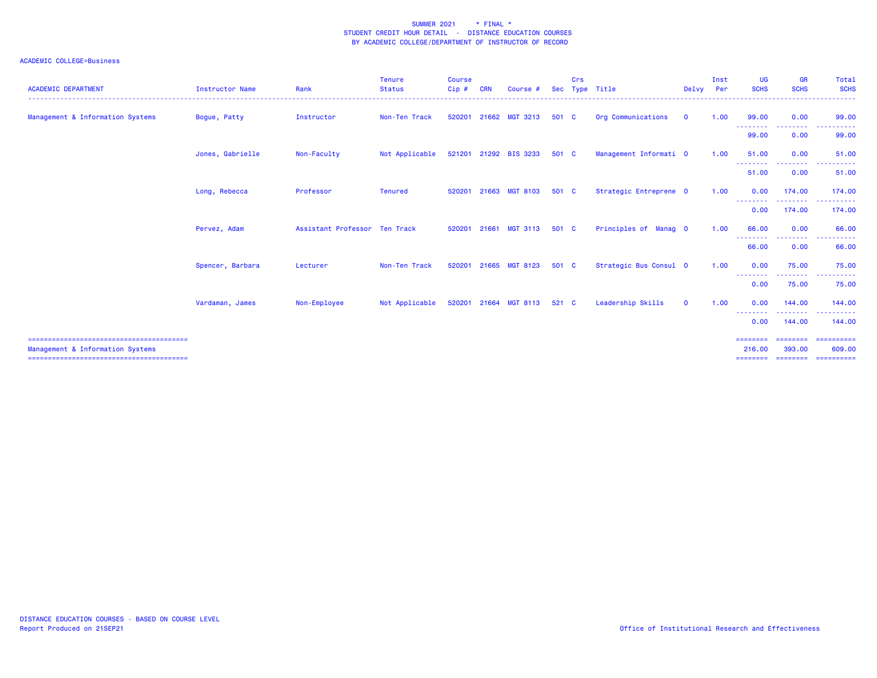SUMMER 2021 * FINAL *
STUDENT CREDIT HOUR DETAIL - DISTANCE EDUCATION COURSES
BY ACADEMIC COLLEGE/DEPARTMENT OF INSTRUCTOR OF RECORD

ACADEMIC COLLEGE=Business

| ACADEMIC DEPARTMENT | Instructor Name | Rank | Tenure Status | Course Cip # | CRN | Course # | Sec | Crs Type | Title | Delvy | Inst Per | UG SCHS | GR SCHS | Total SCHS |
|---|---|---|---|---|---|---|---|---|---|---|---|---|---|---|
| Management & Information Systems | Bogue, Patty | Instructor | Non-Ten Track | 520201 | 21662 | MGT 3213 | 501 | C | Org Communications | O | 1.00 | 99.00 | 0.00 | 99.00 |
| | | | | | | | | | | | | 99.00 | 0.00 | 99.00 |
| | Jones, Gabrielle | Non-Faculty | Not Applicable | 521201 | 21292 | BIS 3233 | 501 | C | Management Informati | O | 1.00 | 51.00 | 0.00 | 51.00 |
| | | | | | | | | | | | | 51.00 | 0.00 | 51.00 |
| | Long, Rebecca | Professor | Tenured | 520201 | 21663 | MGT 8103 | 501 | C | Strategic Entreprene | O | 1.00 | 0.00 | 174.00 | 174.00 |
| | | | | | | | | | | | | 0.00 | 174.00 | 174.00 |
| | Pervez, Adam | Assistant Professor | Ten Track | 520201 | 21661 | MGT 3113 | 501 | C | Principles of Manag | O | 1.00 | 66.00 | 0.00 | 66.00 |
| | | | | | | | | | | | | 66.00 | 0.00 | 66.00 |
| | Spencer, Barbara | Lecturer | Non-Ten Track | 520201 | 21665 | MGT 8123 | 501 | C | Strategic Bus Consul | O | 1.00 | 0.00 | 75.00 | 75.00 |
| | | | | | | | | | | | | 0.00 | 75.00 | 75.00 |
| | Vardaman, James | Non-Employee | Not Applicable | 520201 | 21664 | MGT 8113 | 521 | C | Leadership Skills | O | 1.00 | 0.00 | 144.00 | 144.00 |
| | | | | | | | | | | | | 0.00 | 144.00 | 144.00 |
| Management & Information Systems | | | | | | | | | | | | 216.00 | 393.00 | 609.00 |

DISTANCE EDUCATION COURSES - BASED ON COURSE LEVEL
Report Produced on 21SEP21

Office of Institutional Research and Effectiveness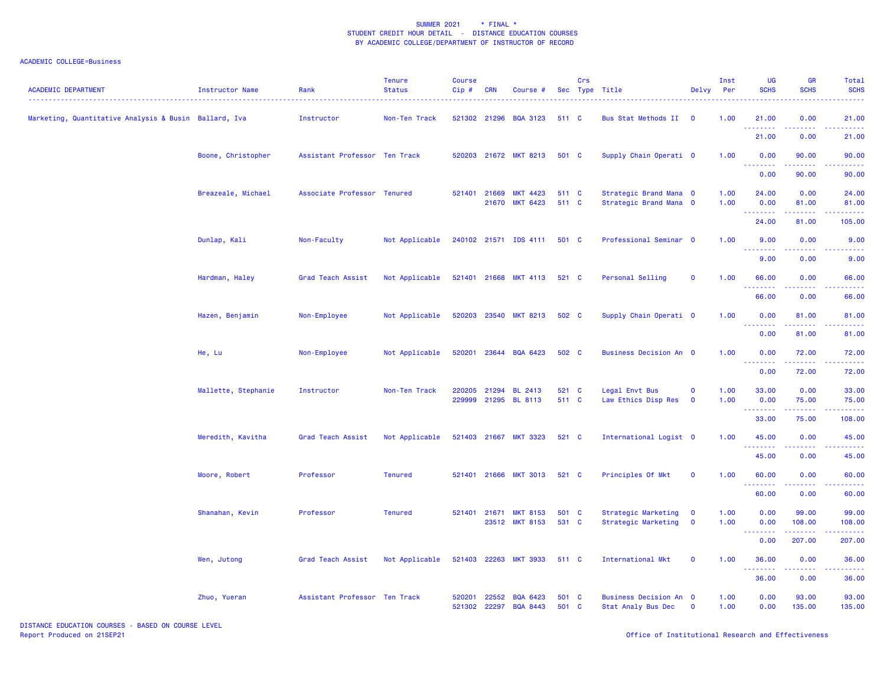SUMMER 2021 * FINAL *
STUDENT CREDIT HOUR DETAIL - DISTANCE EDUCATION COURSES
BY ACADEMIC COLLEGE/DEPARTMENT OF INSTRUCTOR OF RECORD

ACADEMIC COLLEGE=Business

| ACADEMIC DEPARTMENT | Instructor Name | Rank | Tenure Status | Course Cip # | CRN | Course # | Sec | Crs Type | Title | Delvy | Inst Per | UG SCHS | GR SCHS | Total SCHS |
|---|---|---|---|---|---|---|---|---|---|---|---|---|---|---|
| Marketing, Quantitative Analysis & Busin | Ballard, Iva | Instructor | Non-Ten Track | 521302 | 21296 | BQA 3123 | 511 | C | Bus Stat Methods II | O | 1.00 | 21.00 | 0.00 | 21.00 |
| | | | | | | | | | | | | 21.00 | 0.00 | 21.00 |
| | Boone, Christopher | Assistant Professor | Ten Track | 520203 | 21672 | MKT 8213 | 501 | C | Supply Chain Operati | O | 1.00 | 0.00 | 90.00 | 90.00 |
| | | | | | | | | | | | | 0.00 | 90.00 | 90.00 |
| | Breazeale, Michael | Associate Professor | Tenured | 521401 | 21669 | MKT 4423 | 511 | C | Strategic Brand Mana | O | 1.00 | 24.00 | 0.00 | 24.00 |
| | | | | | 21670 | MKT 6423 | 511 | C | Strategic Brand Mana | O | 1.00 | 0.00 | 81.00 | 81.00 |
| | | | | | | | | | | | | 24.00 | 81.00 | 105.00 |
| | Dunlap, Kali | Non-Faculty | Not Applicable | 240102 | 21571 | IDS 4111 | 501 | C | Professional Seminar | O | 1.00 | 9.00 | 0.00 | 9.00 |
| | | | | | | | | | | | | 9.00 | 0.00 | 9.00 |
| | Hardman, Haley | Grad Teach Assist | Not Applicable | 521401 | 21668 | MKT 4113 | 521 | C | Personal Selling | O | 1.00 | 66.00 | 0.00 | 66.00 |
| | | | | | | | | | | | | 66.00 | 0.00 | 66.00 |
| | Hazen, Benjamin | Non-Employee | Not Applicable | 520203 | 23540 | MKT 8213 | 502 | C | Supply Chain Operati | O | 1.00 | 0.00 | 81.00 | 81.00 |
| | | | | | | | | | | | | 0.00 | 81.00 | 81.00 |
| | He, Lu | Non-Employee | Not Applicable | 520201 | 23644 | BQA 6423 | 502 | C | Business Decision An | O | 1.00 | 0.00 | 72.00 | 72.00 |
| | | | | | | | | | | | | 0.00 | 72.00 | 72.00 |
| | Mallette, Stephanie | Instructor | Non-Ten Track | 220205 | 21294 | BL 2413 | 521 | C | Legal Envt Bus | O | 1.00 | 33.00 | 0.00 | 33.00 |
| | | | | 229999 | 21295 | BL 8113 | 511 | C | Law Ethics Disp Res | O | 1.00 | 0.00 | 75.00 | 75.00 |
| | | | | | | | | | | | | 33.00 | 75.00 | 108.00 |
| | Meredith, Kavitha | Grad Teach Assist | Not Applicable | 521403 | 21667 | MKT 3323 | 521 | C | International Logist | O | 1.00 | 45.00 | 0.00 | 45.00 |
| | | | | | | | | | | | | 45.00 | 0.00 | 45.00 |
| | Moore, Robert | Professor | Tenured | 521401 | 21666 | MKT 3013 | 521 | C | Principles Of Mkt | O | 1.00 | 60.00 | 0.00 | 60.00 |
| | | | | | | | | | | | | 60.00 | 0.00 | 60.00 |
| | Shanahan, Kevin | Professor | Tenured | 521401 | 21671 | MKT 8153 | 501 | C | Strategic Marketing | O | 1.00 | 0.00 | 99.00 | 99.00 |
| | | | | | 23512 | MKT 8153 | 531 | C | Strategic Marketing | O | 1.00 | 0.00 | 108.00 | 108.00 |
| | | | | | | | | | | | | 0.00 | 207.00 | 207.00 |
| | Wen, Jutong | Grad Teach Assist | Not Applicable | 521403 | 22263 | MKT 3933 | 511 | C | International Mkt | O | 1.00 | 36.00 | 0.00 | 36.00 |
| | | | | | | | | | | | | 36.00 | 0.00 | 36.00 |
| | Zhuo, Yueran | Assistant Professor | Ten Track | 520201 | 22552 | BQA 6423 | 501 | C | Business Decision An | O | 1.00 | 0.00 | 93.00 | 93.00 |
| | | | | 521302 | 22297 | BQA 8443 | 501 | C | Stat Analy Bus Dec | O | 1.00 | 0.00 | 135.00 | 135.00 |

DISTANCE EDUCATION COURSES - BASED ON COURSE LEVEL
Report Produced on 21SEP21

Office of Institutional Research and Effectiveness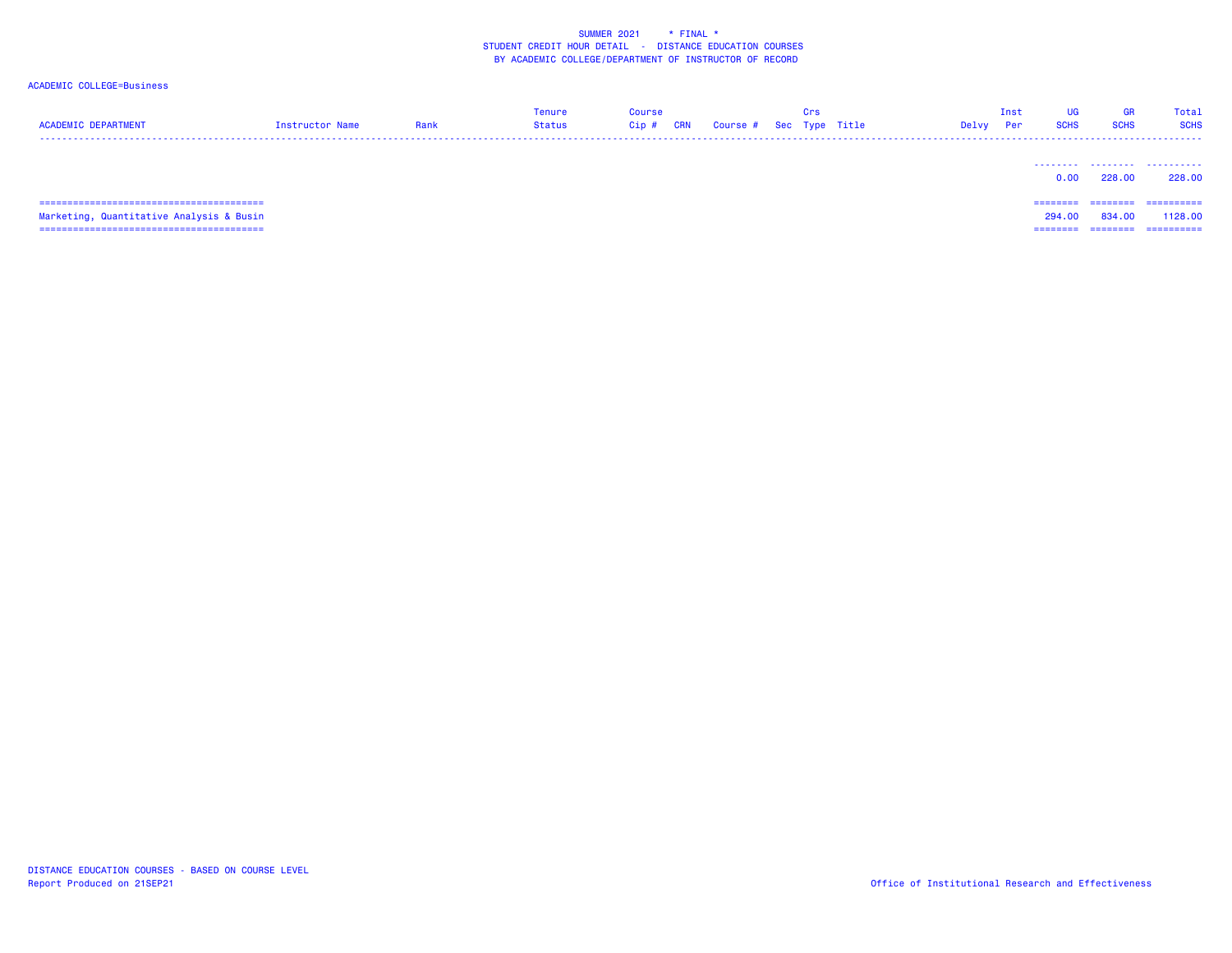SUMMER 2021 * FINAL *
STUDENT CREDIT HOUR DETAIL - DISTANCE EDUCATION COURSES
BY ACADEMIC COLLEGE/DEPARTMENT OF INSTRUCTOR OF RECORD

ACADEMIC COLLEGE=Business

| ACADEMIC DEPARTMENT | Instructor Name | Rank | Tenure Status | Course Cip # | CRN | Course # | Sec | Crs Type | Title | Delvy | Inst Per | UG SCHS | GR SCHS | Total SCHS |
|---|---|---|---|---|---|---|---|---|---|---|---|---|---|---|
| | | | | | | | | | | | | 0.00 | 228.00 | 228.00 |
| Marketing, Quantitative Analysis & Busin | | | | | | | | | | | | 294.00 | 834.00 | 1128.00 |

DISTANCE EDUCATION COURSES - BASED ON COURSE LEVEL
Report Produced on 21SEP21

Office of Institutional Research and Effectiveness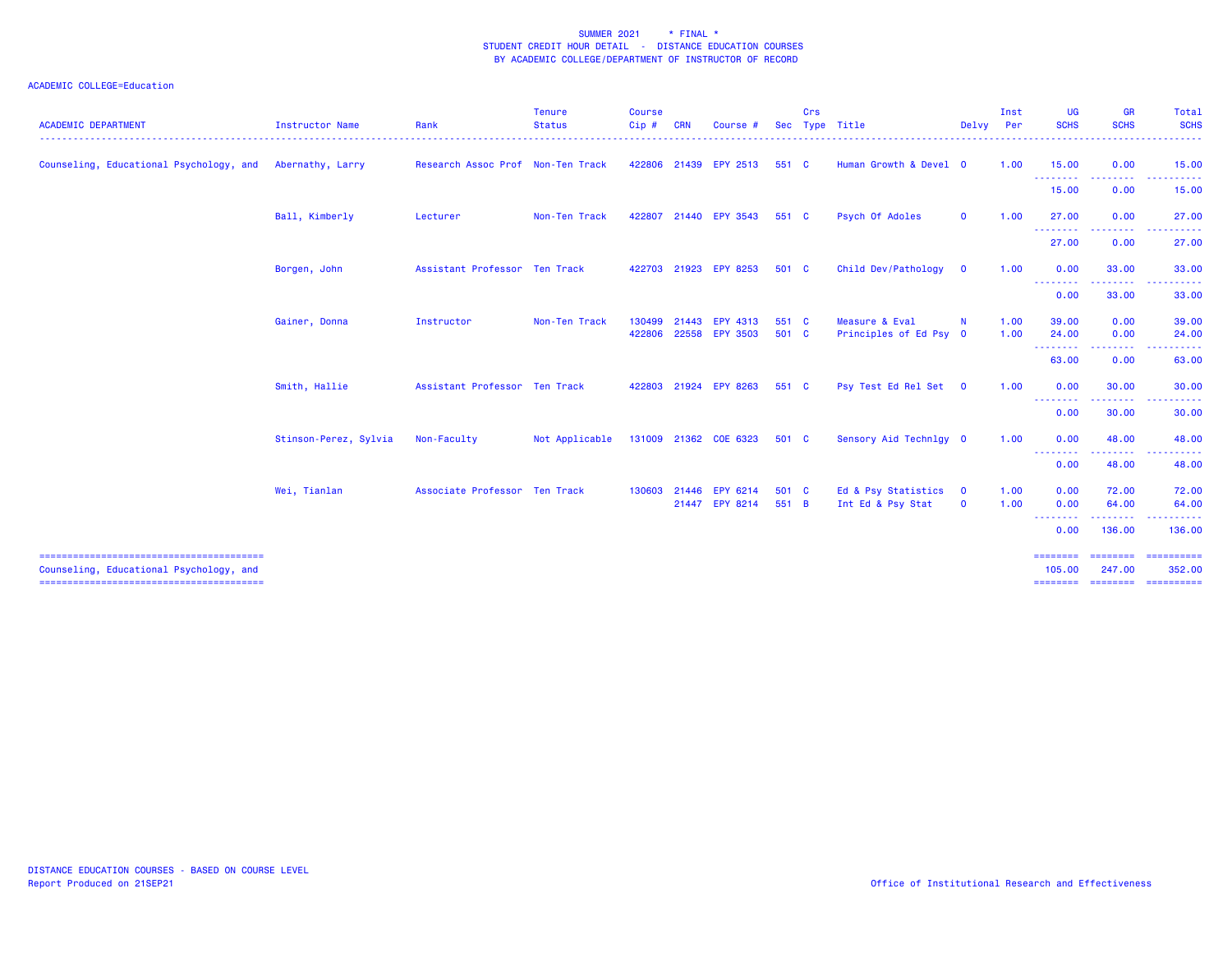SUMMER 2021 * FINAL *
STUDENT CREDIT HOUR DETAIL - DISTANCE EDUCATION COURSES
BY ACADEMIC COLLEGE/DEPARTMENT OF INSTRUCTOR OF RECORD

ACADEMIC COLLEGE=Education

| ACADEMIC DEPARTMENT | Instructor Name | Rank | Tenure Status | Course Cip # | CRN | Course # | Sec | Crs Type | Title | Delvy | Inst Per | UG SCHS | GR SCHS | Total SCHS |
|---|---|---|---|---|---|---|---|---|---|---|---|---|---|---|
| Counseling, Educational Psychology, and | Abernathy, Larry | Research Assoc Prof | Non-Ten Track | 422806 | 21439 | EPY 2513 | 551 | C | Human Growth & Devel | O | 1.00 | 15.00 | 0.00 | 15.00 |
| | | | | | | | | | | | | 15.00 | 0.00 | 15.00 |
| | Ball, Kimberly | Lecturer | Non-Ten Track | 422807 | 21440 | EPY 3543 | 551 | C | Psych Of Adoles | O | 1.00 | 27.00 | 0.00 | 27.00 |
| | | | | | | | | | | | | 27.00 | 0.00 | 27.00 |
| | Borgen, John | Assistant Professor | Ten Track | 422703 | 21923 | EPY 8253 | 501 | C | Child Dev/Pathology | O | 1.00 | 0.00 | 33.00 | 33.00 |
| | | | | | | | | | | | | 0.00 | 33.00 | 33.00 |
| | Gainer, Donna | Instructor | Non-Ten Track | 130499 | 21443 | EPY 4313 | 551 | C | Measure & Eval | N | 1.00 | 39.00 | 0.00 | 39.00 |
| | | | | 422806 | 22558 | EPY 3503 | 501 | C | Principles of Ed Psy | O | 1.00 | 24.00 | 0.00 | 24.00 |
| | | | | | | | | | | | | 63.00 | 0.00 | 63.00 |
| | Smith, Hallie | Assistant Professor | Ten Track | 422803 | 21924 | EPY 8263 | 551 | C | Psy Test Ed Rel Set | O | 1.00 | 0.00 | 30.00 | 30.00 |
| | | | | | | | | | | | | 0.00 | 30.00 | 30.00 |
| | Stinson-Perez, Sylvia | Non-Faculty | Not Applicable | 131009 | 21362 | COE 6323 | 501 | C | Sensory Aid Technlgy | O | 1.00 | 0.00 | 48.00 | 48.00 |
| | | | | | | | | | | | | 0.00 | 48.00 | 48.00 |
| | Wei, Tianlan | Associate Professor | Ten Track | 130603 | 21446 | EPY 6214 | 501 | C | Ed & Psy Statistics | O | 1.00 | 0.00 | 72.00 | 72.00 |
| | | | | | 21447 | EPY 8214 | 551 | B | Int Ed & Psy Stat | O | 1.00 | 0.00 | 64.00 | 64.00 |
| | | | | | | | | | | | | 0.00 | 136.00 | 136.00 |
| Counseling, Educational Psychology, and | | | | | | | | | | | | 105.00 | 247.00 | 352.00 |

DISTANCE EDUCATION COURSES - BASED ON COURSE LEVEL
Report Produced on 21SEP21

Office of Institutional Research and Effectiveness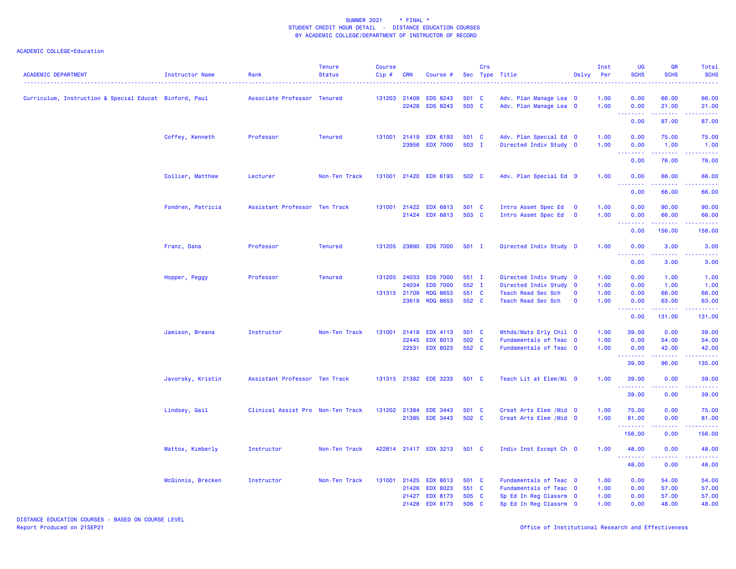SUMMER 2021 * FINAL *
STUDENT CREDIT HOUR DETAIL - DISTANCE EDUCATION COURSES
BY ACADEMIC COLLEGE/DEPARTMENT OF INSTRUCTOR OF RECORD

ACADEMIC COLLEGE=Education

| ACADEMIC DEPARTMENT | Instructor Name | Rank | Tenure Status | Course Cip # | CRN | Course # | Sec | Crs Type | Title | Delvy | Inst Per | UG SCHS | GR SCHS | Total SCHS |
|---|---|---|---|---|---|---|---|---|---|---|---|---|---|---|
| Curriculum, Instruction & Special Educat | Binford, Paul | Associate Professor | Tenured | 131203 | 21409 | EDS 8243 | 501 | C | Adv. Plan Manage Lea | O | 1.00 | 0.00 | 66.00 | 66.00 |
| | | | | | 22428 | EDS 8243 | 503 | C | Adv. Plan Manage Lea | O | 1.00 | 0.00 | 21.00 | 21.00 |
| | | | | | | | | | | | | 0.00 | 87.00 | 87.00 |
| | Coffey, Kenneth | Professor | Tenured | 131001 | 21419 | EDX 6193 | 501 | C | Adv. Plan Special Ed | O | 1.00 | 0.00 | 75.00 | 75.00 |
| | | | | | 23956 | EDX 7000 | 503 | I | Directed Indiv Study | O | 1.00 | 0.00 | 1.00 | 1.00 |
| | | | | | | | | | | | | 0.00 | 76.00 | 76.00 |
| | Collier, Matthew | Lecturer | Non-Ten Track | 131001 | 21420 | EDX 6193 | 502 | C | Adv. Plan Special Ed | O | 1.00 | 0.00 | 66.00 | 66.00 |
| | | | | | | | | | | | | 0.00 | 66.00 | 66.00 |
| | Fondren, Patricia | Assistant Professor | Ten Track | 131001 | 21422 | EDX 6813 | 501 | C | Intro Assmt Spec Ed | O | 1.00 | 0.00 | 90.00 | 90.00 |
| | | | | | 21424 | EDX 6813 | 503 | C | Intro Assmt Spec Ed | O | 1.00 | 0.00 | 66.00 | 66.00 |
| | | | | | | | | | | | | 0.00 | 156.00 | 156.00 |
| | Franz, Dana | Professor | Tenured | 131205 | 23890 | EDS 7000 | 501 | I | Directed Indiv Study | O | 1.00 | 0.00 | 3.00 | 3.00 |
| | | | | | | | | | | | | 0.00 | 3.00 | 3.00 |
| | Hopper, Peggy | Professor | Tenured | 131205 | 24033 | EDS 7000 | 551 | I | Directed Indiv Study | O | 1.00 | 0.00 | 1.00 | 1.00 |
| | | | | | 24034 | EDS 7000 | 552 | I | Directed Indiv Study | O | 1.00 | 0.00 | 1.00 | 1.00 |
| | | | | 131315 | 21709 | RDG 8653 | 551 | C | Teach Read Sec Sch | O | 1.00 | 0.00 | 66.00 | 66.00 |
| | | | | | 23619 | RDG 8653 | 552 | C | Teach Read Sec Sch | O | 1.00 | 0.00 | 63.00 | 63.00 |
| | | | | | | | | | | | | 0.00 | 131.00 | 131.00 |
| | Jamison, Breana | Instructor | Non-Ten Track | 131001 | 21418 | EDX 4113 | 501 | C | Mthds/Mats Erly Chil | O | 1.00 | 39.00 | 0.00 | 39.00 |
| | | | | | 22445 | EDX 8013 | 502 | C | Fundamentals of Teac | O | 1.00 | 0.00 | 54.00 | 54.00 |
| | | | | | 22531 | EDX 8023 | 552 | C | Fundamentals of Teac | O | 1.00 | 0.00 | 42.00 | 42.00 |
| | | | | | | | | | | | | 39.00 | 96.00 | 135.00 |
| | Javorsky, Kristin | Assistant Professor | Ten Track | 131315 | 21382 | EDE 3233 | 501 | C | Teach Lit at Elem/Mi | O | 1.00 | 39.00 | 0.00 | 39.00 |
| | | | | | | | | | | | | 39.00 | 0.00 | 39.00 |
| | Lindsey, Gail | Clinical Assist Pro | Non-Ten Track | 131202 | 21384 | EDE 3443 | 501 | C | Creat Arts Elem /Mid | O | 1.00 | 75.00 | 0.00 | 75.00 |
| | | | | | 21385 | EDE 3443 | 502 | C | Creat Arts Elem /Mid | O | 1.00 | 81.00 | 0.00 | 81.00 |
| | | | | | | | | | | | | 156.00 | 0.00 | 156.00 |
| | Mattox, Kimberly | Instructor | Non-Ten Track | 422814 | 21417 | EDX 3213 | 501 | C | Indiv Inst Except Ch | O | 1.00 | 48.00 | 0.00 | 48.00 |
| | | | | | | | | | | | | 48.00 | 0.00 | 48.00 |
| | McGinnis, Brecken | Instructor | Non-Ten Track | 131001 | 21425 | EDX 8013 | 501 | C | Fundamentals of Teac | O | 1.00 | 0.00 | 54.00 | 54.00 |
| | | | | | 21426 | EDX 8023 | 551 | C | Fundamentals of Teac | O | 1.00 | 0.00 | 57.00 | 57.00 |
| | | | | | 21427 | EDX 8173 | 505 | C | Sp Ed In Reg Classrm | O | 1.00 | 0.00 | 57.00 | 57.00 |
| | | | | | 21428 | EDX 8173 | 506 | C | Sp Ed In Reg Classrm | O | 1.00 | 0.00 | 48.00 | 48.00 |

DISTANCE EDUCATION COURSES - BASED ON COURSE LEVEL
Report Produced on 21SEP21

Office of Institutional Research and Effectiveness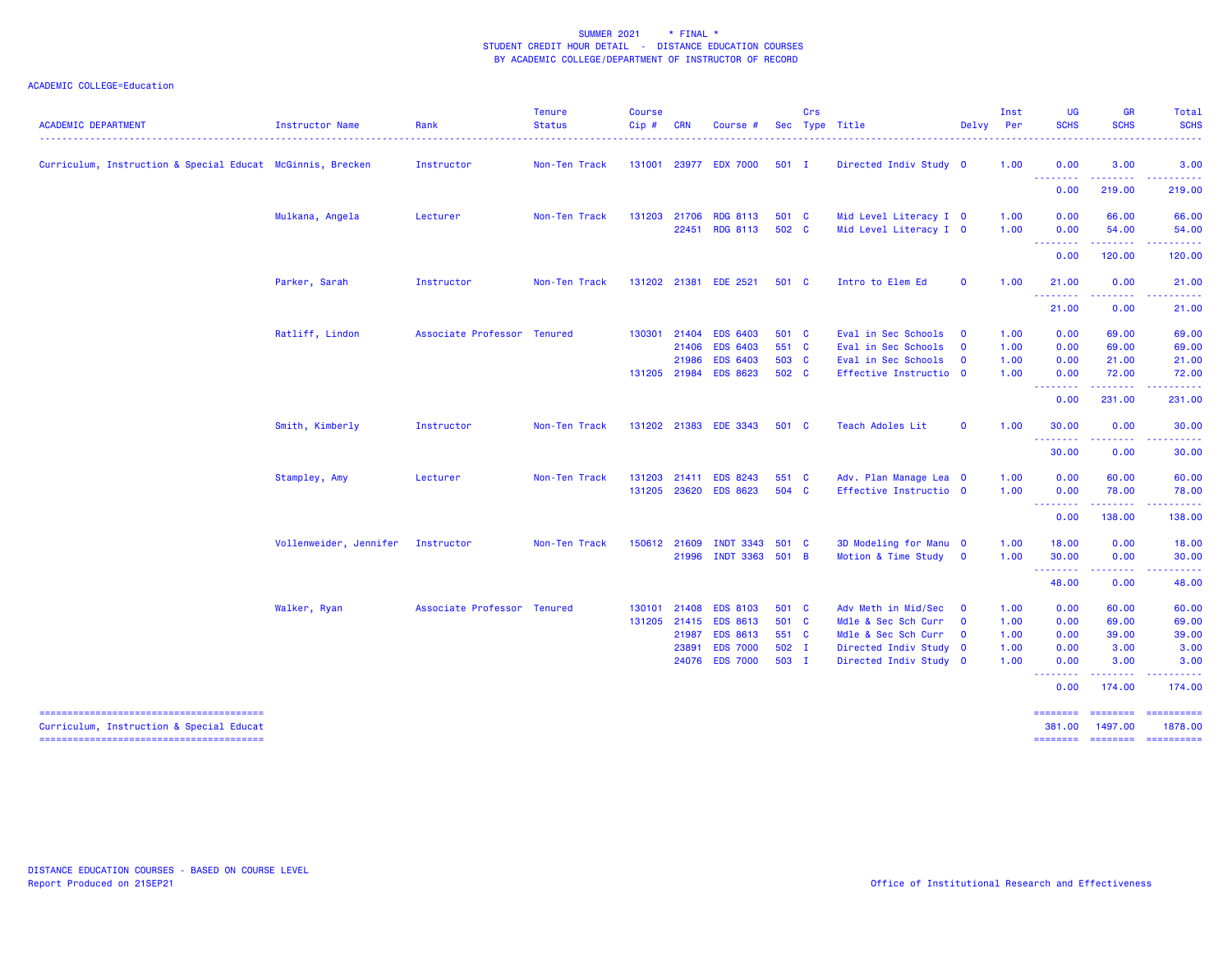SUMMER 2021 * FINAL *
STUDENT CREDIT HOUR DETAIL - DISTANCE EDUCATION COURSES
BY ACADEMIC COLLEGE/DEPARTMENT OF INSTRUCTOR OF RECORD

ACADEMIC COLLEGE=Education

| ACADEMIC DEPARTMENT | Instructor Name | Rank | Tenure Status | Course Cip # | CRN | Course # | Sec | Crs Type | Title | Delvy | Inst Per | UG SCHS | GR SCHS | Total SCHS |
|---|---|---|---|---|---|---|---|---|---|---|---|---|---|---|
| Curriculum, Instruction & Special Educat | McGinnis, Brecken | Instructor | Non-Ten Track | 131001 | 23977 | EDX 7000 | 501 | I | Directed Indiv Study | O | 1.00 | 0.00 | 3.00 | 3.00 |
| | | | | | | | | | | | | 0.00 | 219.00 | 219.00 |
| | Mulkana, Angela | Lecturer | Non-Ten Track | 131203 | 21706 | RDG 8113 | 501 | C | Mid Level Literacy I | O | 1.00 | 0.00 | 66.00 | 66.00 |
| | | | | | 22451 | RDG 8113 | 502 | C | Mid Level Literacy I | O | 1.00 | 0.00 | 54.00 | 54.00 |
| | | | | | | | | | | | | 0.00 | 120.00 | 120.00 |
| | Parker, Sarah | Instructor | Non-Ten Track | 131202 | 21381 | EDE 2521 | 501 | C | Intro to Elem Ed | O | 1.00 | 21.00 | 0.00 | 21.00 |
| | | | | | | | | | | | | 21.00 | 0.00 | 21.00 |
| | Ratliff, Lindon | Associate Professor | Tenured | 130301 | 21404 | EDS 6403 | 501 | C | Eval in Sec Schools | O | 1.00 | 0.00 | 69.00 | 69.00 |
| | | | | | 21406 | EDS 6403 | 551 | C | Eval in Sec Schools | O | 1.00 | 0.00 | 69.00 | 69.00 |
| | | | | | 21986 | EDS 6403 | 503 | C | Eval in Sec Schools | O | 1.00 | 0.00 | 21.00 | 21.00 |
| | | | | 131205 | 21984 | EDS 8623 | 502 | C | Effective Instructio | O | 1.00 | 0.00 | 72.00 | 72.00 |
| | | | | | | | | | | | | 0.00 | 231.00 | 231.00 |
| | Smith, Kimberly | Instructor | Non-Ten Track | 131202 | 21383 | EDE 3343 | 501 | C | Teach Adoles Lit | O | 1.00 | 30.00 | 0.00 | 30.00 |
| | | | | | | | | | | | | 30.00 | 0.00 | 30.00 |
| | Stampley, Amy | Lecturer | Non-Ten Track | 131203 | 21411 | EDS 8243 | 551 | C | Adv. Plan Manage Lea | O | 1.00 | 0.00 | 60.00 | 60.00 |
| | | | | 131205 | 23620 | EDS 8623 | 504 | C | Effective Instructio | O | 1.00 | 0.00 | 78.00 | 78.00 |
| | | | | | | | | | | | | 0.00 | 138.00 | 138.00 |
| | Vollenweider, Jennifer | Instructor | Non-Ten Track | 150612 | 21609 | INDT 3343 | 501 | C | 3D Modeling for Manu | O | 1.00 | 18.00 | 0.00 | 18.00 |
| | | | | | 21996 | INDT 3363 | 501 | B | Motion & Time Study | O | 1.00 | 30.00 | 0.00 | 30.00 |
| | | | | | | | | | | | | 48.00 | 0.00 | 48.00 |
| | Walker, Ryan | Associate Professor | Tenured | 130101 | 21408 | EDS 8103 | 501 | C | Adv Meth in Mid/Sec | O | 1.00 | 0.00 | 60.00 | 60.00 |
| | | | | 131205 | 21415 | EDS 8613 | 501 | C | Mdle & Sec Sch Curr | O | 1.00 | 0.00 | 69.00 | 69.00 |
| | | | | | 21987 | EDS 8613 | 551 | C | Mdle & Sec Sch Curr | O | 1.00 | 0.00 | 39.00 | 39.00 |
| | | | | | 23891 | EDS 7000 | 502 | I | Directed Indiv Study | O | 1.00 | 0.00 | 3.00 | 3.00 |
| | | | | | 24076 | EDS 7000 | 503 | I | Directed Indiv Study | O | 1.00 | 0.00 | 3.00 | 3.00 |
| | | | | | | | | | | | | 0.00 | 174.00 | 174.00 |
| Curriculum, Instruction & Special Educat | | | | | | | | | | | | 381.00 | 1497.00 | 1878.00 |

DISTANCE EDUCATION COURSES - BASED ON COURSE LEVEL
Report Produced on 21SEP21

Office of Institutional Research and Effectiveness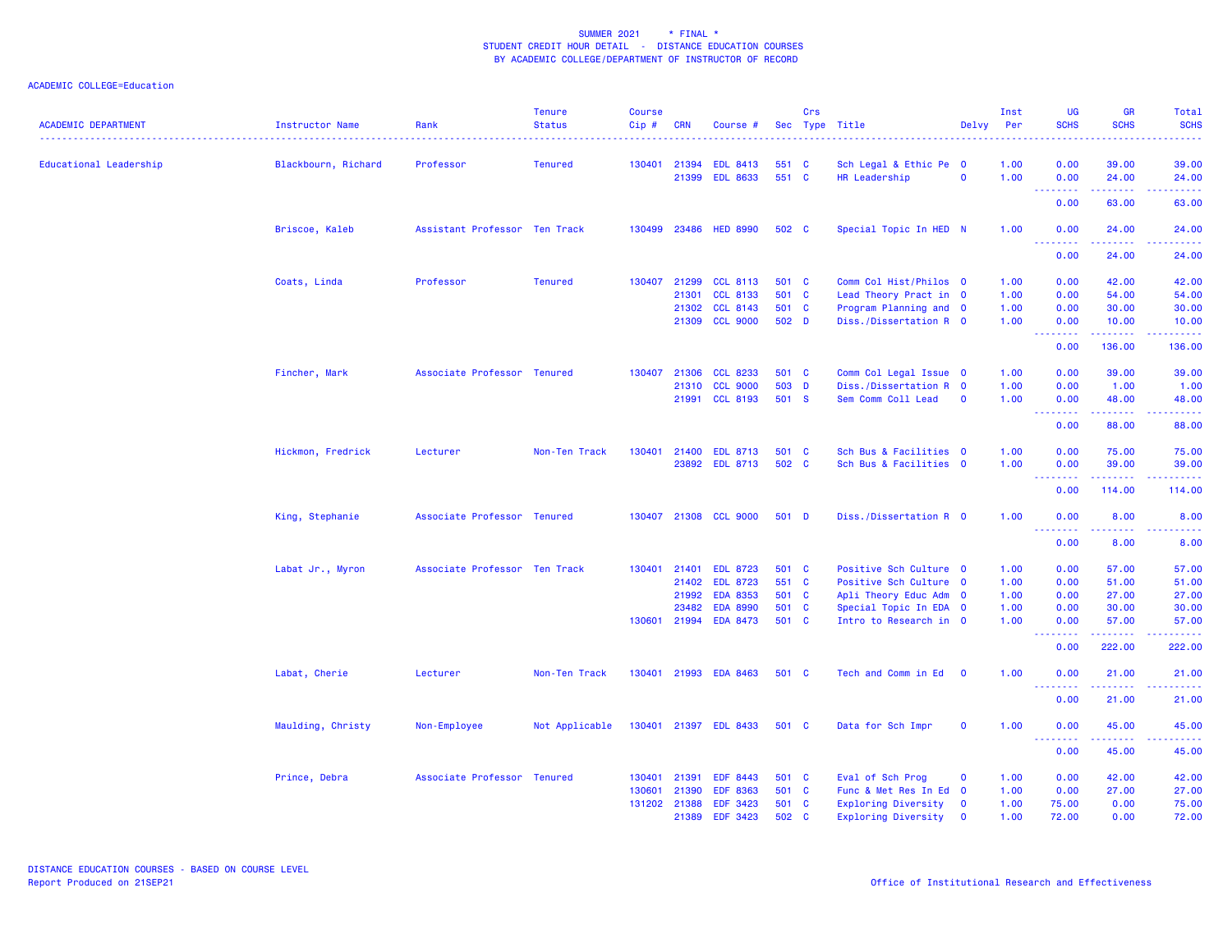SUMMER 2021 * FINAL *
STUDENT CREDIT HOUR DETAIL - DISTANCE EDUCATION COURSES
BY ACADEMIC COLLEGE/DEPARTMENT OF INSTRUCTOR OF RECORD

ACADEMIC COLLEGE=Education

| ACADEMIC DEPARTMENT | Instructor Name | Rank | Tenure Status | Course Cip # | CRN | Course # | Sec | Crs Type | Title | Delvy | Inst Per | UG SCHS | GR SCHS | Total SCHS |
|---|---|---|---|---|---|---|---|---|---|---|---|---|---|---|
| Educational Leadership | Blackbourn, Richard | Professor | Tenured | 130401 | 21394 | EDL 8413 | 551 | C | Sch Legal & Ethic Pe | O | 1.00 | 0.00 | 39.00 | 39.00 |
| | | | | | 21399 | EDL 8633 | 551 | C | HR Leadership | O | 1.00 | 0.00 | 24.00 | 24.00 |
| | | | | | | | | | | | | 0.00 | 63.00 | 63.00 |
| | Briscoe, Kaleb | Assistant Professor | Ten Track | 130499 | 23486 | HED 8990 | 502 | C | Special Topic In HED | N | 1.00 | 0.00 | 24.00 | 24.00 |
| | | | | | | | | | | | | 0.00 | 24.00 | 24.00 |
| | Coats, Linda | Professor | Tenured | 130407 | 21299 | CCL 8113 | 501 | C | Comm Col Hist/Philos | O | 1.00 | 0.00 | 42.00 | 42.00 |
| | | | | | 21301 | CCL 8133 | 501 | C | Lead Theory Pract in | O | 1.00 | 0.00 | 54.00 | 54.00 |
| | | | | | 21302 | CCL 8143 | 501 | C | Program Planning and | O | 1.00 | 0.00 | 30.00 | 30.00 |
| | | | | | 21309 | CCL 9000 | 502 | D | Diss./Dissertation R | O | 1.00 | 0.00 | 10.00 | 10.00 |
| | | | | | | | | | | | | 0.00 | 136.00 | 136.00 |
| | Fincher, Mark | Associate Professor | Tenured | 130407 | 21306 | CCL 8233 | 501 | C | Comm Col Legal Issue | O | 1.00 | 0.00 | 39.00 | 39.00 |
| | | | | | 21310 | CCL 9000 | 503 | D | Diss./Dissertation R | O | 1.00 | 0.00 | 1.00 | 1.00 |
| | | | | | 21991 | CCL 8193 | 501 | S | Sem Comm Coll Lead | O | 1.00 | 0.00 | 48.00 | 48.00 |
| | | | | | | | | | | | | 0.00 | 88.00 | 88.00 |
| | Hickmon, Fredrick | Lecturer | Non-Ten Track | 130401 | 21400 | EDL 8713 | 501 | C | Sch Bus & Facilities | O | 1.00 | 0.00 | 75.00 | 75.00 |
| | | | | | 23892 | EDL 8713 | 502 | C | Sch Bus & Facilities | O | 1.00 | 0.00 | 39.00 | 39.00 |
| | | | | | | | | | | | | 0.00 | 114.00 | 114.00 |
| | King, Stephanie | Associate Professor | Tenured | 130407 | 21308 | CCL 9000 | 501 | D | Diss./Dissertation R | O | 1.00 | 0.00 | 8.00 | 8.00 |
| | | | | | | | | | | | | 0.00 | 8.00 | 8.00 |
| | Labat Jr., Myron | Associate Professor | Ten Track | 130401 | 21401 | EDL 8723 | 501 | C | Positive Sch Culture | O | 1.00 | 0.00 | 57.00 | 57.00 |
| | | | | | 21402 | EDL 8723 | 551 | C | Positive Sch Culture | O | 1.00 | 0.00 | 51.00 | 51.00 |
| | | | | | 21992 | EDA 8353 | 501 | C | Apli Theory Educ Adm | O | 1.00 | 0.00 | 27.00 | 27.00 |
| | | | | | 23482 | EDA 8990 | 501 | C | Special Topic In EDA | O | 1.00 | 0.00 | 30.00 | 30.00 |
| | | | | 130601 | 21994 | EDA 8473 | 501 | C | Intro to Research in | O | 1.00 | 0.00 | 57.00 | 57.00 |
| | | | | | | | | | | | | 0.00 | 222.00 | 222.00 |
| | Labat, Cherie | Lecturer | Non-Ten Track | 130401 | 21993 | EDA 8463 | 501 | C | Tech and Comm in Ed | O | 1.00 | 0.00 | 21.00 | 21.00 |
| | | | | | | | | | | | | 0.00 | 21.00 | 21.00 |
| | Maulding, Christy | Non-Employee | Not Applicable | 130401 | 21397 | EDL 8433 | 501 | C | Data for Sch Impr | O | 1.00 | 0.00 | 45.00 | 45.00 |
| | | | | | | | | | | | | 0.00 | 45.00 | 45.00 |
| | Prince, Debra | Associate Professor | Tenured | 130401 | 21391 | EDF 8443 | 501 | C | Eval of Sch Prog | O | 1.00 | 0.00 | 42.00 | 42.00 |
| | | | | 130601 | 21390 | EDF 8363 | 551 | C | Func & Met Res In Ed | O | 1.00 | 0.00 | 27.00 | 27.00 |
| | | | | 131202 | 21388 | EDF 3423 | 501 | C | Exploring Diversity | O | 1.00 | 75.00 | 0.00 | 75.00 |
| | | | | | 21389 | EDF 3423 | 502 | C | Exploring Diversity | O | 1.00 | 72.00 | 0.00 | 72.00 |

DISTANCE EDUCATION COURSES - BASED ON COURSE LEVEL
Report Produced on 21SEP21

Office of Institutional Research and Effectiveness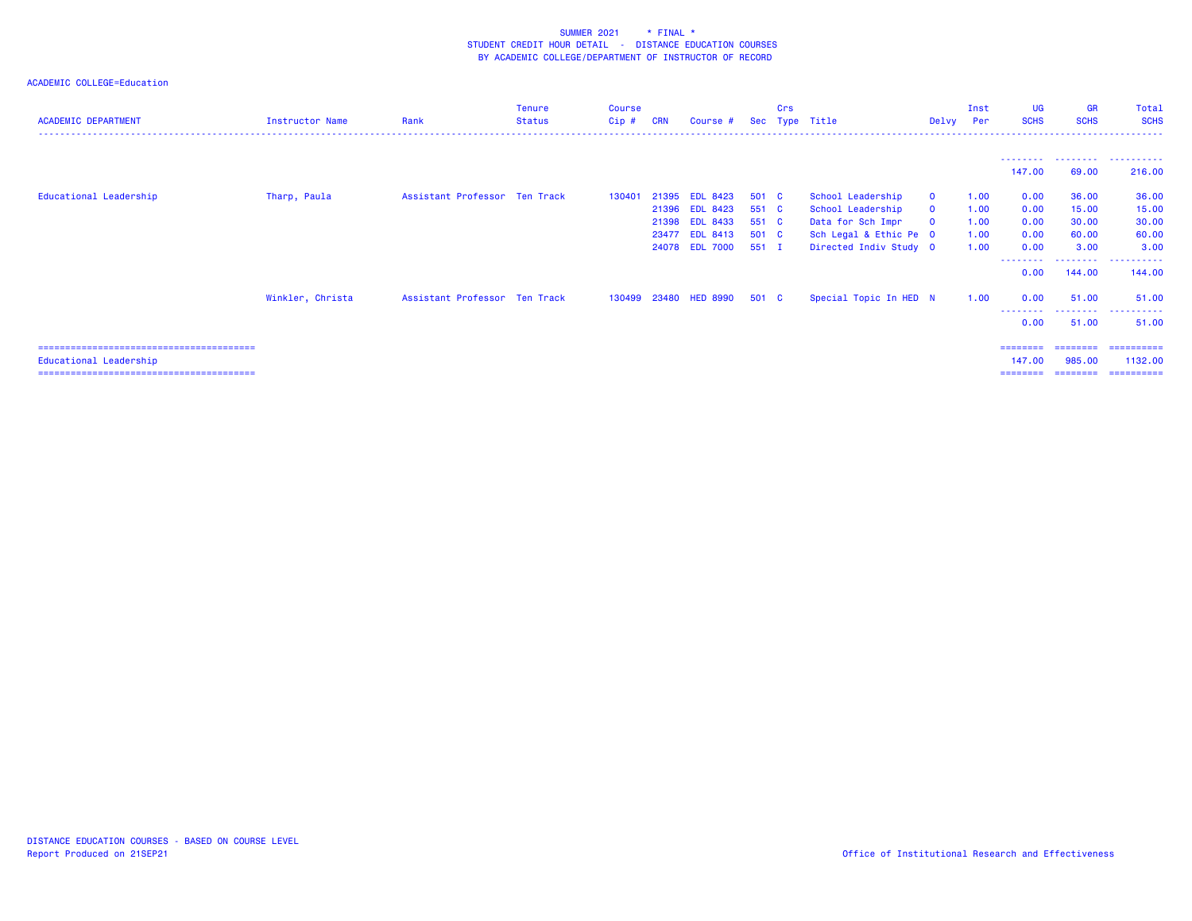SUMMER 2021 * FINAL *
STUDENT CREDIT HOUR DETAIL - DISTANCE EDUCATION COURSES
BY ACADEMIC COLLEGE/DEPARTMENT OF INSTRUCTOR OF RECORD

ACADEMIC COLLEGE=Education

| ACADEMIC DEPARTMENT | Instructor Name | Rank | Tenure Status | Course Cip # | CRN | Course # | Sec | Crs Type | Title | Delvy | Inst Per | UG SCHS | GR SCHS | Total SCHS |
|---|---|---|---|---|---|---|---|---|---|---|---|---|---|---|
| | | | | | | | | | | | | 147.00 | 69.00 | 216.00 |
| Educational Leadership | Tharp, Paula | Assistant Professor | Ten Track | 130401 | 21395 | EDL 8423 | 501 | C | School Leadership | O | 1.00 | 0.00 | 36.00 | 36.00 |
| | | | | | 21396 | EDL 8423 | 551 | C | School Leadership | O | 1.00 | 0.00 | 15.00 | 15.00 |
| | | | | | 21398 | EDL 8433 | 551 | C | Data for Sch Impr | O | 1.00 | 0.00 | 30.00 | 30.00 |
| | | | | | 23477 | EDL 8413 | 501 | C | Sch Legal & Ethic Pe | O | 1.00 | 0.00 | 60.00 | 60.00 |
| | | | | | 24078 | EDL 7000 | 551 | I | Directed Indiv Study | O | 1.00 | 0.00 | 3.00 | 3.00 |
| | | | | | | | | | | | | 0.00 | 144.00 | 144.00 |
| | Winkler, Christa | Assistant Professor | Ten Track | 130499 | 23480 | HED 8990 | 501 | C | Special Topic In HED | N | 1.00 | 0.00 | 51.00 | 51.00 |
| | | | | | | | | | | | | 0.00 | 51.00 | 51.00 |
| Educational Leadership | | | | | | | | | | | | 147.00 | 985.00 | 1132.00 |

DISTANCE EDUCATION COURSES - BASED ON COURSE LEVEL
Report Produced on 21SEP21

Office of Institutional Research and Effectiveness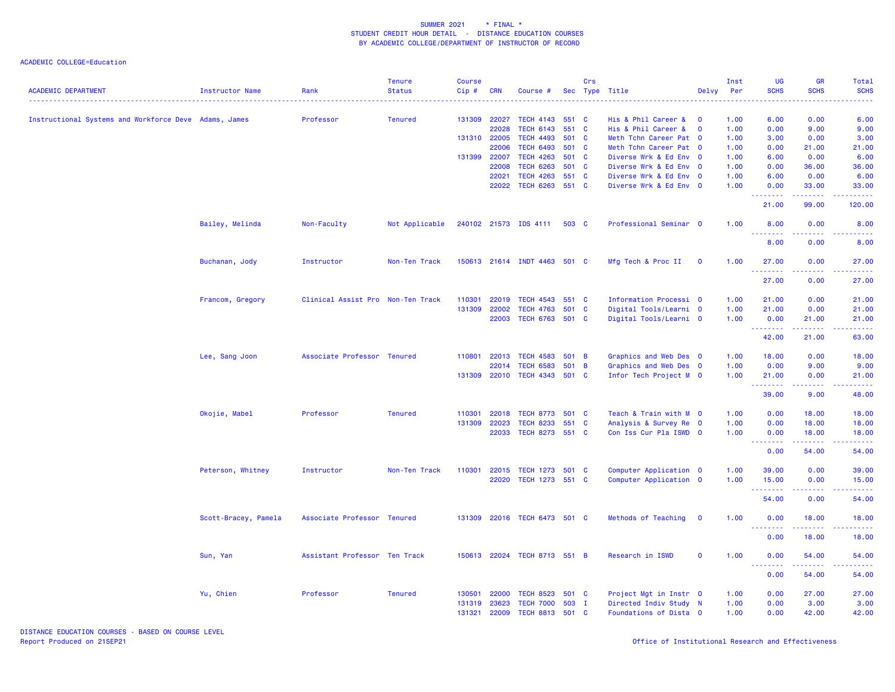SUMMER 2021 * FINAL *
STUDENT CREDIT HOUR DETAIL - DISTANCE EDUCATION COURSES
BY ACADEMIC COLLEGE/DEPARTMENT OF INSTRUCTOR OF RECORD

ACADEMIC COLLEGE=Education

| ACADEMIC DEPARTMENT | Instructor Name | Rank | Tenure Status | Course Cip # | CRN | Course # | Sec | Crs Type | Title | Delvy | Inst Per | UG SCHS | GR SCHS | Total SCHS |
|---|---|---|---|---|---|---|---|---|---|---|---|---|---|---|
| Instructional Systems and Workforce Deve | Adams, James | Professor | Tenured | 131309 | 22027 | TECH 4143 | 551 | C | His & Phil Career & | O | 1.00 | 6.00 | 0.00 | 6.00 |
| | | | | | 22028 | TECH 6143 | 551 | C | His & Phil Career & | O | 1.00 | 0.00 | 9.00 | 9.00 |
| | | | | 131310 | 22005 | TECH 4493 | 501 | C | Meth Tchn Career Pat | O | 1.00 | 3.00 | 0.00 | 3.00 |
| | | | | | 22006 | TECH 6493 | 501 | C | Meth Tchn Career Pat | O | 1.00 | 0.00 | 21.00 | 21.00 |
| | | | | 131399 | 22007 | TECH 4263 | 501 | C | Diverse Wrk & Ed Env | O | 1.00 | 6.00 | 0.00 | 6.00 |
| | | | | | 22008 | TECH 6263 | 501 | C | Diverse Wrk & Ed Env | O | 1.00 | 0.00 | 36.00 | 36.00 |
| | | | | | 22021 | TECH 4263 | 551 | C | Diverse Wrk & Ed Env | O | 1.00 | 6.00 | 0.00 | 6.00 |
| | | | | | 22022 | TECH 6263 | 551 | C | Diverse Wrk & Ed Env | O | 1.00 | 0.00 | 33.00 | 33.00 |
| | | | | | | | | | | | | 21.00 | 99.00 | 120.00 |
| | Bailey, Melinda | Non-Faculty | Not Applicable | 240102 | 21573 | IDS 4111 | 503 | C | Professional Seminar | O | 1.00 | 8.00 | 0.00 | 8.00 |
| | | | | | | | | | | | | 8.00 | 0.00 | 8.00 |
| | Buchanan, Jody | Instructor | Non-Ten Track | 150613 | 21614 | INDT 4463 | 501 | C | Mfg Tech & Proc II | O | 1.00 | 27.00 | 0.00 | 27.00 |
| | | | | | | | | | | | | 27.00 | 0.00 | 27.00 |
| | Francom, Gregory | Clinical Assist Pro | Non-Ten Track | 110301 | 22019 | TECH 4543 | 551 | C | Information Processi | O | 1.00 | 21.00 | 0.00 | 21.00 |
| | | | | 131309 | 22002 | TECH 4763 | 501 | C | Digital Tools/Learni | O | 1.00 | 21.00 | 0.00 | 21.00 |
| | | | | | 22003 | TECH 6763 | 501 | C | Digital Tools/Learni | O | 1.00 | 0.00 | 21.00 | 21.00 |
| | | | | | | | | | | | | 42.00 | 21.00 | 63.00 |
| | Lee, Sang Joon | Associate Professor | Tenured | 110801 | 22013 | TECH 4583 | 501 | B | Graphics and Web Des | O | 1.00 | 18.00 | 0.00 | 18.00 |
| | | | | | 22014 | TECH 6583 | 501 | B | Graphics and Web Des | O | 1.00 | 0.00 | 9.00 | 9.00 |
| | | | | 131309 | 22010 | TECH 4343 | 501 | C | Infor Tech Project M | O | 1.00 | 21.00 | 0.00 | 21.00 |
| | | | | | | | | | | | | 39.00 | 9.00 | 48.00 |
| | Okojie, Mabel | Professor | Tenured | 110301 | 22018 | TECH 8773 | 501 | C | Teach & Train with M | O | 1.00 | 0.00 | 18.00 | 18.00 |
| | | | | 131309 | 22023 | TECH 8233 | 551 | C | Analysis & Survey Re | O | 1.00 | 0.00 | 18.00 | 18.00 |
| | | | | | 22033 | TECH 8273 | 551 | C | Con Iss Cur Pla ISWD | O | 1.00 | 0.00 | 18.00 | 18.00 |
| | | | | | | | | | | | | 0.00 | 54.00 | 54.00 |
| | Peterson, Whitney | Instructor | Non-Ten Track | 110301 | 22015 | TECH 1273 | 501 | C | Computer Application | O | 1.00 | 39.00 | 0.00 | 39.00 |
| | | | | | 22020 | TECH 1273 | 551 | C | Computer Application | O | 1.00 | 15.00 | 0.00 | 15.00 |
| | | | | | | | | | | | | 54.00 | 0.00 | 54.00 |
| | Scott-Bracey, Pamela | Associate Professor | Tenured | 131309 | 22016 | TECH 6473 | 501 | C | Methods of Teaching | O | 1.00 | 0.00 | 18.00 | 18.00 |
| | | | | | | | | | | | | 0.00 | 18.00 | 18.00 |
| | Sun, Yan | Assistant Professor | Ten Track | 150613 | 22024 | TECH 8713 | 551 | B | Research in ISWD | O | 1.00 | 0.00 | 54.00 | 54.00 |
| | | | | | | | | | | | | 0.00 | 54.00 | 54.00 |
| | Yu, Chien | Professor | Tenured | 130501 | 22000 | TECH 8523 | 501 | C | Project Mgt in Instr | O | 1.00 | 0.00 | 27.00 | 27.00 |
| | | | | 131319 | 23623 | TECH 7000 | 503 | I | Directed Indiv Study | N | 1.00 | 0.00 | 3.00 | 3.00 |
| | | | | 131321 | 22009 | TECH 8813 | 501 | C | Foundations of Dista | O | 1.00 | 0.00 | 42.00 | 42.00 |

DISTANCE EDUCATION COURSES - BASED ON COURSE LEVEL
Report Produced on 21SEP21

Office of Institutional Research and Effectiveness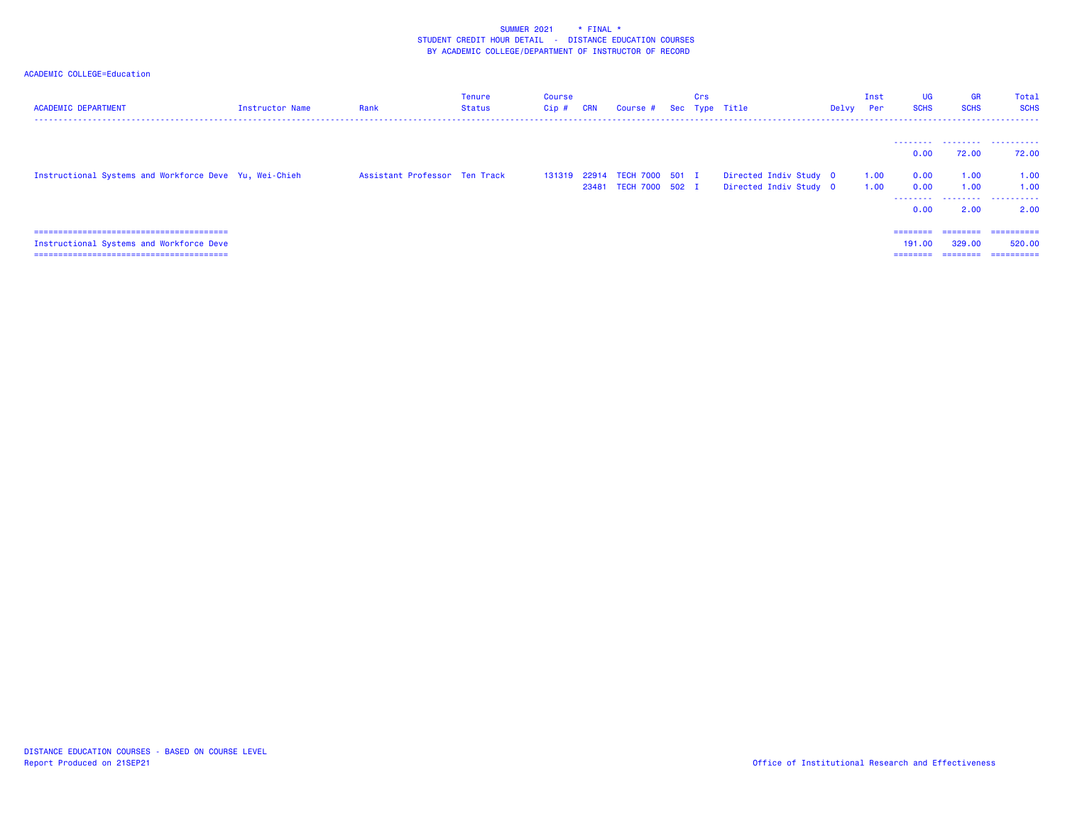SUMMER 2021 * FINAL *
STUDENT CREDIT HOUR DETAIL - DISTANCE EDUCATION COURSES
BY ACADEMIC COLLEGE/DEPARTMENT OF INSTRUCTOR OF RECORD

ACADEMIC COLLEGE=Education

| ACADEMIC DEPARTMENT | Instructor Name | Rank | Tenure Status | Course Cip # | CRN | Course # | Sec | Crs Type | Title | Delvy | Inst Per | UG SCHS | GR SCHS | Total SCHS |
|---|---|---|---|---|---|---|---|---|---|---|---|---|---|---|
| | | | | | | | | | | | | 0.00 | 72.00 | 72.00 |
| Instructional Systems and Workforce Deve | Yu, Wei-Chieh | Assistant Professor | Ten Track | 131319 | 22914 | TECH 7000 | 501 | I | Directed Indiv Study | 0 | 1.00 | 0.00 | 1.00 | 1.00 |
| | | | | | 23481 | TECH 7000 | 502 | I | Directed Indiv Study | 0 | 1.00 | 0.00 | 1.00 | 1.00 |
| | | | | | | | | | | | | 0.00 | 2.00 | 2.00 |
| Instructional Systems and Workforce Deve | | | | | | | | | | | | 191.00 | 329.00 | 520.00 |

DISTANCE EDUCATION COURSES - BASED ON COURSE LEVEL
Report Produced on 21SEP21

Office of Institutional Research and Effectiveness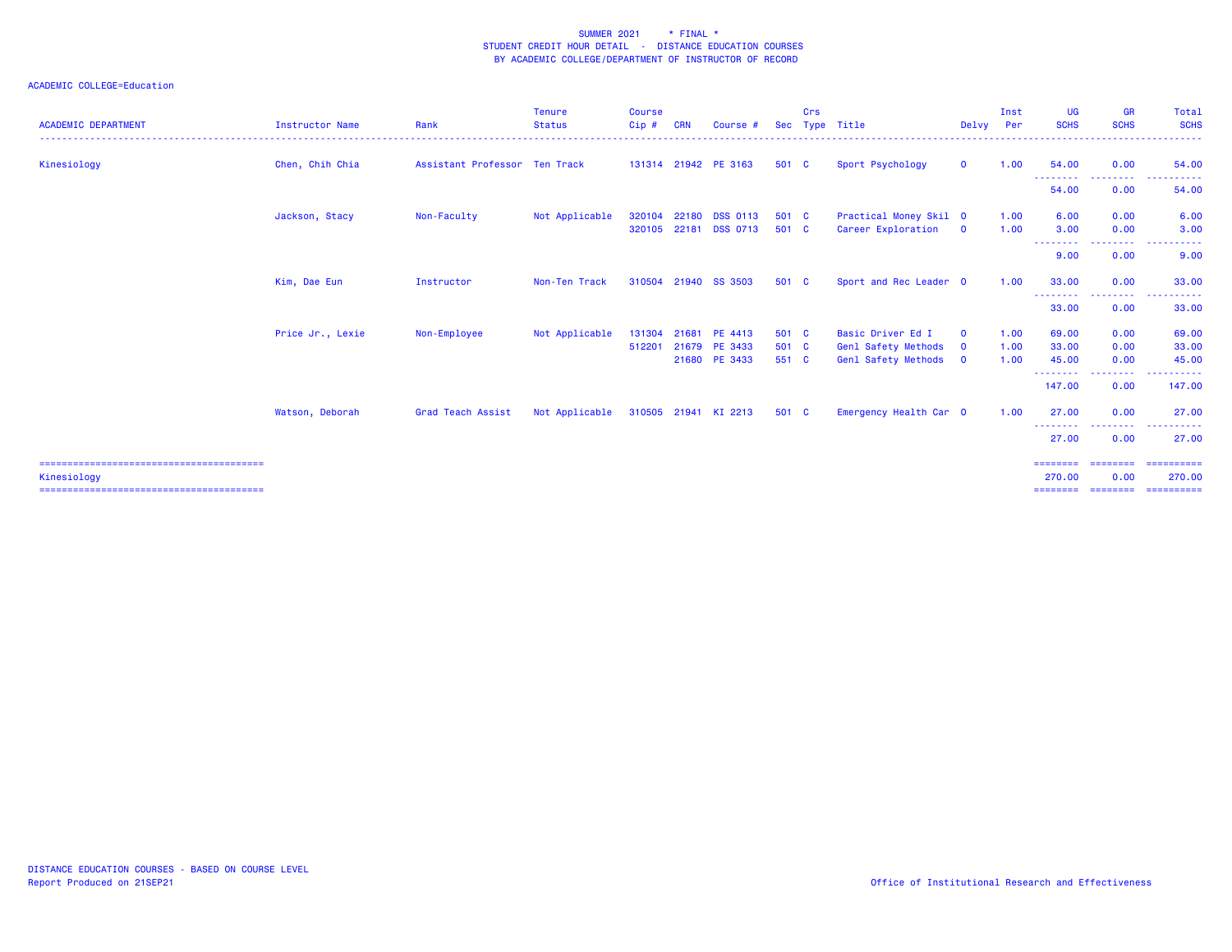SUMMER 2021 * FINAL *
STUDENT CREDIT HOUR DETAIL - DISTANCE EDUCATION COURSES
BY ACADEMIC COLLEGE/DEPARTMENT OF INSTRUCTOR OF RECORD

ACADEMIC COLLEGE=Education

| ACADEMIC DEPARTMENT | Instructor Name | Rank | Tenure Status | Course Cip # | CRN | Course # | Sec | Crs Type | Title | Delvy | Inst Per | UG SCHS | GR SCHS | Total SCHS |
|---|---|---|---|---|---|---|---|---|---|---|---|---|---|---|
| Kinesiology | Chen, Chih Chia | Assistant Professor | Ten Track | 131314 | 21942 | PE 3163 | 501 | C | Sport Psychology | O | 1.00 | 54.00 | 0.00 | 54.00 |
| | | | | | | | | | | | | 54.00 | 0.00 | 54.00 |
| | Jackson, Stacy | Non-Faculty | Not Applicable | 320104 | 22180 | DSS 0113 | 501 | C | Practical Money Skil | O | 1.00 | 6.00 | 0.00 | 6.00 |
| | | | | 320105 | 22181 | DSS 0713 | 501 | C | Career Exploration | O | 1.00 | 3.00 | 0.00 | 3.00 |
| | | | | | | | | | | | | 9.00 | 0.00 | 9.00 |
| | Kim, Dae Eun | Instructor | Non-Ten Track | 310504 | 21940 | SS 3503 | 501 | C | Sport and Rec Leader | O | 1.00 | 33.00 | 0.00 | 33.00 |
| | | | | | | | | | | | | 33.00 | 0.00 | 33.00 |
| | Price Jr., Lexie | Non-Employee | Not Applicable | 131304 | 21681 | PE 4413 | 501 | C | Basic Driver Ed I | O | 1.00 | 69.00 | 0.00 | 69.00 |
| | | | | 512201 | 21679 | PE 3433 | 501 | C | Genl Safety Methods | O | 1.00 | 33.00 | 0.00 | 33.00 |
| | | | | | 21680 | PE 3433 | 551 | C | Genl Safety Methods | O | 1.00 | 45.00 | 0.00 | 45.00 |
| | | | | | | | | | | | | 147.00 | 0.00 | 147.00 |
| | Watson, Deborah | Grad Teach Assist | Not Applicable | 310505 | 21941 | KI 2213 | 501 | C | Emergency Health Car | O | 1.00 | 27.00 | 0.00 | 27.00 |
| | | | | | | | | | | | | 27.00 | 0.00 | 27.00 |
| Kinesiology | | | | | | | | | | | | 270.00 | 0.00 | 270.00 |

DISTANCE EDUCATION COURSES - BASED ON COURSE LEVEL
Report Produced on 21SEP21

Office of Institutional Research and Effectiveness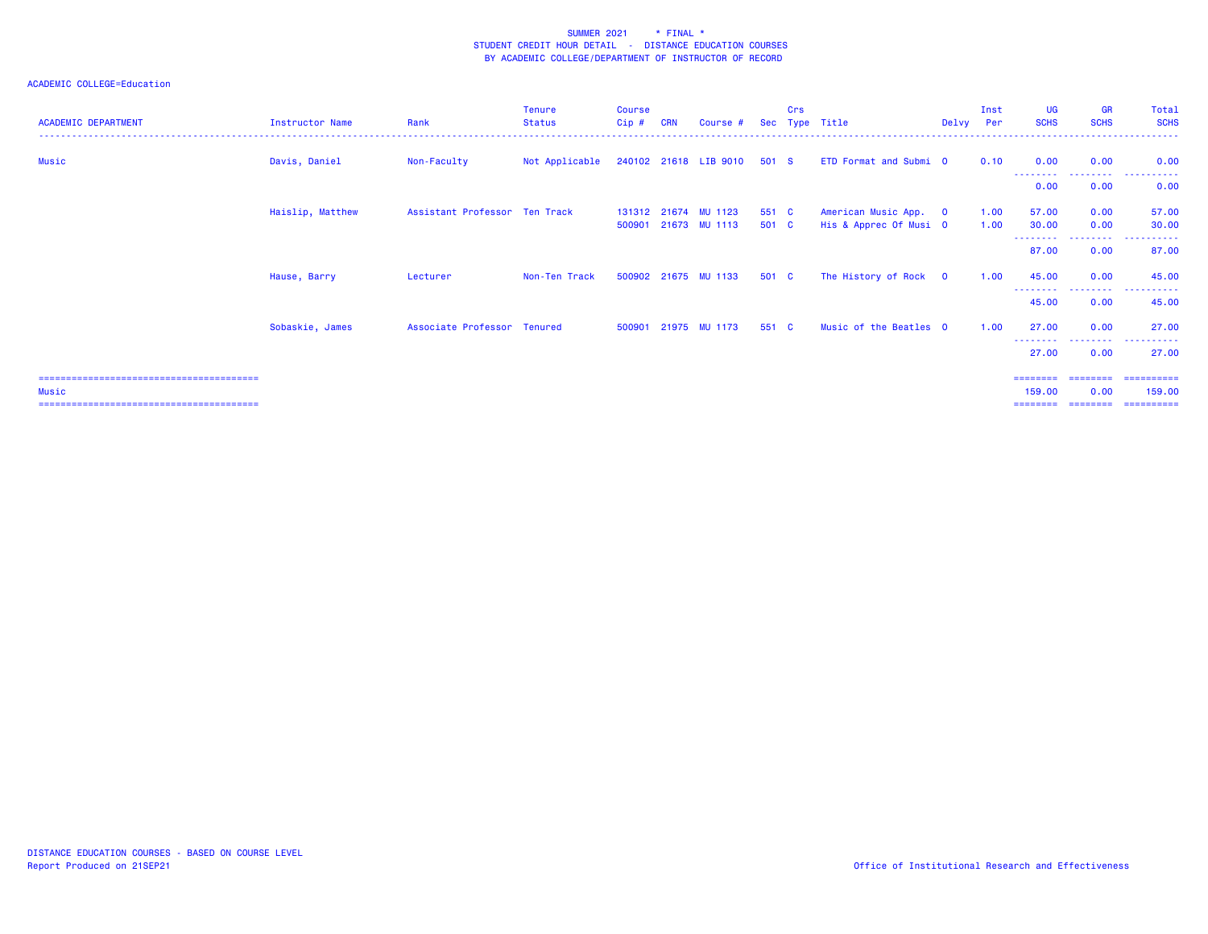SUMMER 2021 * FINAL *
STUDENT CREDIT HOUR DETAIL - DISTANCE EDUCATION COURSES
BY ACADEMIC COLLEGE/DEPARTMENT OF INSTRUCTOR OF RECORD

ACADEMIC COLLEGE=Education

| ACADEMIC DEPARTMENT | Instructor Name | Rank | Tenure Status | Course Cip # | CRN | Course # | Sec | Crs Type | Title | Delvy | Inst Per | UG SCHS | GR SCHS | Total SCHS |
|---|---|---|---|---|---|---|---|---|---|---|---|---|---|---|
| Music | Davis, Daniel | Non-Faculty | Not Applicable | 240102 | 21618 | LIB 9010 | 501 | S | ETD Format and Submi | O | 0.10 | 0.00 | 0.00 | 0.00 |
| | | | | | | | | | | | | 0.00 | 0.00 | 0.00 |
| | Haislip, Matthew | Assistant Professor | Ten Track | 131312 | 21674 | MU 1123 | 551 | C | American Music App. | O | 1.00 | 57.00 | 0.00 | 57.00 |
| | | | | 500901 | 21673 | MU 1113 | 501 | C | His & Apprec Of Musi | O | 1.00 | 30.00 | 0.00 | 30.00 |
| | | | | | | | | | | | | 87.00 | 0.00 | 87.00 |
| | Hause, Barry | Lecturer | Non-Ten Track | 500902 | 21675 | MU 1133 | 501 | C | The History of Rock | O | 1.00 | 45.00 | 0.00 | 45.00 |
| | | | | | | | | | | | | 45.00 | 0.00 | 45.00 |
| | Sobaskie, James | Associate Professor | Tenured | 500901 | 21975 | MU 1173 | 551 | C | Music of the Beatles | O | 1.00 | 27.00 | 0.00 | 27.00 |
| | | | | | | | | | | | | 27.00 | 0.00 | 27.00 |
| Music | | | | | | | | | | | | 159.00 | 0.00 | 159.00 |

DISTANCE EDUCATION COURSES - BASED ON COURSE LEVEL
Report Produced on 21SEP21

Office of Institutional Research and Effectiveness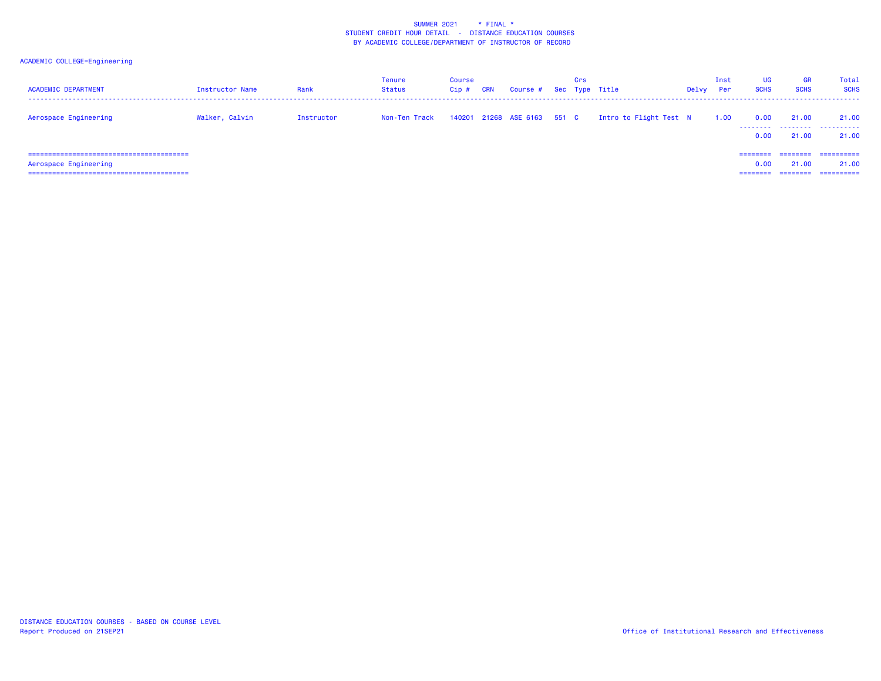SUMMER 2021 * FINAL *
STUDENT CREDIT HOUR DETAIL - DISTANCE EDUCATION COURSES
BY ACADEMIC COLLEGE/DEPARTMENT OF INSTRUCTOR OF RECORD

ACADEMIC COLLEGE=Engineering

| ACADEMIC DEPARTMENT | Instructor Name | Rank | Tenure Status | Course Cip # | CRN | Course # | Sec | Crs Type | Title | Delvy | Inst Per | UG SCHS | GR SCHS | Total SCHS |
|---|---|---|---|---|---|---|---|---|---|---|---|---|---|---|
| Aerospace Engineering | Walker, Calvin | Instructor | Non-Ten Track | 140201 | 21268 | ASE 6163 | 551 | C | Intro to Flight Test | N | 1.00 | 0.00 | 21.00 | 21.00 |
| | | | | | | | | | | | | 0.00 | 21.00 | 21.00 |
| Aerospace Engineering | | | | | | | | | | | | 0.00 | 21.00 | 21.00 |

DISTANCE EDUCATION COURSES - BASED ON COURSE LEVEL
Report Produced on 21SEP21

Office of Institutional Research and Effectiveness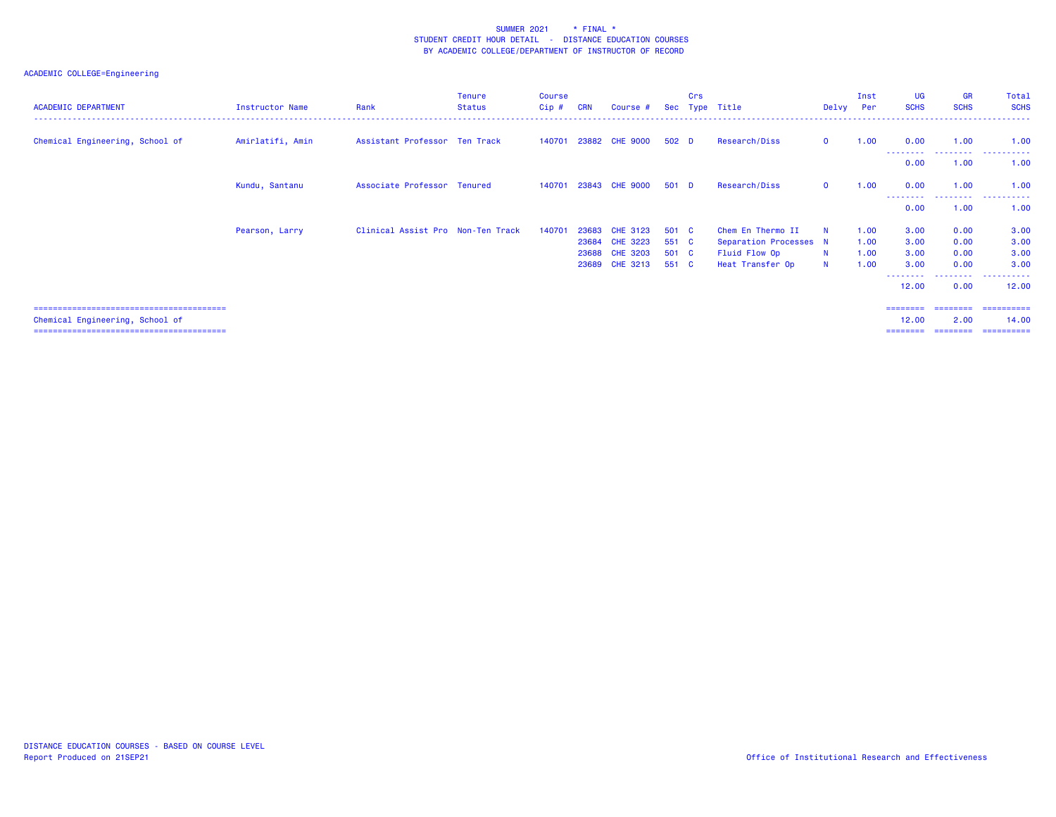SUMMER 2021 * FINAL *
STUDENT CREDIT HOUR DETAIL - DISTANCE EDUCATION COURSES
BY ACADEMIC COLLEGE/DEPARTMENT OF INSTRUCTOR OF RECORD

ACADEMIC COLLEGE=Engineering

| ACADEMIC DEPARTMENT | Instructor Name | Rank | Tenure Status | Course Cip # | CRN | Course # | Sec | Crs Type | Title | Delvy | Inst Per | UG SCHS | GR SCHS | Total SCHS |
|---|---|---|---|---|---|---|---|---|---|---|---|---|---|---|
| Chemical Engineering, School of | Amirlatifi, Amin | Assistant Professor | Ten Track | 140701 | 23882 | CHE 9000 | 502 | D | Research/Diss | O | 1.00 | 0.00 | 1.00 | 1.00 |
| | | | | | | | | | | | | 0.00 | 1.00 | 1.00 |
| | Kundu, Santanu | Associate Professor | Tenured | 140701 | 23843 | CHE 9000 | 501 | D | Research/Diss | O | 1.00 | 0.00 | 1.00 | 1.00 |
| | | | | | | | | | | | | 0.00 | 1.00 | 1.00 |
| | Pearson, Larry | Clinical Assist Pro | Non-Ten Track | 140701 | 23683 | CHE 3123 | 501 | C | Chem En Thermo II | N | 1.00 | 3.00 | 0.00 | 3.00 |
| | | | | | 23684 | CHE 3223 | 551 | C | Separation Processes | N | 1.00 | 3.00 | 0.00 | 3.00 |
| | | | | | 23688 | CHE 3203 | 501 | C | Fluid Flow Op | N | 1.00 | 3.00 | 0.00 | 3.00 |
| | | | | | 23689 | CHE 3213 | 551 | C | Heat Transfer Op | N | 1.00 | 3.00 | 0.00 | 3.00 |
| | | | | | | | | | | | | 12.00 | 0.00 | 12.00 |
| Chemical Engineering, School of | | | | | | | | | | | | 12.00 | 2.00 | 14.00 |

DISTANCE EDUCATION COURSES - BASED ON COURSE LEVEL
Report Produced on 21SEP21

Office of Institutional Research and Effectiveness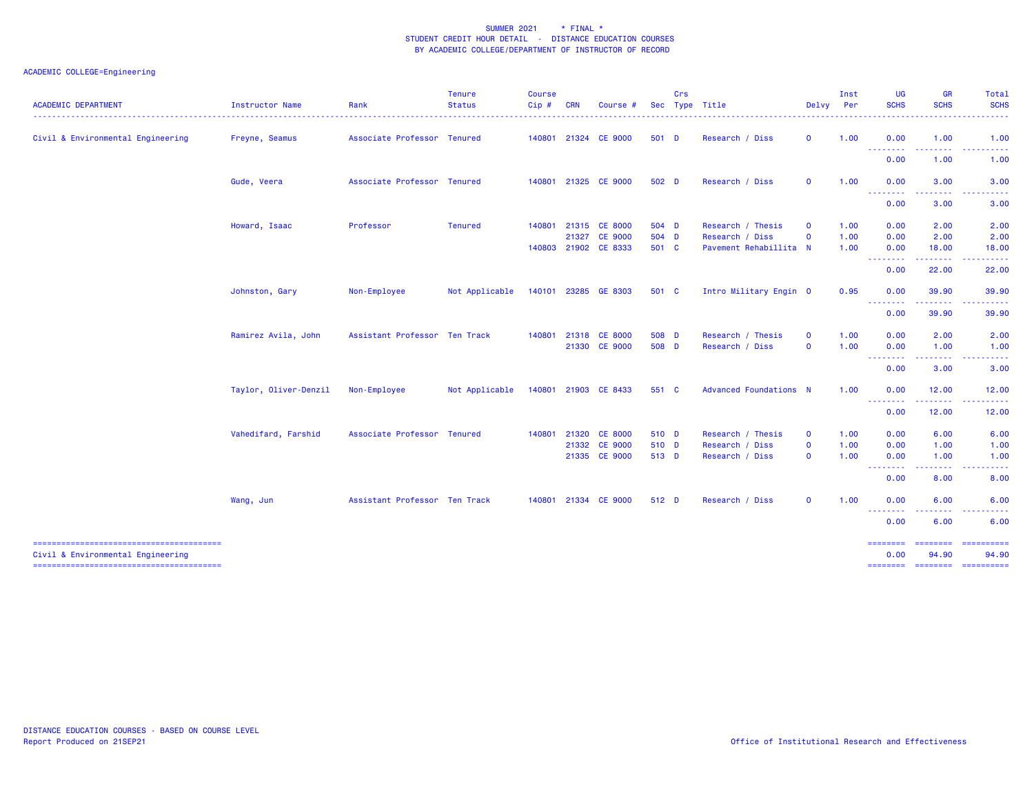SUMMER 2021 * FINAL *
STUDENT CREDIT HOUR DETAIL - DISTANCE EDUCATION COURSES
BY ACADEMIC COLLEGE/DEPARTMENT OF INSTRUCTOR OF RECORD

ACADEMIC COLLEGE=Engineering

| ACADEMIC DEPARTMENT | Instructor Name | Rank | Tenure Status | Course Cip # | CRN | Course # | Sec | Crs Type | Title | Delvy | Inst Per | UG SCHS | GR SCHS | Total SCHS |
|---|---|---|---|---|---|---|---|---|---|---|---|---|---|---|
| Civil & Environmental Engineering | Freyne, Seamus | Associate Professor | Tenured | 140801 | 21324 | CE 9000 | 501 | D | Research / Diss | O | 1.00 | 0.00 | 1.00 | 1.00 |
| | | | | | | | | | | | | 0.00 | 1.00 | 1.00 |
| | Gude, Veera | Associate Professor | Tenured | 140801 | 21325 | CE 9000 | 502 | D | Research / Diss | O | 1.00 | 0.00 | 3.00 | 3.00 |
| | | | | | | | | | | | | 0.00 | 3.00 | 3.00 |
| | Howard, Isaac | Professor | Tenured | 140801 | 21315 | CE 8000 | 504 | D | Research / Thesis | O | 1.00 | 0.00 | 2.00 | 2.00 |
| | | | | | 21327 | CE 9000 | 504 | D | Research / Diss | O | 1.00 | 0.00 | 2.00 | 2.00 |
| | | | | 140803 | 21902 | CE 8333 | 501 | C | Pavement Rehabillita | N | 1.00 | 0.00 | 18.00 | 18.00 |
| | | | | | | | | | | | | 0.00 | 22.00 | 22.00 |
| | Johnston, Gary | Non-Employee | Not Applicable | 140101 | 23285 | GE 8303 | 501 | C | Intro Military Engin | O | 0.95 | 0.00 | 39.90 | 39.90 |
| | | | | | | | | | | | | 0.00 | 39.90 | 39.90 |
| | Ramirez Avila, John | Assistant Professor | Ten Track | 140801 | 21318 | CE 8000 | 508 | D | Research / Thesis | O | 1.00 | 0.00 | 2.00 | 2.00 |
| | | | | | 21330 | CE 9000 | 508 | D | Research / Diss | O | 1.00 | 0.00 | 1.00 | 1.00 |
| | | | | | | | | | | | | 0.00 | 3.00 | 3.00 |
| | Taylor, Oliver-Denzil | Non-Employee | Not Applicable | 140801 | 21903 | CE 8433 | 551 | C | Advanced Foundations | N | 1.00 | 0.00 | 12.00 | 12.00 |
| | | | | | | | | | | | | 0.00 | 12.00 | 12.00 |
| | Vahedifard, Farshid | Associate Professor | Tenured | 140801 | 21320 | CE 8000 | 510 | D | Research / Thesis | O | 1.00 | 0.00 | 6.00 | 6.00 |
| | | | | | 21332 | CE 9000 | 510 | D | Research / Diss | O | 1.00 | 0.00 | 1.00 | 1.00 |
| | | | | | 21335 | CE 9000 | 513 | D | Research / Diss | O | 1.00 | 0.00 | 1.00 | 1.00 |
| | | | | | | | | | | | | 0.00 | 8.00 | 8.00 |
| | Wang, Jun | Assistant Professor | Ten Track | 140801 | 21334 | CE 9000 | 512 | D | Research / Diss | O | 1.00 | 0.00 | 6.00 | 6.00 |
| | | | | | | | | | | | | 0.00 | 6.00 | 6.00 |
| Civil & Environmental Engineering | | | | | | | | | | | | 0.00 | 94.90 | 94.90 |

DISTANCE EDUCATION COURSES - BASED ON COURSE LEVEL
Report Produced on 21SEP21

Office of Institutional Research and Effectiveness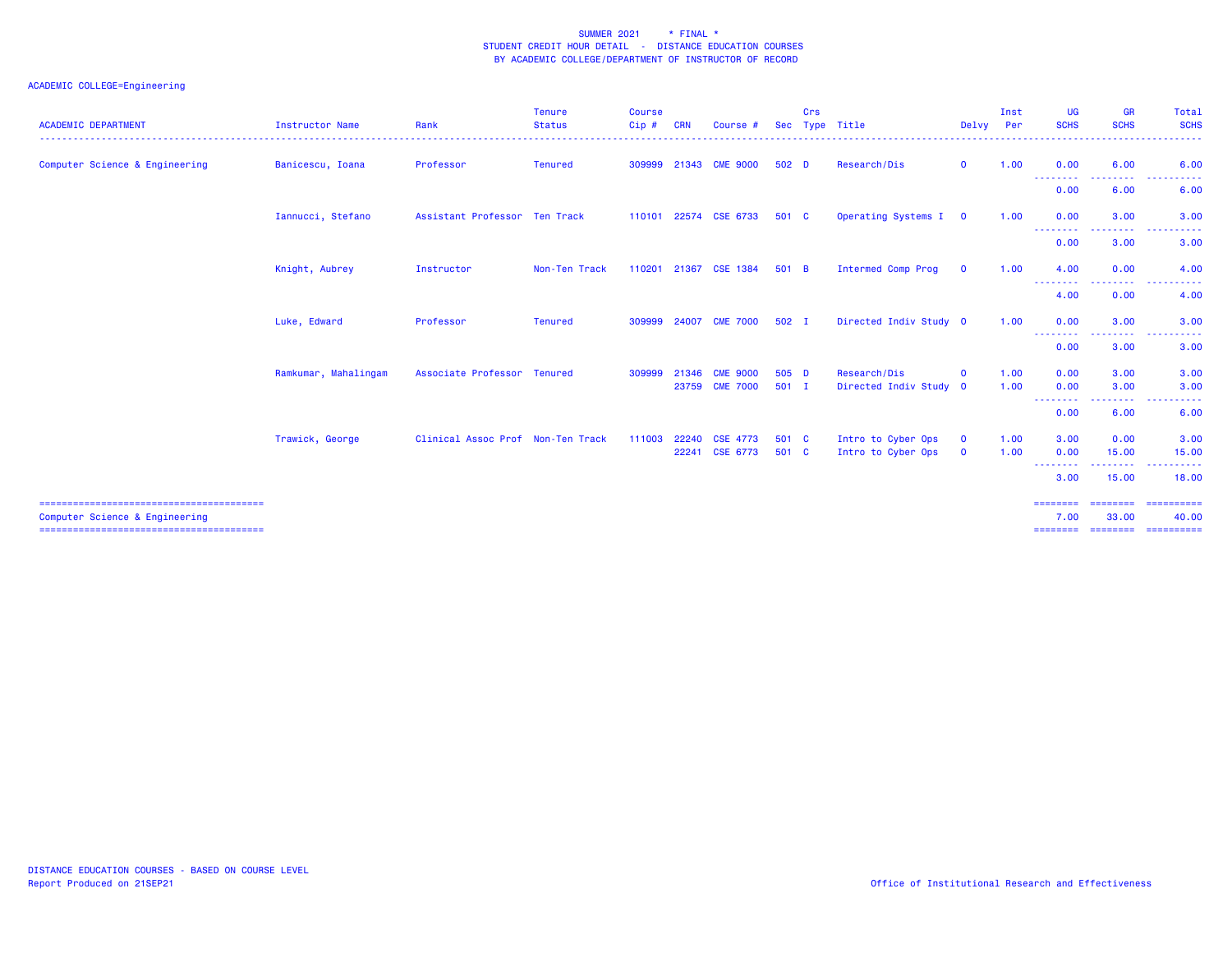SUMMER 2021 * FINAL *
STUDENT CREDIT HOUR DETAIL - DISTANCE EDUCATION COURSES
BY ACADEMIC COLLEGE/DEPARTMENT OF INSTRUCTOR OF RECORD

ACADEMIC COLLEGE=Engineering

| ACADEMIC DEPARTMENT | Instructor Name | Rank | Tenure Status | Course Cip # | CRN | Course # | Sec | Crs Type | Title | Delvy | Inst Per | UG SCHS | GR SCHS | Total SCHS |
|---|---|---|---|---|---|---|---|---|---|---|---|---|---|---|
| Computer Science & Engineering | Banicescu, Ioana | Professor | Tenured | 309999 | 21343 | CME 9000 | 502 | D | Research/Dis | O | 1.00 | 0.00 | 6.00 | 6.00 |
| | | | | | | | | | | | | 0.00 | 6.00 | 6.00 |
| | Iannucci, Stefano | Assistant Professor | Ten Track | 110101 | 22574 | CSE 6733 | 501 | C | Operating Systems I | O | 1.00 | 0.00 | 3.00 | 3.00 |
| | | | | | | | | | | | | 0.00 | 3.00 | 3.00 |
| | Knight, Aubrey | Instructor | Non-Ten Track | 110201 | 21367 | CSE 1384 | 501 | B | Intermed Comp Prog | O | 1.00 | 4.00 | 0.00 | 4.00 |
| | | | | | | | | | | | | 4.00 | 0.00 | 4.00 |
| | Luke, Edward | Professor | Tenured | 309999 | 24007 | CME 7000 | 502 | I | Directed Indiv Study | O | 1.00 | 0.00 | 3.00 | 3.00 |
| | | | | | | | | | | | | 0.00 | 3.00 | 3.00 |
| | Ramkumar, Mahalingam | Associate Professor | Tenured | 309999 | 21346 | CME 9000 | 505 | D | Research/Dis | O | 1.00 | 0.00 | 3.00 | 3.00 |
| | | | | | 23759 | CME 7000 | 501 | I | Directed Indiv Study | O | 1.00 | 0.00 | 3.00 | 3.00 |
| | | | | | | | | | | | | 0.00 | 6.00 | 6.00 |
| | Trawick, George | Clinical Assoc Prof | Non-Ten Track | 111003 | 22240 | CSE 4773 | 501 | C | Intro to Cyber Ops | O | 1.00 | 3.00 | 0.00 | 3.00 |
| | | | | | 22241 | CSE 6773 | 501 | C | Intro to Cyber Ops | O | 1.00 | 0.00 | 15.00 | 15.00 |
| | | | | | | | | | | | | 3.00 | 15.00 | 18.00 |
| Computer Science & Engineering | | | | | | | | | | | | 7.00 | 33.00 | 40.00 |

DISTANCE EDUCATION COURSES - BASED ON COURSE LEVEL
Report Produced on 21SEP21

Office of Institutional Research and Effectiveness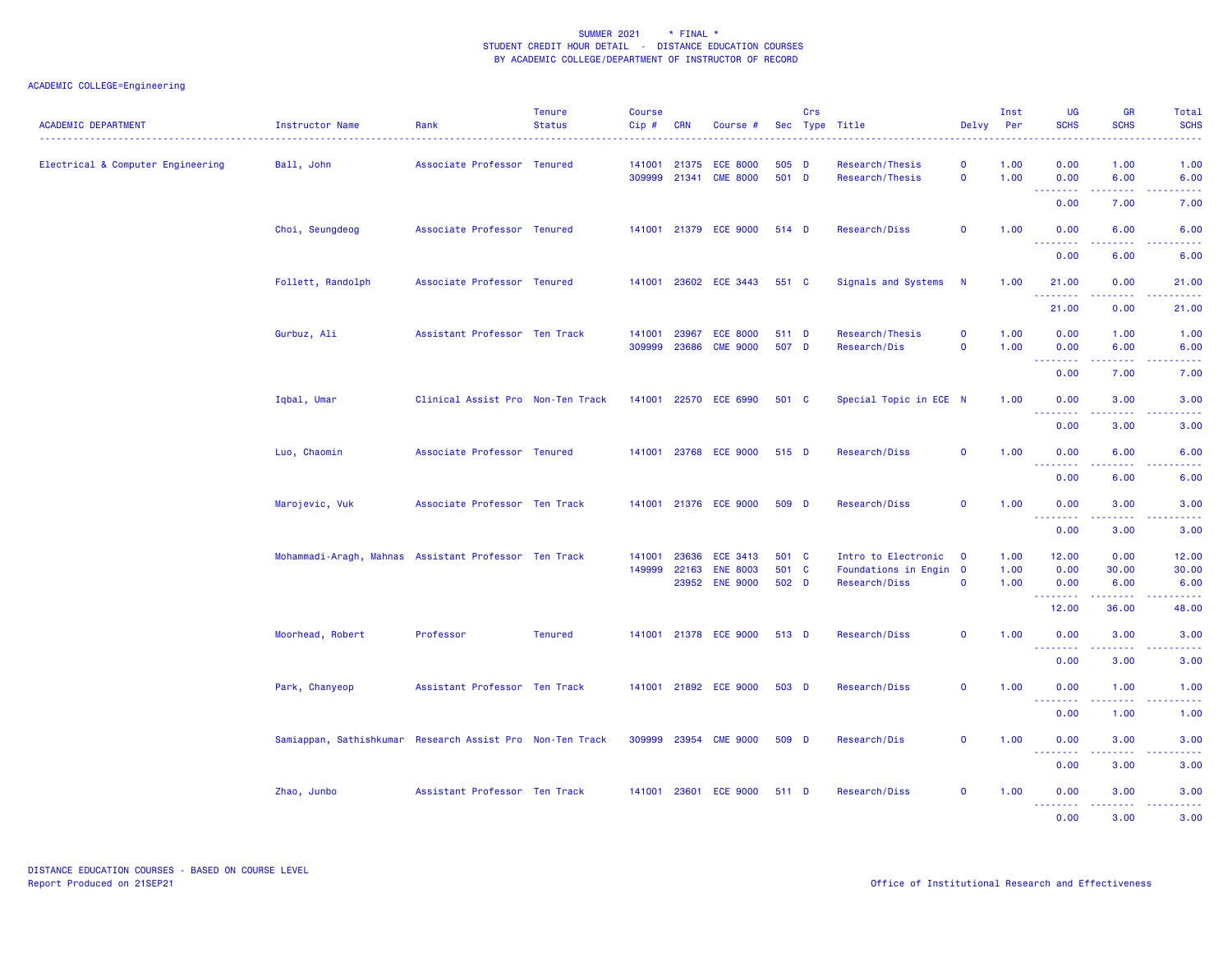SUMMER 2021 * FINAL *
STUDENT CREDIT HOUR DETAIL - DISTANCE EDUCATION COURSES
BY ACADEMIC COLLEGE/DEPARTMENT OF INSTRUCTOR OF RECORD

ACADEMIC COLLEGE=Engineering

| ACADEMIC DEPARTMENT | Instructor Name | Rank | Tenure Status | Course Cip # | CRN | Course # | Sec | Crs Type | Title | Delvy | Inst Per | UG SCHS | GR SCHS | Total SCHS |
|---|---|---|---|---|---|---|---|---|---|---|---|---|---|---|
| Electrical & Computer Engineering | Ball, John | Associate Professor | Tenured | 141001 | 21375 | ECE 8000 | 505 | D | Research/Thesis | O | 1.00 | 0.00 | 1.00 | 1.00 |
| | | | | 309999 | 21341 | CME 8000 | 501 | D | Research/Thesis | O | 1.00 | 0.00 | 6.00 | 6.00 |
| | | | | | | | | | | | | 0.00 | 7.00 | 7.00 |
| | Choi, Seungdeog | Associate Professor | Tenured | 141001 | 21379 | ECE 9000 | 514 | D | Research/Diss | O | 1.00 | 0.00 | 6.00 | 6.00 |
| | | | | | | | | | | | | 0.00 | 6.00 | 6.00 |
| | Follett, Randolph | Associate Professor | Tenured | 141001 | 23602 | ECE 3443 | 551 | C | Signals and Systems | N | 1.00 | 21.00 | 0.00 | 21.00 |
| | | | | | | | | | | | | 21.00 | 0.00 | 21.00 |
| | Gurbuz, Ali | Assistant Professor | Ten Track | 141001 | 23967 | ECE 8000 | 511 | D | Research/Thesis | O | 1.00 | 0.00 | 1.00 | 1.00 |
| | | | | 309999 | 23686 | CME 9000 | 507 | D | Research/Dis | O | 1.00 | 0.00 | 6.00 | 6.00 |
| | | | | | | | | | | | | 0.00 | 7.00 | 7.00 |
| | Iqbal, Umar | Clinical Assist Pro | Non-Ten Track | 141001 | 22570 | ECE 6990 | 501 | C | Special Topic in ECE | N | 1.00 | 0.00 | 3.00 | 3.00 |
| | | | | | | | | | | | | 0.00 | 3.00 | 3.00 |
| | Luo, Chaomin | Associate Professor | Tenured | 141001 | 23768 | ECE 9000 | 515 | D | Research/Diss | O | 1.00 | 0.00 | 6.00 | 6.00 |
| | | | | | | | | | | | | 0.00 | 6.00 | 6.00 |
| | Marojevic, Vuk | Associate Professor | Ten Track | 141001 | 21376 | ECE 9000 | 509 | D | Research/Diss | O | 1.00 | 0.00 | 3.00 | 3.00 |
| | | | | | | | | | | | | 0.00 | 3.00 | 3.00 |
| | Mohammadi-Aragh, Mahnas | Assistant Professor | Ten Track | 141001 | 23636 | ECE 3413 | 501 | C | Intro to Electronic | O | 1.00 | 12.00 | 0.00 | 12.00 |
| | | | | 149999 | 22163 | ENE 8003 | 501 | C | Foundations in Engin | O | 1.00 | 0.00 | 30.00 | 30.00 |
| | | | | | 23952 | ENE 9000 | 502 | D | Research/Diss | O | 1.00 | 0.00 | 6.00 | 6.00 |
| | | | | | | | | | | | | 12.00 | 36.00 | 48.00 |
| | Moorhead, Robert | Professor | Tenured | 141001 | 21378 | ECE 9000 | 513 | D | Research/Diss | O | 1.00 | 0.00 | 3.00 | 3.00 |
| | | | | | | | | | | | | 0.00 | 3.00 | 3.00 |
| | Park, Chanyeop | Assistant Professor | Ten Track | 141001 | 21892 | ECE 9000 | 503 | D | Research/Diss | O | 1.00 | 0.00 | 1.00 | 1.00 |
| | | | | | | | | | | | | 0.00 | 1.00 | 1.00 |
| | Samiappan, Sathishkumar | Research Assist Pro | Non-Ten Track | 309999 | 23954 | CME 9000 | 509 | D | Research/Dis | O | 1.00 | 0.00 | 3.00 | 3.00 |
| | | | | | | | | | | | | 0.00 | 3.00 | 3.00 |
| | Zhao, Junbo | Assistant Professor | Ten Track | 141001 | 23601 | ECE 9000 | 511 | D | Research/Diss | O | 1.00 | 0.00 | 3.00 | 3.00 |
| | | | | | | | | | | | | 0.00 | 3.00 | 3.00 |

DISTANCE EDUCATION COURSES - BASED ON COURSE LEVEL
Report Produced on 21SEP21

Office of Institutional Research and Effectiveness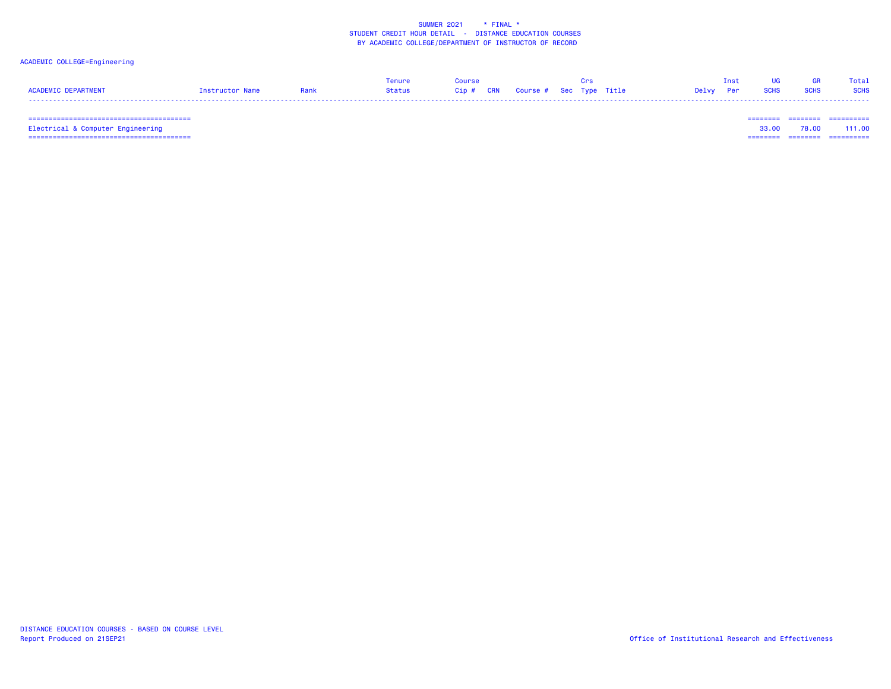SUMMER 2021 * FINAL *
STUDENT CREDIT HOUR DETAIL - DISTANCE EDUCATION COURSES
BY ACADEMIC COLLEGE/DEPARTMENT OF INSTRUCTOR OF RECORD

ACADEMIC COLLEGE=Engineering

| ACADEMIC DEPARTMENT | Instructor Name | Rank | Tenure Status | Course Cip # | CRN | Course # | Sec | Crs Type | Title | Delvy | Inst Per | UG SCHS | GR SCHS | Total SCHS |
|---|---|---|---|---|---|---|---|---|---|---|---|---|---|---|
| Electrical & Computer Engineering | | | | | | | | | | | | 33.00 | 78.00 | 111.00 |

DISTANCE EDUCATION COURSES - BASED ON COURSE LEVEL
Report Produced on 21SEP21

Office of Institutional Research and Effectiveness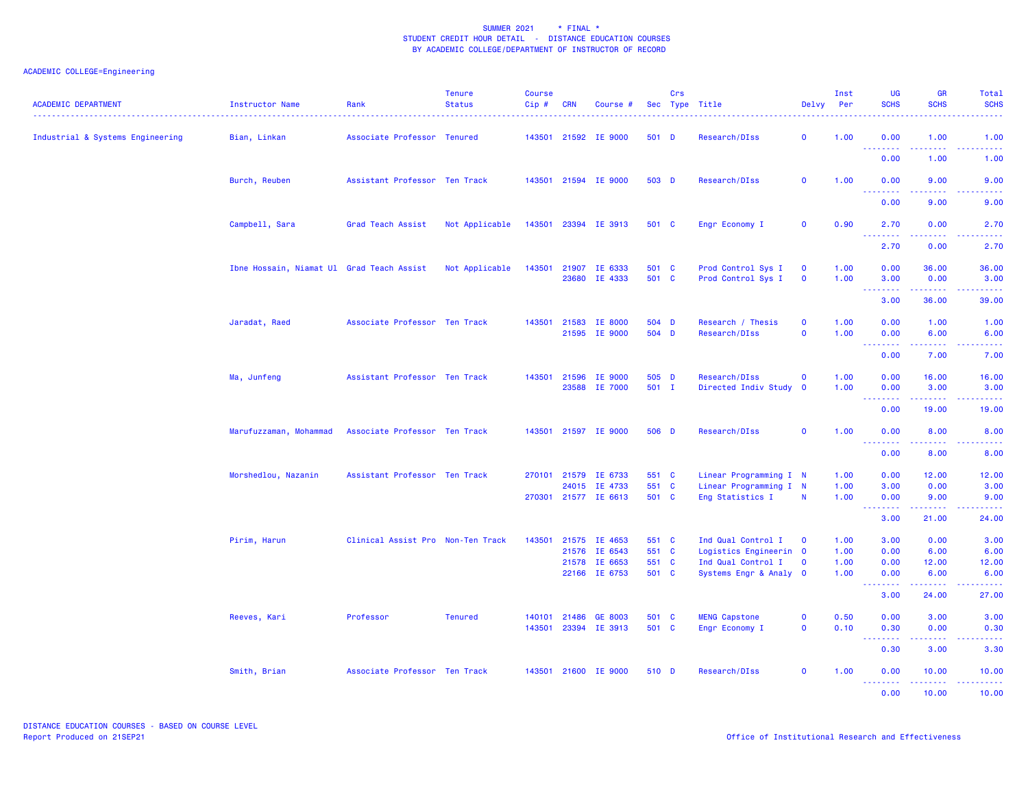SUMMER 2021 * FINAL *
STUDENT CREDIT HOUR DETAIL - DISTANCE EDUCATION COURSES
BY ACADEMIC COLLEGE/DEPARTMENT OF INSTRUCTOR OF RECORD

ACADEMIC COLLEGE=Engineering

| ACADEMIC DEPARTMENT | Instructor Name | Rank | Tenure Status | Course Cip # | CRN | Course # | Sec | Crs Type | Title | Delvy | Inst Per | UG SCHS | GR SCHS | Total SCHS |
|---|---|---|---|---|---|---|---|---|---|---|---|---|---|---|
| Industrial & Systems Engineering | Bian, Linkan | Associate Professor | Tenured | 143501 | 21592 | IE 9000 | 501 | D | Research/DIss | O | 1.00 | 0.00 | 1.00 | 1.00 |
| | | | | | | | | | | | | 0.00 | 1.00 | 1.00 |
| | Burch, Reuben | Assistant Professor | Ten Track | 143501 | 21594 | IE 9000 | 503 | D | Research/DIss | O | 1.00 | 0.00 | 9.00 | 9.00 |
| | | | | | | | | | | | | 0.00 | 9.00 | 9.00 |
| | Campbell, Sara | Grad Teach Assist | Not Applicable | 143501 | 23394 | IE 3913 | 501 | C | Engr Economy I | O | 0.90 | 2.70 | 0.00 | 2.70 |
| | | | | | | | | | | | | 2.70 | 0.00 | 2.70 |
| | Ibne Hossain, Niamat Ul | Grad Teach Assist | Not Applicable | 143501 | 21907 | IE 6333 | 501 | C | Prod Control Sys I | O | 1.00 | 0.00 | 36.00 | 36.00 |
| | | | | | 23680 | IE 4333 | 501 | C | Prod Control Sys I | O | 1.00 | 3.00 | 0.00 | 3.00 |
| | | | | | | | | | | | | 3.00 | 36.00 | 39.00 |
| | Jaradat, Raed | Associate Professor | Ten Track | 143501 | 21583 | IE 8000 | 504 | D | Research / Thesis | O | 1.00 | 0.00 | 1.00 | 1.00 |
| | | | | | 21595 | IE 9000 | 504 | D | Research/DIss | O | 1.00 | 0.00 | 6.00 | 6.00 |
| | | | | | | | | | | | | 0.00 | 7.00 | 7.00 |
| | Ma, Junfeng | Assistant Professor | Ten Track | 143501 | 21596 | IE 9000 | 505 | D | Research/DIss | O | 1.00 | 0.00 | 16.00 | 16.00 |
| | | | | | 23588 | IE 7000 | 501 | I | Directed Indiv Study | O | 1.00 | 0.00 | 3.00 | 3.00 |
| | | | | | | | | | | | | 0.00 | 19.00 | 19.00 |
| | Marufuzzaman, Mohammad | Associate Professor | Ten Track | 143501 | 21597 | IE 9000 | 506 | D | Research/DIss | O | 1.00 | 0.00 | 8.00 | 8.00 |
| | | | | | | | | | | | | 0.00 | 8.00 | 8.00 |
| | Morshedlou, Nazanin | Assistant Professor | Ten Track | 270101 | 21579 | IE 6733 | 551 | C | Linear Programming I | N | 1.00 | 0.00 | 12.00 | 12.00 |
| | | | | | 24015 | IE 4733 | 551 | C | Linear Programming I | N | 1.00 | 3.00 | 0.00 | 3.00 |
| | | | | 270301 | 21577 | IE 6613 | 501 | C | Eng Statistics I | N | 1.00 | 0.00 | 9.00 | 9.00 |
| | | | | | | | | | | | | 3.00 | 21.00 | 24.00 |
| | Pirim, Harun | Clinical Assist Pro | Non-Ten Track | 143501 | 21575 | IE 4653 | 551 | C | Ind Qual Control I | O | 1.00 | 3.00 | 0.00 | 3.00 |
| | | | | | 21576 | IE 6543 | 551 | C | Logistics Engineerin | O | 1.00 | 0.00 | 6.00 | 6.00 |
| | | | | | 21578 | IE 6653 | 551 | C | Ind Qual Control I | O | 1.00 | 0.00 | 12.00 | 12.00 |
| | | | | | 22166 | IE 6753 | 501 | C | Systems Engr & Analy | O | 1.00 | 0.00 | 6.00 | 6.00 |
| | | | | | | | | | | | | 3.00 | 24.00 | 27.00 |
| | Reeves, Kari | Professor | Tenured | 140101 | 21486 | GE 8003 | 501 | C | MENG Capstone | O | 0.50 | 0.00 | 3.00 | 3.00 |
| | | | | 143501 | 23394 | IE 3913 | 501 | C | Engr Economy I | O | 0.10 | 0.30 | 0.00 | 0.30 |
| | | | | | | | | | | | | 0.30 | 3.00 | 3.30 |
| | Smith, Brian | Associate Professor | Ten Track | 143501 | 21600 | IE 9000 | 510 | D | Research/DIss | O | 1.00 | 0.00 | 10.00 | 10.00 |
| | | | | | | | | | | | | 0.00 | 10.00 | 10.00 |

DISTANCE EDUCATION COURSES - BASED ON COURSE LEVEL
Report Produced on 21SEP21

Office of Institutional Research and Effectiveness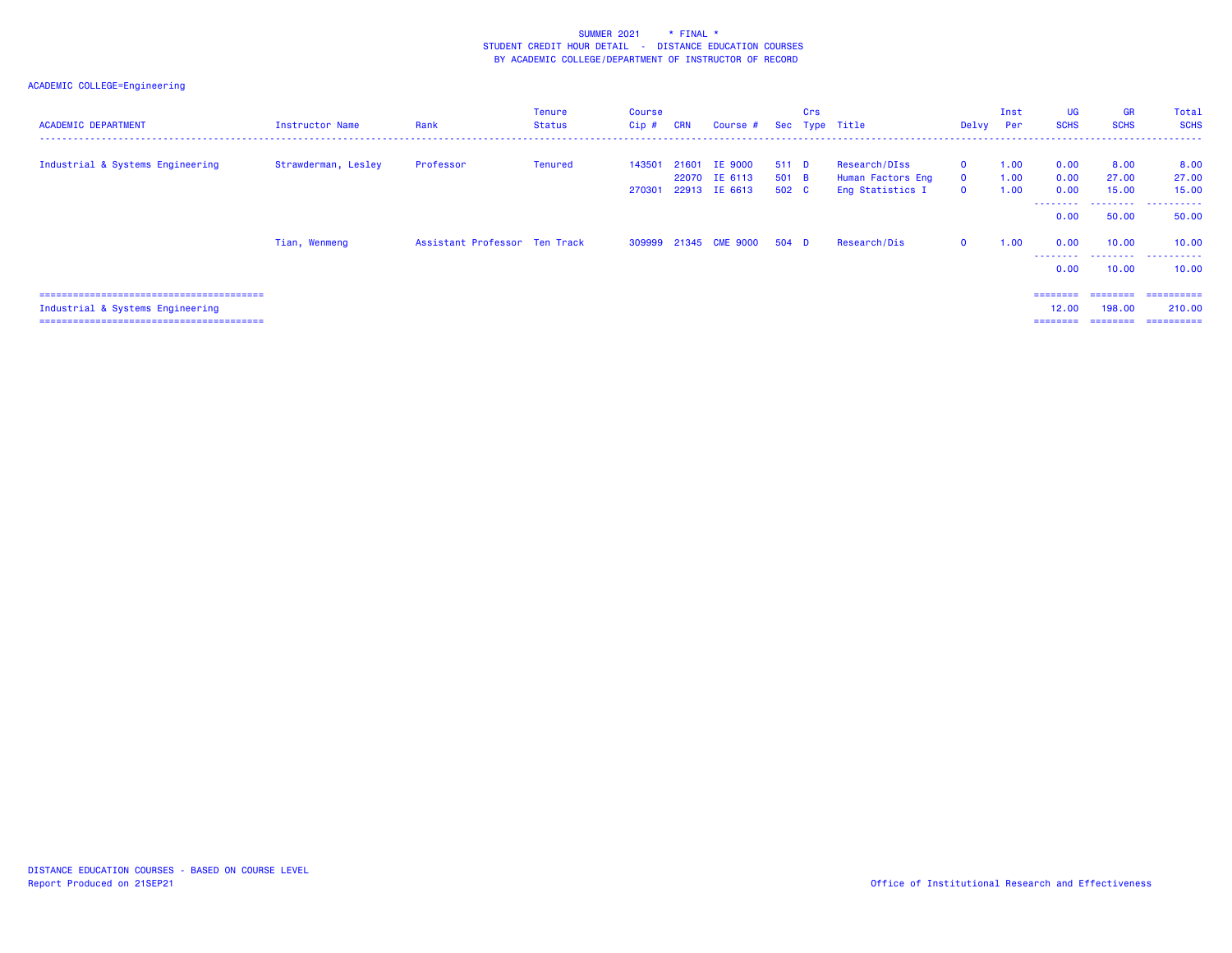SUMMER 2021 * FINAL *
STUDENT CREDIT HOUR DETAIL - DISTANCE EDUCATION COURSES
BY ACADEMIC COLLEGE/DEPARTMENT OF INSTRUCTOR OF RECORD

ACADEMIC COLLEGE=Engineering

| ACADEMIC DEPARTMENT | Instructor Name | Rank | Tenure Status | Course Cip # | CRN | Course # | Sec | Crs Type | Title | Delvy | Inst Per | UG SCHS | GR SCHS | Total SCHS |
|---|---|---|---|---|---|---|---|---|---|---|---|---|---|---|
| Industrial & Systems Engineering | Strawderman, Lesley | Professor | Tenured | 143501 | 21601 | IE 9000 | 511 | D | Research/DIss | O | 1.00 | 0.00 | 8.00 | 8.00 |
| | | | | | 22070 | IE 6113 | 501 | B | Human Factors Eng | O | 1.00 | 0.00 | 27.00 | 27.00 |
| | | | | 270301 | 22913 | IE 6613 | 502 | C | Eng Statistics I | O | 1.00 | 0.00 | 15.00 | 15.00 |
| | | | | | | | | | | | | 0.00 | 50.00 | 50.00 |
| | Tian, Wenmeng | Assistant Professor | Ten Track | 309999 | 21345 | CME 9000 | 504 | D | Research/Dis | O | 1.00 | 0.00 | 10.00 | 10.00 |
| | | | | | | | | | | | | 0.00 | 10.00 | 10.00 |
| Industrial & Systems Engineering | | | | | | | | | | | | 12.00 | 198.00 | 210.00 |

DISTANCE EDUCATION COURSES - BASED ON COURSE LEVEL
Report Produced on 21SEP21

Office of Institutional Research and Effectiveness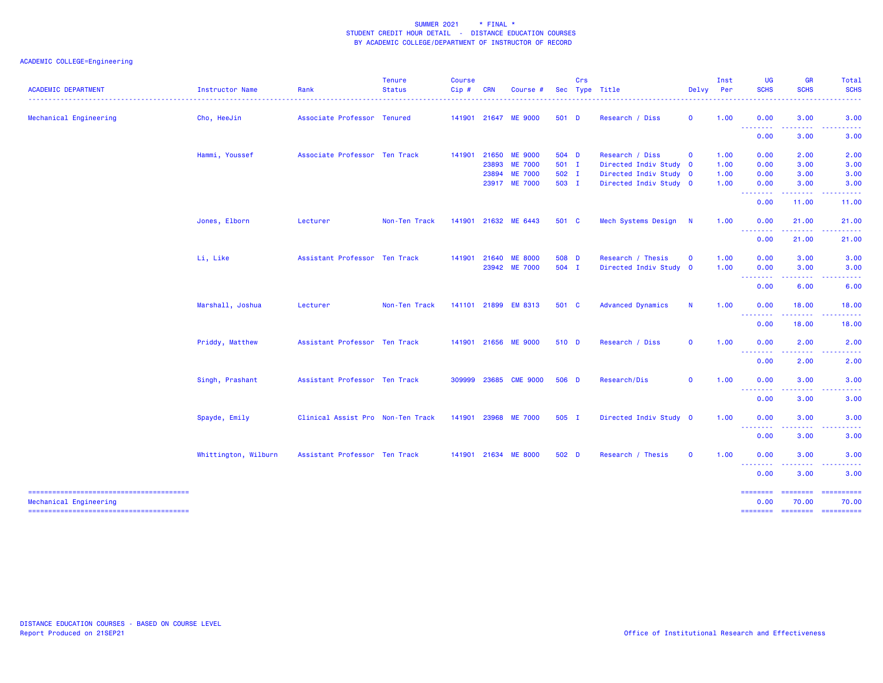SUMMER 2021 * FINAL *
STUDENT CREDIT HOUR DETAIL - DISTANCE EDUCATION COURSES
BY ACADEMIC COLLEGE/DEPARTMENT OF INSTRUCTOR OF RECORD

ACADEMIC COLLEGE=Engineering

| ACADEMIC DEPARTMENT | Instructor Name | Rank | Tenure Status | Course Cip # | CRN | Course # | Sec | Crs Type | Title | Delvy | Inst Per | UG SCHS | GR SCHS | Total SCHS |
|---|---|---|---|---|---|---|---|---|---|---|---|---|---|---|
| Mechanical Engineering | Cho, HeeJin | Associate Professor | Tenured | 141901 | 21647 | ME 9000 | 501 | D | Research / Diss | O | 1.00 | 0.00 | 3.00 | 3.00 |
| | | | | | | | | | | | | 0.00 | 3.00 | 3.00 |
| | Hammi, Youssef | Associate Professor | Ten Track | 141901 | 21650 | ME 9000 | 504 | D | Research / Diss | O | 1.00 | 0.00 | 2.00 | 2.00 |
| | | | | | 23893 | ME 7000 | 501 | I | Directed Indiv Study | O | 1.00 | 0.00 | 3.00 | 3.00 |
| | | | | | 23894 | ME 7000 | 502 | I | Directed Indiv Study | O | 1.00 | 0.00 | 3.00 | 3.00 |
| | | | | | 23917 | ME 7000 | 503 | I | Directed Indiv Study | O | 1.00 | 0.00 | 3.00 | 3.00 |
| | | | | | | | | | | | | 0.00 | 11.00 | 11.00 |
| | Jones, Elborn | Lecturer | Non-Ten Track | 141901 | 21632 | ME 6443 | 501 | C | Mech Systems Design | N | 1.00 | 0.00 | 21.00 | 21.00 |
| | | | | | | | | | | | | 0.00 | 21.00 | 21.00 |
| | Li, Like | Assistant Professor | Ten Track | 141901 | 21640 | ME 8000 | 508 | D | Research / Thesis | O | 1.00 | 0.00 | 3.00 | 3.00 |
| | | | | | 23942 | ME 7000 | 504 | I | Directed Indiv Study | O | 1.00 | 0.00 | 3.00 | 3.00 |
| | | | | | | | | | | | | 0.00 | 6.00 | 6.00 |
| | Marshall, Joshua | Lecturer | Non-Ten Track | 141101 | 21899 | EM 8313 | 501 | C | Advanced Dynamics | N | 1.00 | 0.00 | 18.00 | 18.00 |
| | | | | | | | | | | | | 0.00 | 18.00 | 18.00 |
| | Priddy, Matthew | Assistant Professor | Ten Track | 141901 | 21656 | ME 9000 | 510 | D | Research / Diss | O | 1.00 | 0.00 | 2.00 | 2.00 |
| | | | | | | | | | | | | 0.00 | 2.00 | 2.00 |
| | Singh, Prashant | Assistant Professor | Ten Track | 309999 | 23685 | CME 9000 | 506 | D | Research/Dis | O | 1.00 | 0.00 | 3.00 | 3.00 |
| | | | | | | | | | | | | 0.00 | 3.00 | 3.00 |
| | Spayde, Emily | Clinical Assist Pro | Non-Ten Track | 141901 | 23968 | ME 7000 | 505 | I | Directed Indiv Study | O | 1.00 | 0.00 | 3.00 | 3.00 |
| | | | | | | | | | | | | 0.00 | 3.00 | 3.00 |
| | Whittington, Wilburn | Assistant Professor | Ten Track | 141901 | 21634 | ME 8000 | 502 | D | Research / Thesis | O | 1.00 | 0.00 | 3.00 | 3.00 |
| | | | | | | | | | | | | 0.00 | 3.00 | 3.00 |
| Mechanical Engineering | | | | | | | | | | | | 0.00 | 70.00 | 70.00 |

DISTANCE EDUCATION COURSES - BASED ON COURSE LEVEL
Report Produced on 21SEP21

Office of Institutional Research and Effectiveness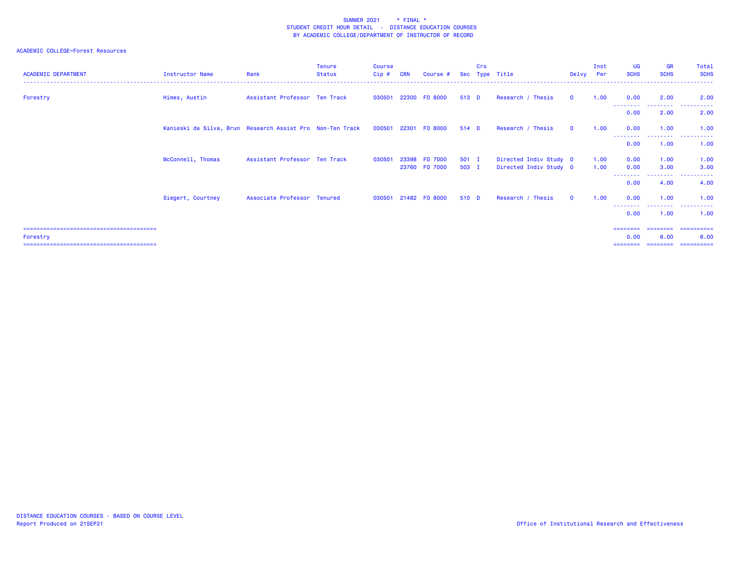SUMMER 2021 * FINAL *
STUDENT CREDIT HOUR DETAIL - DISTANCE EDUCATION COURSES
BY ACADEMIC COLLEGE/DEPARTMENT OF INSTRUCTOR OF RECORD

ACADEMIC COLLEGE=Forest Resources

| ACADEMIC DEPARTMENT | Instructor Name | Rank | Tenure Status | Course Cip # | CRN | Course # | Sec | Crs Type | Title | Delvy | Inst Per | UG SCHS | GR SCHS | Total SCHS |
|---|---|---|---|---|---|---|---|---|---|---|---|---|---|---|
| Forestry | Himes, Austin | Assistant Professor | Ten Track | 030501 | 22300 | FO 8000 | 513 | D | Research / Thesis | O | 1.00 | 0.00 | 2.00 | 2.00 |
| | | | | | | | | | | | | 0.00 | 2.00 | 2.00 |
| | Kanieski da Silva, Brun | Research Assist Pro | Non-Ten Track | 030501 | 22301 | FO 8000 | 514 | D | Research / Thesis | O | 1.00 | 0.00 | 1.00 | 1.00 |
| | | | | | | | | | | | | 0.00 | 1.00 | 1.00 |
| | McConnell, Thomas | Assistant Professor | Ten Track | 030501 | 23398 | FO 7000 | 501 | I | Directed Indiv Study | O | 1.00 | 0.00 | 1.00 | 1.00 |
| | | | | | 23760 | FO 7000 | 503 | I | Directed Indiv Study | O | 1.00 | 0.00 | 3.00 | 3.00 |
| | | | | | | | | | | | | 0.00 | 4.00 | 4.00 |
| | Siegert, Courtney | Associate Professor | Tenured | 030501 | 21482 | FO 8000 | 510 | D | Research / Thesis | O | 1.00 | 0.00 | 1.00 | 1.00 |
| | | | | | | | | | | | | 0.00 | 1.00 | 1.00 |
| Forestry | | | | | | | | | | | | 0.00 | 8.00 | 8.00 |

DISTANCE EDUCATION COURSES - BASED ON COURSE LEVEL
Report Produced on 21SEP21

Office of Institutional Research and Effectiveness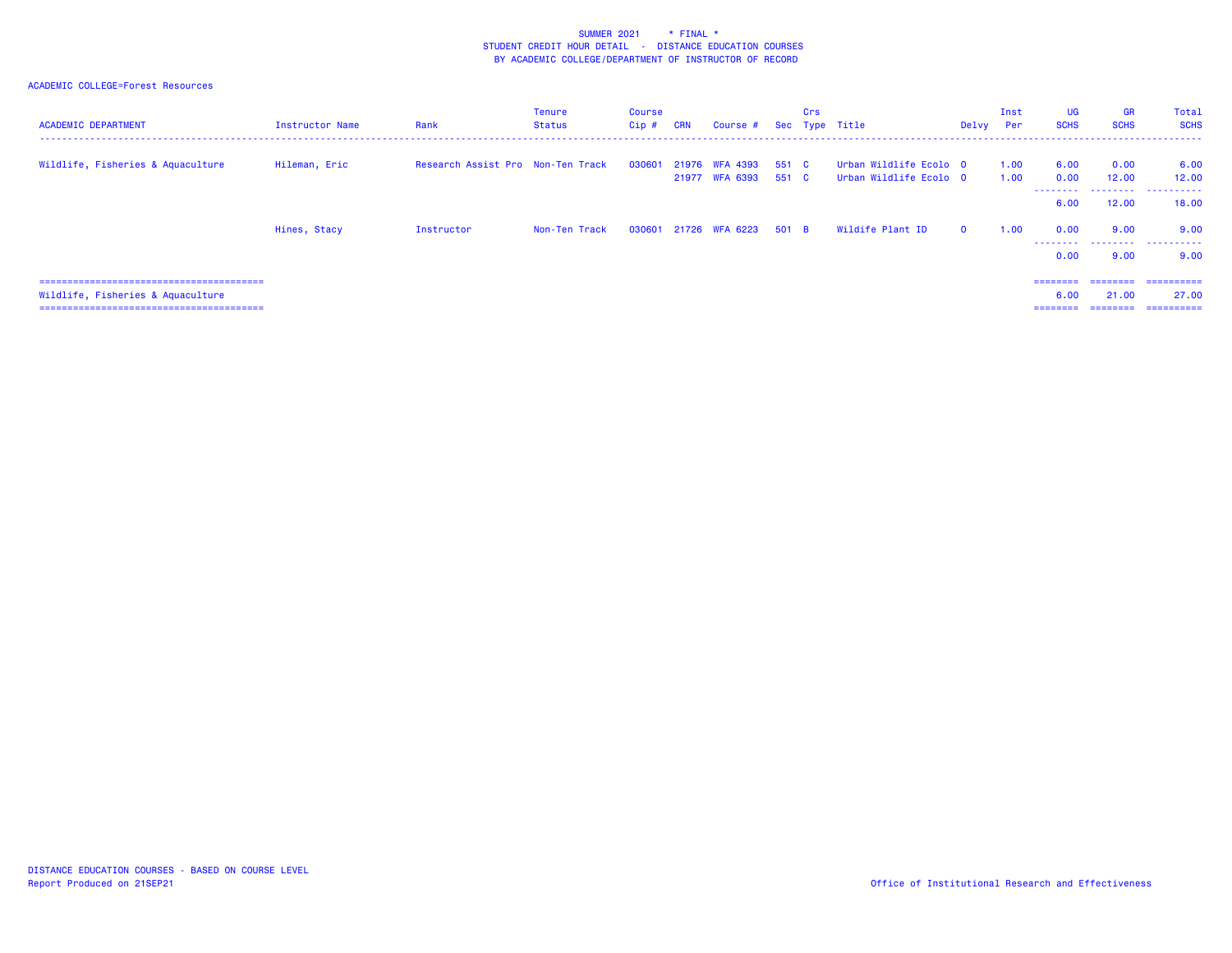SUMMER 2021 * FINAL *
STUDENT CREDIT HOUR DETAIL - DISTANCE EDUCATION COURSES
BY ACADEMIC COLLEGE/DEPARTMENT OF INSTRUCTOR OF RECORD

ACADEMIC COLLEGE=Forest Resources

| ACADEMIC DEPARTMENT | Instructor Name | Rank | Tenure Status | Course Cip # | CRN | Course # | Sec | Crs Type | Title | Delvy | Inst Per | UG SCHS | GR SCHS | Total SCHS |
|---|---|---|---|---|---|---|---|---|---|---|---|---|---|---|
| Wildlife, Fisheries & Aquaculture | Hileman, Eric | Research Assist Pro | Non-Ten Track | 030601 | 21976 | WFA 4393 | 551 | C | Urban Wildlife Ecolo | O | 1.00 | 6.00 | 0.00 | 6.00 |
| | | | | | 21977 | WFA 6393 | 551 | C | Urban Wildlife Ecolo | O | 1.00 | 0.00 | 12.00 | 12.00 |
| | | | | | | | | | | | | 6.00 | 12.00 | 18.00 |
| | Hines, Stacy | Instructor | Non-Ten Track | 030601 | 21726 | WFA 6223 | 501 | B | Wildife Plant ID | O | 1.00 | 0.00 | 9.00 | 9.00 |
| | | | | | | | | | | | | 0.00 | 9.00 | 9.00 |
| Wildlife, Fisheries & Aquaculture | | | | | | | | | | | | 6.00 | 21.00 | 27.00 |

DISTANCE EDUCATION COURSES - BASED ON COURSE LEVEL
Report Produced on 21SEP21

Office of Institutional Research and Effectiveness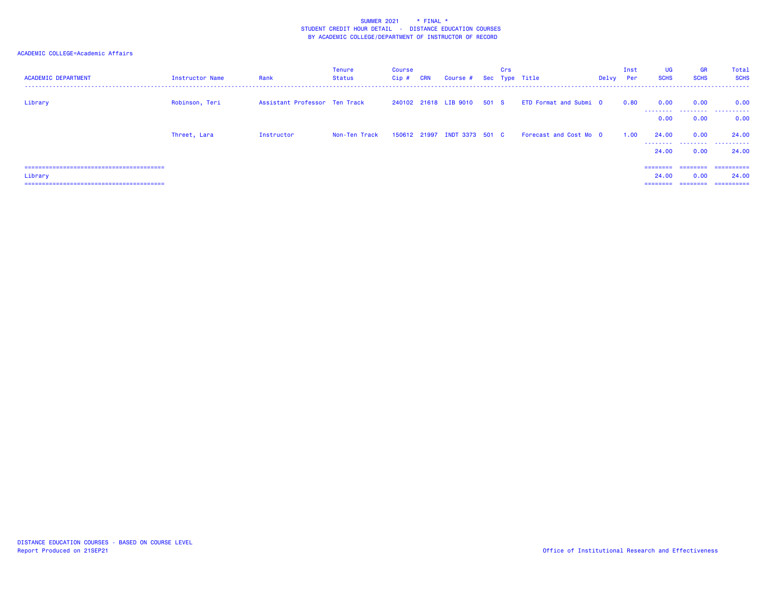SUMMER 2021 * FINAL *
STUDENT CREDIT HOUR DETAIL - DISTANCE EDUCATION COURSES
BY ACADEMIC COLLEGE/DEPARTMENT OF INSTRUCTOR OF RECORD

ACADEMIC COLLEGE=Academic Affairs

| ACADEMIC DEPARTMENT | Instructor Name | Rank | Tenure Status | Course Cip # | CRN | Course # | Sec | Crs Type | Title | Delvy | Inst Per | UG SCHS | GR SCHS | Total SCHS |
|---|---|---|---|---|---|---|---|---|---|---|---|---|---|---|
| Library | Robinson, Teri | Assistant Professor | Ten Track | 240102 | 21618 | LIB 9010 | 501 | S | ETD Format and Submi | O | 0.80 | 0.00 | 0.00 | 0.00 |
| | | | | | | | | | | | | 0.00 | 0.00 | 0.00 |
| | Threet, Lara | Instructor | Non-Ten Track | 150612 | 21997 | INDT 3373 | 501 | C | Forecast and Cost Mo | O | 1.00 | 24.00 | 0.00 | 24.00 |
| | | | | | | | | | | | | 24.00 | 0.00 | 24.00 |
| Library | | | | | | | | | | | | 24.00 | 0.00 | 24.00 |

DISTANCE EDUCATION COURSES - BASED ON COURSE LEVEL
Report Produced on 21SEP21

Office of Institutional Research and Effectiveness